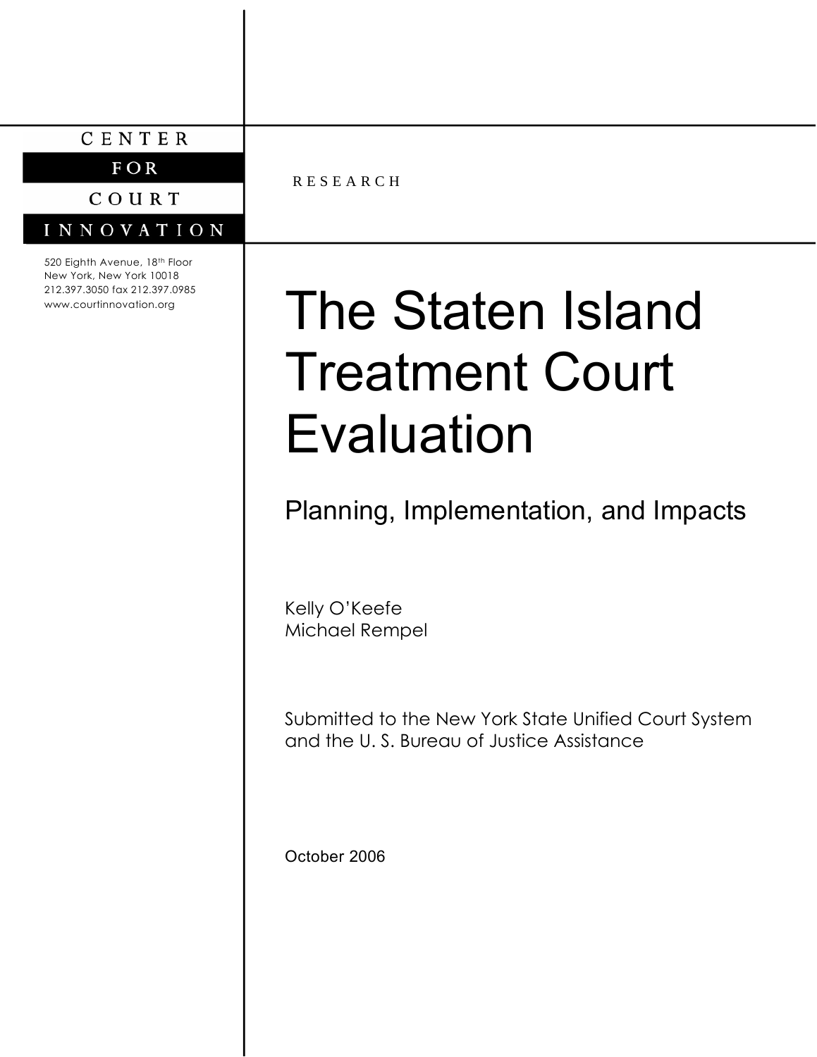CENTER FOR COURT INNOVATION

520 Eighth Avenue, 18th Floor
New York, New York 10018
212.397.3050 fax 212.397.0985
www.courtinnovation.org

RESEARCH

# The Staten Island Treatment Court Evaluation

## Planning, Implementation, and Impacts

Kelly O'Keefe
Michael Rempel

Submitted to the New York State Unified Court System and the U. S. Bureau of Justice Assistance

October 2006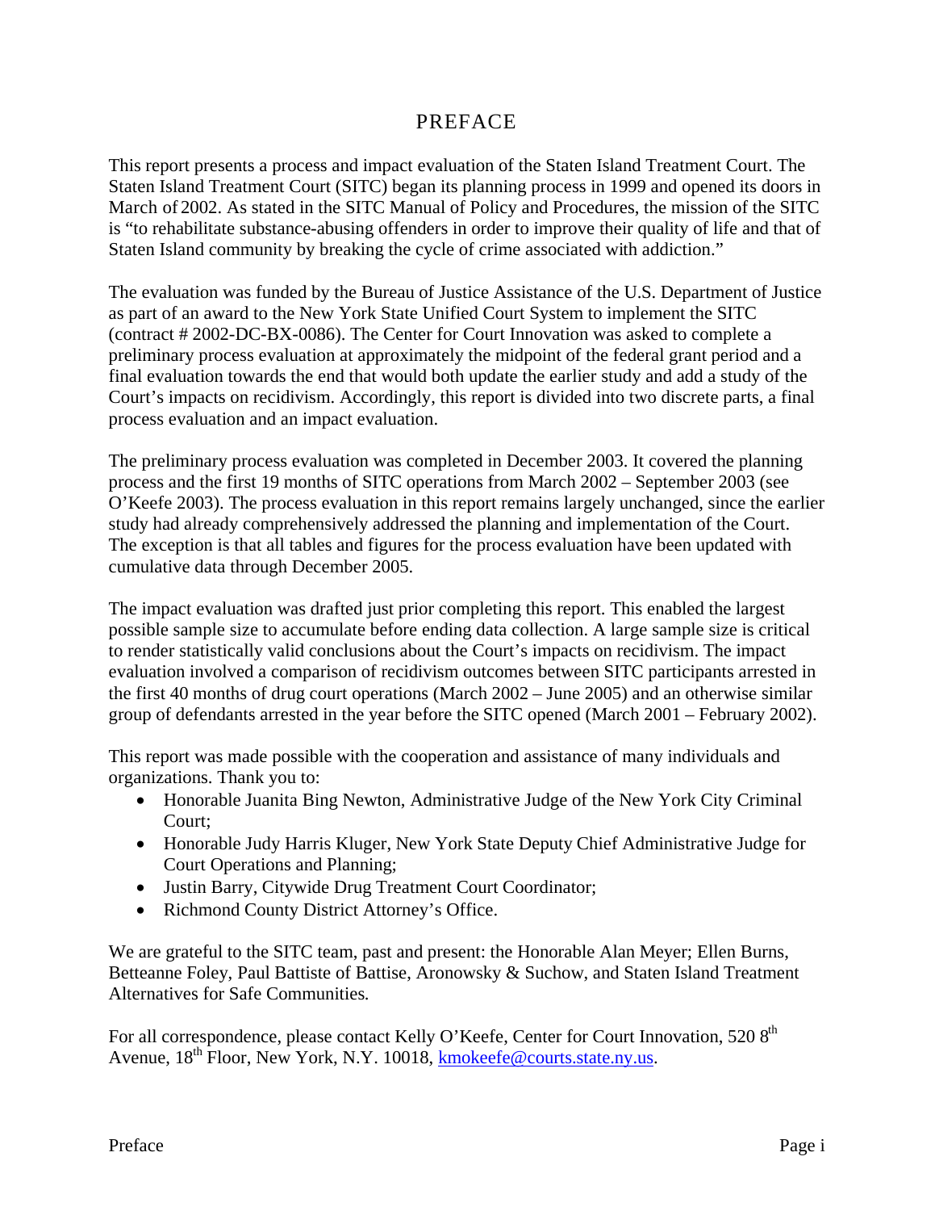# PREFACE

This report presents a process and impact evaluation of the Staten Island Treatment Court. The Staten Island Treatment Court (SITC) began its planning process in 1999 and opened its doors in March of 2002. As stated in the SITC Manual of Policy and Procedures, the mission of the SITC is "to rehabilitate substance-abusing offenders in order to improve their quality of life and that of Staten Island community by breaking the cycle of crime associated with addiction."

The evaluation was funded by the Bureau of Justice Assistance of the U.S. Department of Justice as part of an award to the New York State Unified Court System to implement the SITC (contract # 2002-DC-BX-0086). The Center for Court Innovation was asked to complete a preliminary process evaluation at approximately the midpoint of the federal grant period and a final evaluation towards the end that would both update the earlier study and add a study of the Court's impacts on recidivism. Accordingly, this report is divided into two discrete parts, a final process evaluation and an impact evaluation.

The preliminary process evaluation was completed in December 2003. It covered the planning process and the first 19 months of SITC operations from March 2002 – September 2003 (see O'Keefe 2003). The process evaluation in this report remains largely unchanged, since the earlier study had already comprehensively addressed the planning and implementation of the Court. The exception is that all tables and figures for the process evaluation have been updated with cumulative data through December 2005.

The impact evaluation was drafted just prior completing this report. This enabled the largest possible sample size to accumulate before ending data collection. A large sample size is critical to render statistically valid conclusions about the Court's impacts on recidivism. The impact evaluation involved a comparison of recidivism outcomes between SITC participants arrested in the first 40 months of drug court operations (March 2002 – June 2005) and an otherwise similar group of defendants arrested in the year before the SITC opened (March 2001 – February 2002).

This report was made possible with the cooperation and assistance of many individuals and organizations. Thank you to:

- Honorable Juanita Bing Newton, Administrative Judge of the New York City Criminal Court;
- Honorable Judy Harris Kluger, New York State Deputy Chief Administrative Judge for Court Operations and Planning;
- Justin Barry, Citywide Drug Treatment Court Coordinator;
- Richmond County District Attorney's Office.

We are grateful to the SITC team, past and present: the Honorable Alan Meyer; Ellen Burns, Betteanne Foley, Paul Battiste of Battise, Aronowsky & Suchow, and Staten Island Treatment Alternatives for Safe Communities*.*

For all correspondence, please contact Kelly O'Keefe, Center for Court Innovation, 520 8th Avenue, 18th Floor, New York, N.Y. 10018, kmokeefe@courts.state.ny.us.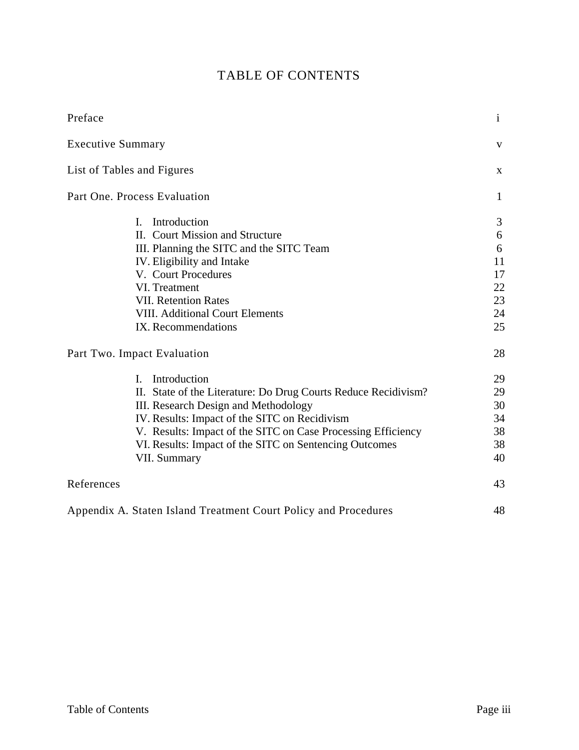# TABLE OF CONTENTS

| | |
|---|---|
| Preface | i |
| Executive Summary | v |
| List of Tables and Figures | x |
| Part One. Process Evaluation | 1 |
| I. Introduction | 3 |
| II. Court Mission and Structure | 6 |
| III. Planning the SITC and the SITC Team | 6 |
| IV. Eligibility and Intake | 11 |
| V. Court Procedures | 17 |
| VI. Treatment | 22 |
| VII. Retention Rates | 23 |
| VIII. Additional Court Elements | 24 |
| IX. Recommendations | 25 |
| Part Two. Impact Evaluation | 28 |
| I. Introduction | 29 |
| II. State of the Literature: Do Drug Courts Reduce Recidivism? | 29 |
| III. Research Design and Methodology | 30 |
| IV. Results: Impact of the SITC on Recidivism | 34 |
| V. Results: Impact of the SITC on Case Processing Efficiency | 38 |
| VI. Results: Impact of the SITC on Sentencing Outcomes | 38 |
| VII. Summary | 40 |
| References | 43 |
| Appendix A. Staten Island Treatment Court Policy and Procedures | 48 |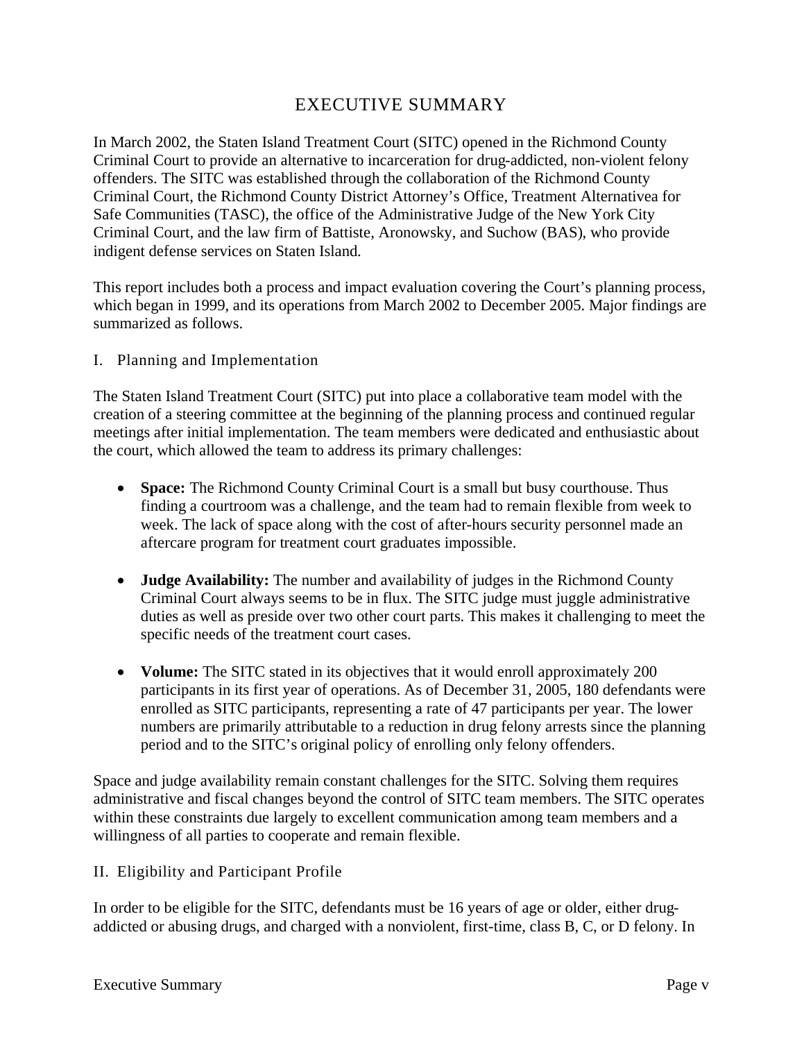# EXECUTIVE SUMMARY

In March 2002, the Staten Island Treatment Court (SITC) opened in the Richmond County Criminal Court to provide an alternative to incarceration for drug-addicted, non-violent felony offenders. The SITC was established through the collaboration of the Richmond County Criminal Court, the Richmond County District Attorney's Office, Treatment Alternativea for Safe Communities (TASC), the office of the Administrative Judge of the New York City Criminal Court, and the law firm of Battiste, Aronowsky, and Suchow (BAS), who provide indigent defense services on Staten Island.

This report includes both a process and impact evaluation covering the Court's planning process, which began in 1999, and its operations from March 2002 to December 2005. Major findings are summarized as follows.

## I. Planning and Implementation

The Staten Island Treatment Court (SITC) put into place a collaborative team model with the creation of a steering committee at the beginning of the planning process and continued regular meetings after initial implementation. The team members were dedicated and enthusiastic about the court, which allowed the team to address its primary challenges:

- **Space:** The Richmond County Criminal Court is a small but busy courthouse. Thus finding a courtroom was a challenge, and the team had to remain flexible from week to week. The lack of space along with the cost of after-hours security personnel made an aftercare program for treatment court graduates impossible.

- **Judge Availability:** The number and availability of judges in the Richmond County Criminal Court always seems to be in flux. The SITC judge must juggle administrative duties as well as preside over two other court parts. This makes it challenging to meet the specific needs of the treatment court cases.

- **Volume:** The SITC stated in its objectives that it would enroll approximately 200 participants in its first year of operations. As of December 31, 2005, 180 defendants were enrolled as SITC participants, representing a rate of 47 participants per year. The lower numbers are primarily attributable to a reduction in drug felony arrests since the planning period and to the SITC's original policy of enrolling only felony offenders.

Space and judge availability remain constant challenges for the SITC. Solving them requires administrative and fiscal changes beyond the control of SITC team members. The SITC operates within these constraints due largely to excellent communication among team members and a willingness of all parties to cooperate and remain flexible.

## II. Eligibility and Participant Profile

In order to be eligible for the SITC, defendants must be 16 years of age or older, either drug-addicted or abusing drugs, and charged with a nonviolent, first-time, class B, C, or D felony. In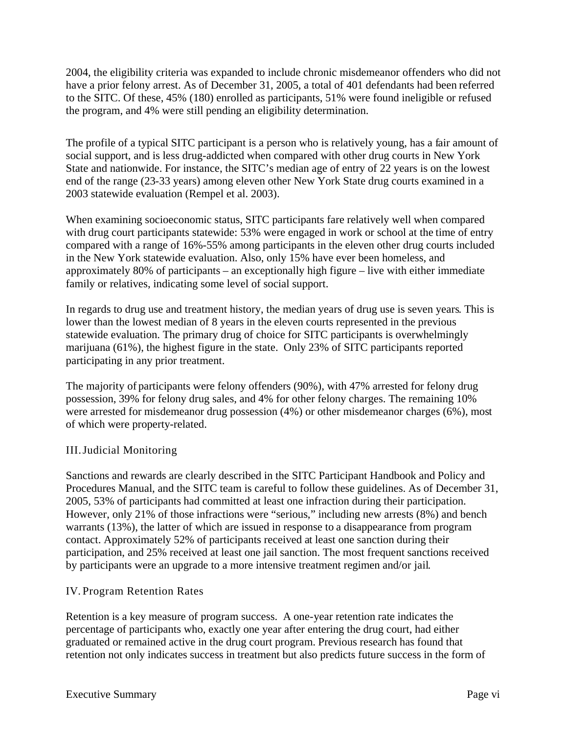2004, the eligibility criteria was expanded to include chronic misdemeanor offenders who did not have a prior felony arrest. As of December 31, 2005, a total of 401 defendants had been referred to the SITC. Of these, 45% (180) enrolled as participants, 51% were found ineligible or refused the program, and 4% were still pending an eligibility determination.

The profile of a typical SITC participant is a person who is relatively young, has a fair amount of social support, and is less drug-addicted when compared with other drug courts in New York State and nationwide. For instance, the SITC's median age of entry of 22 years is on the lowest end of the range (23-33 years) among eleven other New York State drug courts examined in a 2003 statewide evaluation (Rempel et al. 2003).

When examining socioeconomic status, SITC participants fare relatively well when compared with drug court participants statewide: 53% were engaged in work or school at the time of entry compared with a range of 16%-55% among participants in the eleven other drug courts included in the New York statewide evaluation. Also, only 15% have ever been homeless, and approximately 80% of participants – an exceptionally high figure – live with either immediate family or relatives, indicating some level of social support.

In regards to drug use and treatment history, the median years of drug use is seven years. This is lower than the lowest median of 8 years in the eleven courts represented in the previous statewide evaluation. The primary drug of choice for SITC participants is overwhelmingly marijuana (61%), the highest figure in the state. Only 23% of SITC participants reported participating in any prior treatment.

The majority of participants were felony offenders (90%), with 47% arrested for felony drug possession, 39% for felony drug sales, and 4% for other felony charges. The remaining 10% were arrested for misdemeanor drug possession (4%) or other misdemeanor charges (6%), most of which were property-related.

## III. Judicial Monitoring

Sanctions and rewards are clearly described in the SITC Participant Handbook and Policy and Procedures Manual, and the SITC team is careful to follow these guidelines. As of December 31, 2005, 53% of participants had committed at least one infraction during their participation. However, only 21% of those infractions were "serious," including new arrests (8%) and bench warrants (13%), the latter of which are issued in response to a disappearance from program contact. Approximately 52% of participants received at least one sanction during their participation, and 25% received at least one jail sanction. The most frequent sanctions received by participants were an upgrade to a more intensive treatment regimen and/or jail.

## IV. Program Retention Rates

Retention is a key measure of program success. A one-year retention rate indicates the percentage of participants who, exactly one year after entering the drug court, had either graduated or remained active in the drug court program. Previous research has found that retention not only indicates success in treatment but also predicts future success in the form of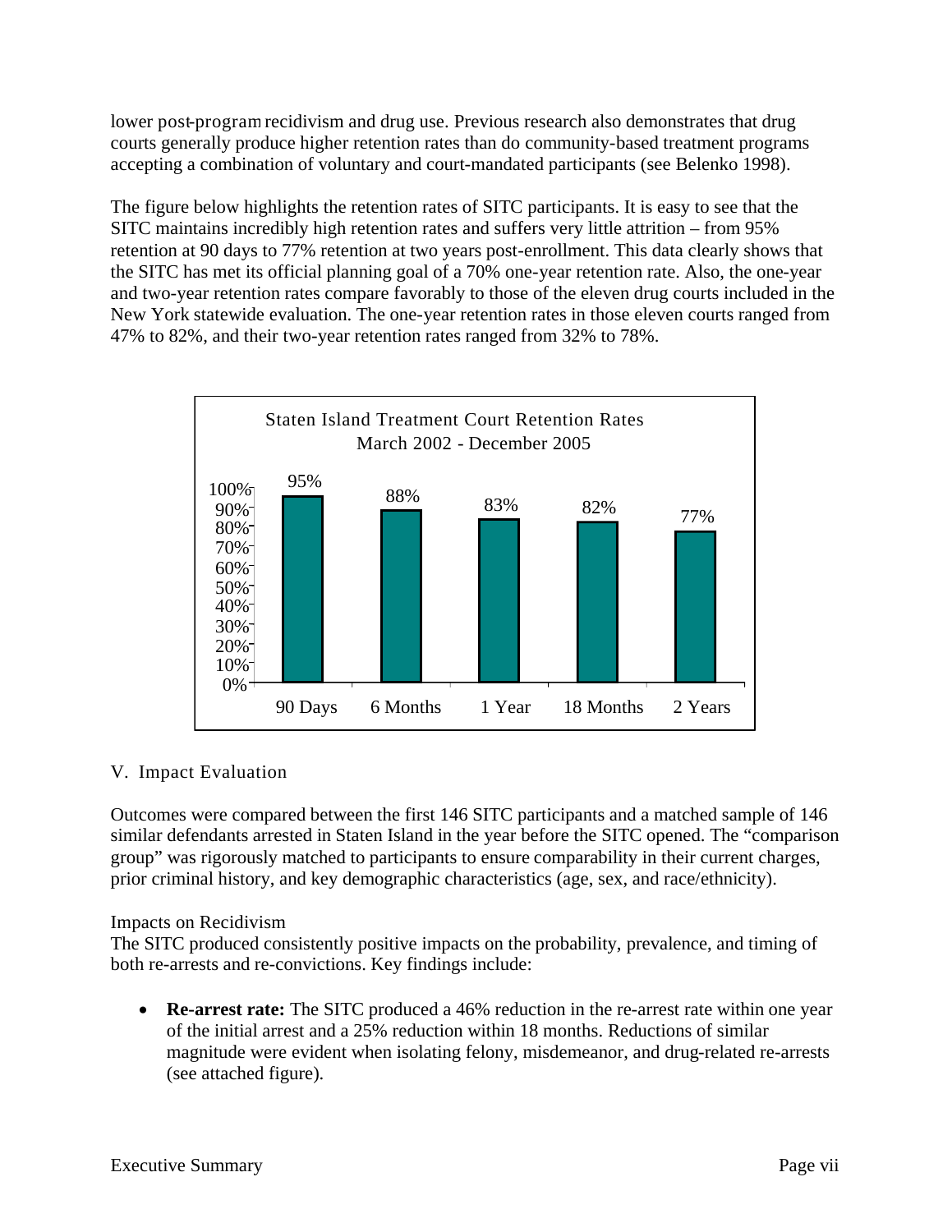lower post-program recidivism and drug use. Previous research also demonstrates that drug courts generally produce higher retention rates than do community-based treatment programs accepting a combination of voluntary and court-mandated participants (see Belenko 1998).

The figure below highlights the retention rates of SITC participants. It is easy to see that the SITC maintains incredibly high retention rates and suffers very little attrition – from 95% retention at 90 days to 77% retention at two years post-enrollment. This data clearly shows that the SITC has met its official planning goal of a 70% one-year retention rate. Also, the one-year and two-year retention rates compare favorably to those of the eleven drug courts included in the New York statewide evaluation. The one-year retention rates in those eleven courts ranged from 47% to 82%, and their two-year retention rates ranged from 32% to 78%.

Staten Island Treatment Court Retention Rates
March 2002 - December 2005

100%
90%
80%
70%
60%
50%
40%
30%
20%
10%
0%

95%
88%
83%
82%
77%

90 Days
6 Months
1 Year
18 Months
2 Years

## V. Impact Evaluation

Outcomes were compared between the first 146 SITC participants and a matched sample of 146 similar defendants arrested in Staten Island in the year before the SITC opened. The "comparison group" was rigorously matched to participants to ensure comparability in their current charges, prior criminal history, and key demographic characteristics (age, sex, and race/ethnicity).

### Impacts on Recidivism

The SITC produced consistently positive impacts on the probability, prevalence, and timing of both re-arrests and re-convictions. Key findings include:

- **Re-arrest rate:** The SITC produced a 46% reduction in the re-arrest rate within one year of the initial arrest and a 25% reduction within 18 months. Reductions of similar magnitude were evident when isolating felony, misdemeanor, and drug-related re-arrests (see attached figure).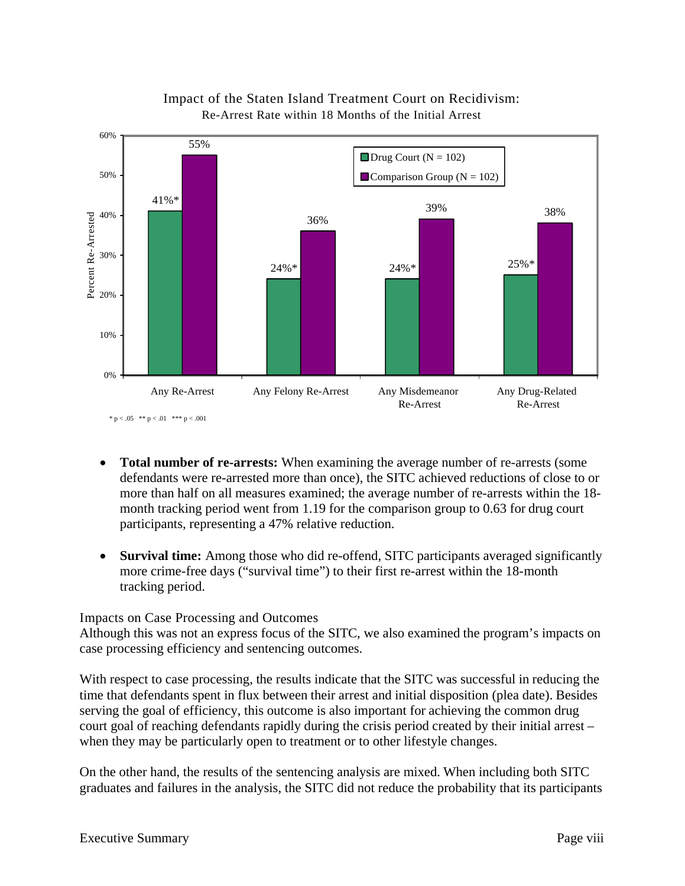Impact of the Staten Island Treatment Court on Recidivism:
Re-Arrest Rate within 18 Months of the Initial Arrest

Drug Court (N = 102)
Comparison Group (N = 102)

Percent Re-Arrested

60%
50%
40%
30%
20%
10%
0%

Any Re-Arrest: 41%* 55%
Any Felony Re-Arrest: 24%* 36%
Any Misdemeanor Re-Arrest: 24%* 39%
Any Drug-Related Re-Arrest: 25%* 38%

* p < .05 ** p < .01 *** p < .001

- **Total number of re-arrests:** When examining the average number of re-arrests (some defendants were re-arrested more than once), the SITC achieved reductions of close to or more than half on all measures examined; the average number of re-arrests within the 18-month tracking period went from 1.19 for the comparison group to 0.63 for drug court participants, representing a 47% relative reduction.

- **Survival time:** Among those who did re-offend, SITC participants averaged significantly more crime-free days ("survival time") to their first re-arrest within the 18-month tracking period.

Impacts on Case Processing and Outcomes

Although this was not an express focus of the SITC, we also examined the program's impacts on case processing efficiency and sentencing outcomes.

With respect to case processing, the results indicate that the SITC was successful in reducing the time that defendants spent in flux between their arrest and initial disposition (plea date). Besides serving the goal of efficiency, this outcome is also important for achieving the common drug court goal of reaching defendants rapidly during the crisis period created by their initial arrest – when they may be particularly open to treatment or to other lifestyle changes.

On the other hand, the results of the sentencing analysis are mixed. When including both SITC graduates and failures in the analysis, the SITC did not reduce the probability that its participants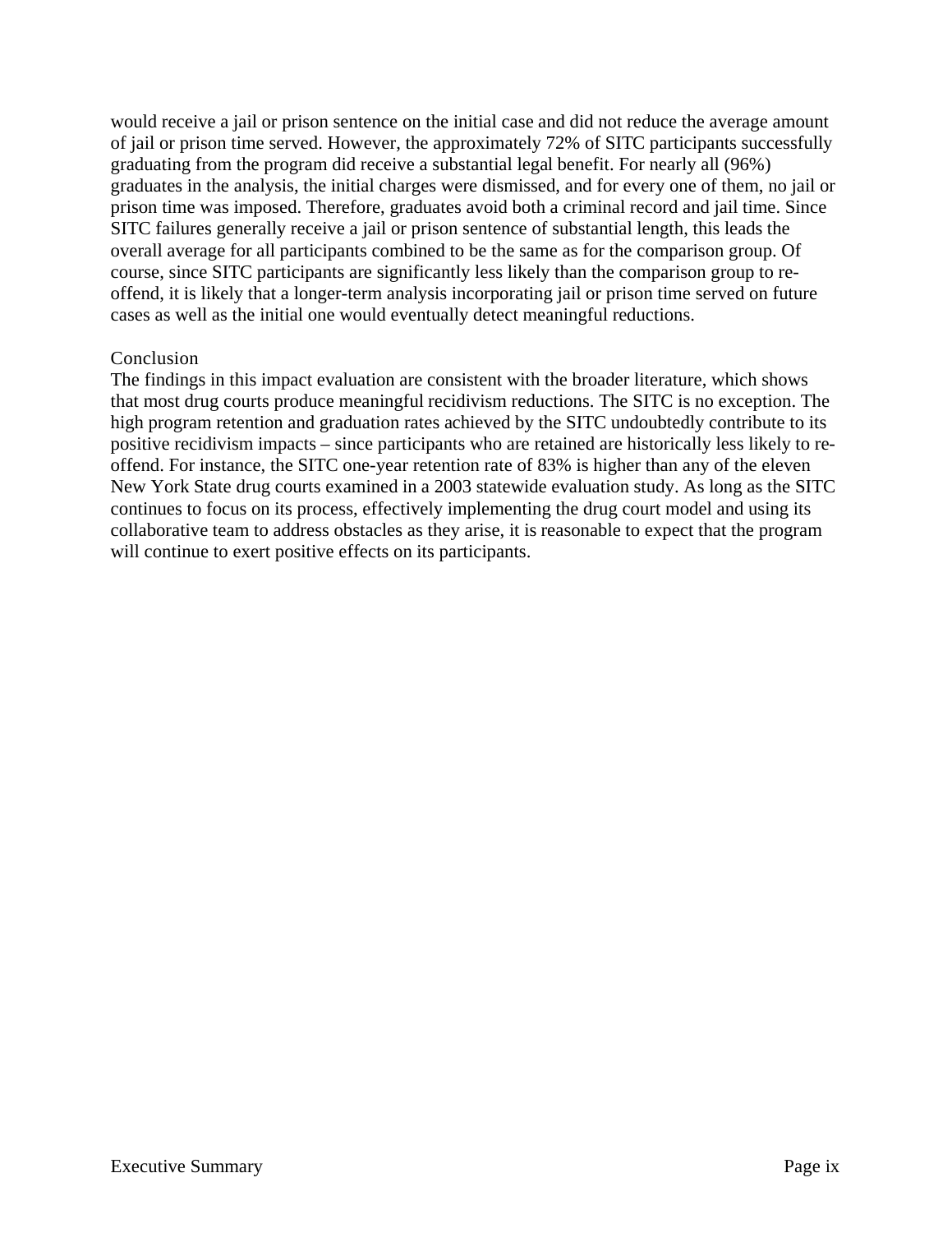would receive a jail or prison sentence on the initial case and did not reduce the average amount of jail or prison time served. However, the approximately 72% of SITC participants successfully graduating from the program did receive a substantial legal benefit. For nearly all (96%) graduates in the analysis, the initial charges were dismissed, and for every one of them, no jail or prison time was imposed. Therefore, graduates avoid both a criminal record and jail time. Since SITC failures generally receive a jail or prison sentence of substantial length, this leads the overall average for all participants combined to be the same as for the comparison group. Of course, since SITC participants are significantly less likely than the comparison group to re-offend, it is likely that a longer-term analysis incorporating jail or prison time served on future cases as well as the initial one would eventually detect meaningful reductions.

## Conclusion

The findings in this impact evaluation are consistent with the broader literature, which shows that most drug courts produce meaningful recidivism reductions. The SITC is no exception. The high program retention and graduation rates achieved by the SITC undoubtedly contribute to its positive recidivism impacts – since participants who are retained are historically less likely to re-offend. For instance, the SITC one-year retention rate of 83% is higher than any of the eleven New York State drug courts examined in a 2003 statewide evaluation study. As long as the SITC continues to focus on its process, effectively implementing the drug court model and using its collaborative team to address obstacles as they arise, it is reasonable to expect that the program will continue to exert positive effects on its participants.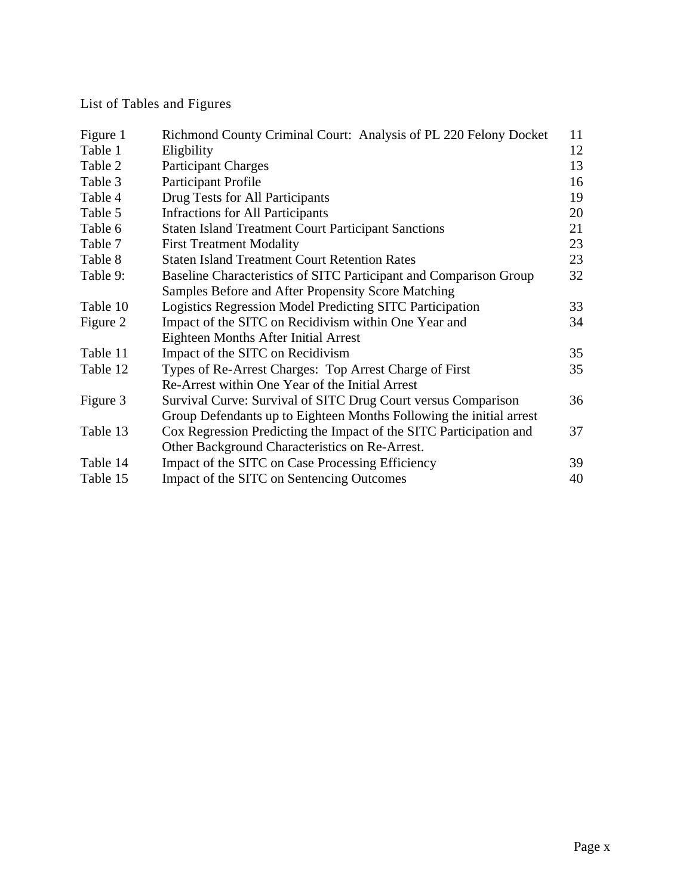List of Tables and Figures

| | | |
|---|---|---|
| Figure 1 | Richmond County Criminal Court: Analysis of PL 220 Felony Docket | 11 |
| Table 1 | Eligbility | 12 |
| Table 2 | Participant Charges | 13 |
| Table 3 | Participant Profile | 16 |
| Table 4 | Drug Tests for All Participants | 19 |
| Table 5 | Infractions for All Participants | 20 |
| Table 6 | Staten Island Treatment Court Participant Sanctions | 21 |
| Table 7 | First Treatment Modality | 23 |
| Table 8 | Staten Island Treatment Court Retention Rates | 23 |
| Table 9: | Baseline Characteristics of SITC Participant and Comparison Group Samples Before and After Propensity Score Matching | 32 |
| Table 10 | Logistics Regression Model Predicting SITC Participation | 33 |
| Figure 2 | Impact of the SITC on Recidivism within One Year and Eighteen Months After Initial Arrest | 34 |
| Table 11 | Impact of the SITC on Recidivism | 35 |
| Table 12 | Types of Re-Arrest Charges: Top Arrest Charge of First Re-Arrest within One Year of the Initial Arrest | 35 |
| Figure 3 | Survival Curve: Survival of SITC Drug Court versus Comparison Group Defendants up to Eighteen Months Following the initial arrest | 36 |
| Table 13 | Cox Regression Predicting the Impact of the SITC Participation and Other Background Characteristics on Re-Arrest. | 37 |
| Table 14 | Impact of the SITC on Case Processing Efficiency | 39 |
| Table 15 | Impact of the SITC on Sentencing Outcomes | 40 |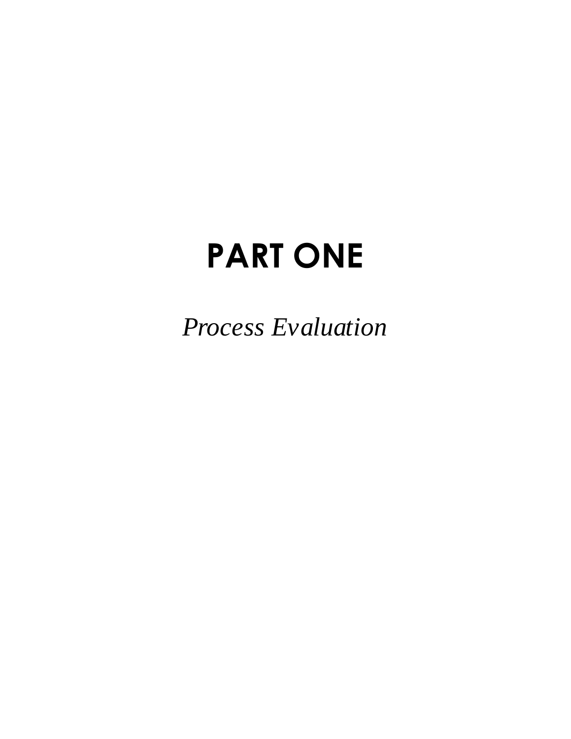# PART ONE

*Process Evaluation*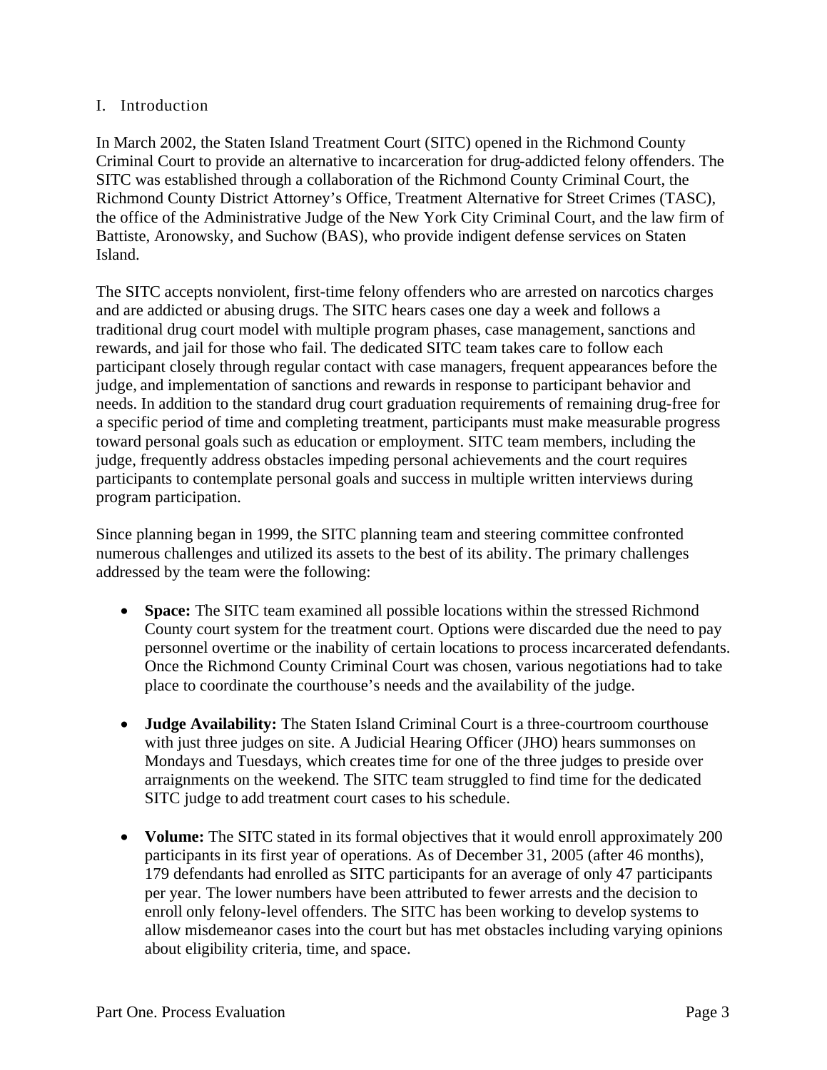# I. Introduction

In March 2002, the Staten Island Treatment Court (SITC) opened in the Richmond County Criminal Court to provide an alternative to incarceration for drug-addicted felony offenders. The SITC was established through a collaboration of the Richmond County Criminal Court, the Richmond County District Attorney's Office, Treatment Alternative for Street Crimes (TASC), the office of the Administrative Judge of the New York City Criminal Court, and the law firm of Battiste, Aronowsky, and Suchow (BAS), who provide indigent defense services on Staten Island.

The SITC accepts nonviolent, first-time felony offenders who are arrested on narcotics charges and are addicted or abusing drugs. The SITC hears cases one day a week and follows a traditional drug court model with multiple program phases, case management, sanctions and rewards, and jail for those who fail. The dedicated SITC team takes care to follow each participant closely through regular contact with case managers, frequent appearances before the judge, and implementation of sanctions and rewards in response to participant behavior and needs. In addition to the standard drug court graduation requirements of remaining drug-free for a specific period of time and completing treatment, participants must make measurable progress toward personal goals such as education or employment. SITC team members, including the judge, frequently address obstacles impeding personal achievements and the court requires participants to contemplate personal goals and success in multiple written interviews during program participation.

Since planning began in 1999, the SITC planning team and steering committee confronted numerous challenges and utilized its assets to the best of its ability. The primary challenges addressed by the team were the following:

- **Space:** The SITC team examined all possible locations within the stressed Richmond County court system for the treatment court. Options were discarded due the need to pay personnel overtime or the inability of certain locations to process incarcerated defendants. Once the Richmond County Criminal Court was chosen, various negotiations had to take place to coordinate the courthouse's needs and the availability of the judge.

- **Judge Availability:** The Staten Island Criminal Court is a three-courtroom courthouse with just three judges on site. A Judicial Hearing Officer (JHO) hears summonses on Mondays and Tuesdays, which creates time for one of the three judges to preside over arraignments on the weekend. The SITC team struggled to find time for the dedicated SITC judge to add treatment court cases to his schedule.

- **Volume:** The SITC stated in its formal objectives that it would enroll approximately 200 participants in its first year of operations. As of December 31, 2005 (after 46 months), 179 defendants had enrolled as SITC participants for an average of only 47 participants per year. The lower numbers have been attributed to fewer arrests and the decision to enroll only felony-level offenders. The SITC has been working to develop systems to allow misdemeanor cases into the court but has met obstacles including varying opinions about eligibility criteria, time, and space.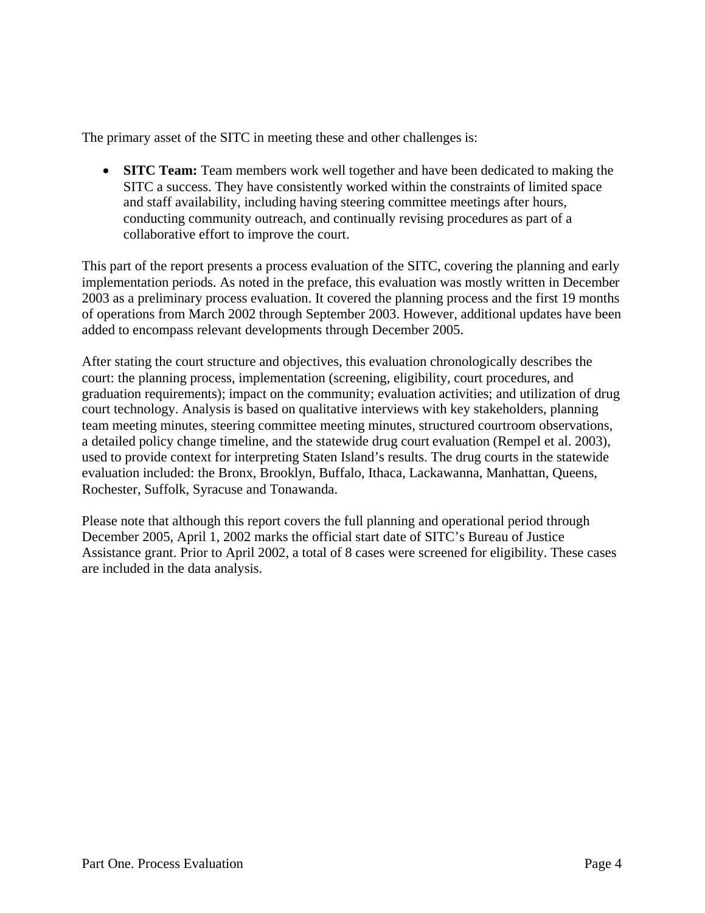The primary asset of the SITC in meeting these and other challenges is:

- **SITC Team:** Team members work well together and have been dedicated to making the SITC a success. They have consistently worked within the constraints of limited space and staff availability, including having steering committee meetings after hours, conducting community outreach, and continually revising procedures as part of a collaborative effort to improve the court.

This part of the report presents a process evaluation of the SITC, covering the planning and early implementation periods. As noted in the preface, this evaluation was mostly written in December 2003 as a preliminary process evaluation. It covered the planning process and the first 19 months of operations from March 2002 through September 2003. However, additional updates have been added to encompass relevant developments through December 2005.

After stating the court structure and objectives, this evaluation chronologically describes the court: the planning process, implementation (screening, eligibility, court procedures, and graduation requirements); impact on the community; evaluation activities; and utilization of drug court technology. Analysis is based on qualitative interviews with key stakeholders, planning team meeting minutes, steering committee meeting minutes, structured courtroom observations, a detailed policy change timeline, and the statewide drug court evaluation (Rempel et al. 2003), used to provide context for interpreting Staten Island's results. The drug courts in the statewide evaluation included: the Bronx, Brooklyn, Buffalo, Ithaca, Lackawanna, Manhattan, Queens, Rochester, Suffolk, Syracuse and Tonawanda.

Please note that although this report covers the full planning and operational period through December 2005, April 1, 2002 marks the official start date of SITC's Bureau of Justice Assistance grant. Prior to April 2002, a total of 8 cases were screened for eligibility. These cases are included in the data analysis.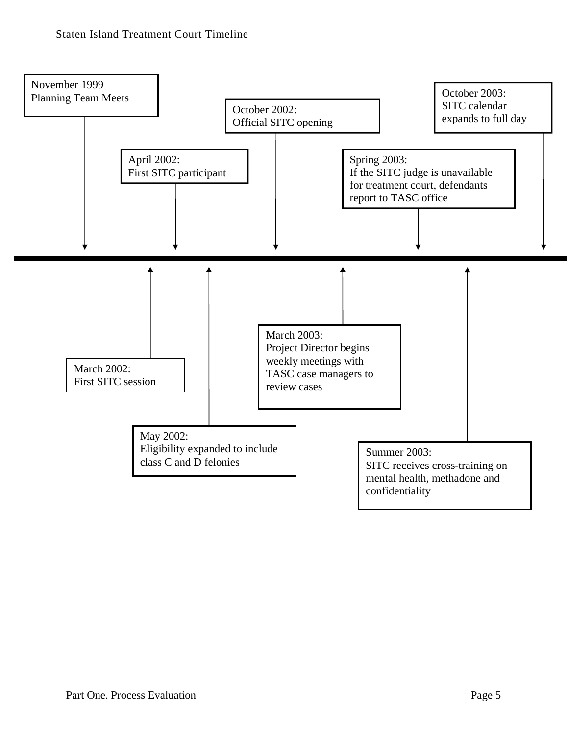Staten Island Treatment Court Timeline

- **November 1999:** Planning Team Meets
- **March 2002:** First SITC session
- **April 2002:** First SITC participant
- **May 2002:** Eligibility expanded to include class C and D felonies
- **October 2002:** Official SITC opening
- **March 2003:** Project Director begins weekly meetings with TASC case managers to review cases
- **Spring 2003:** If the SITC judge is unavailable for treatment court, defendants report to TASC office
- **Summer 2003:** SITC receives cross-training on mental health, methadone and confidentiality
- **October 2003:** SITC calendar expands to full day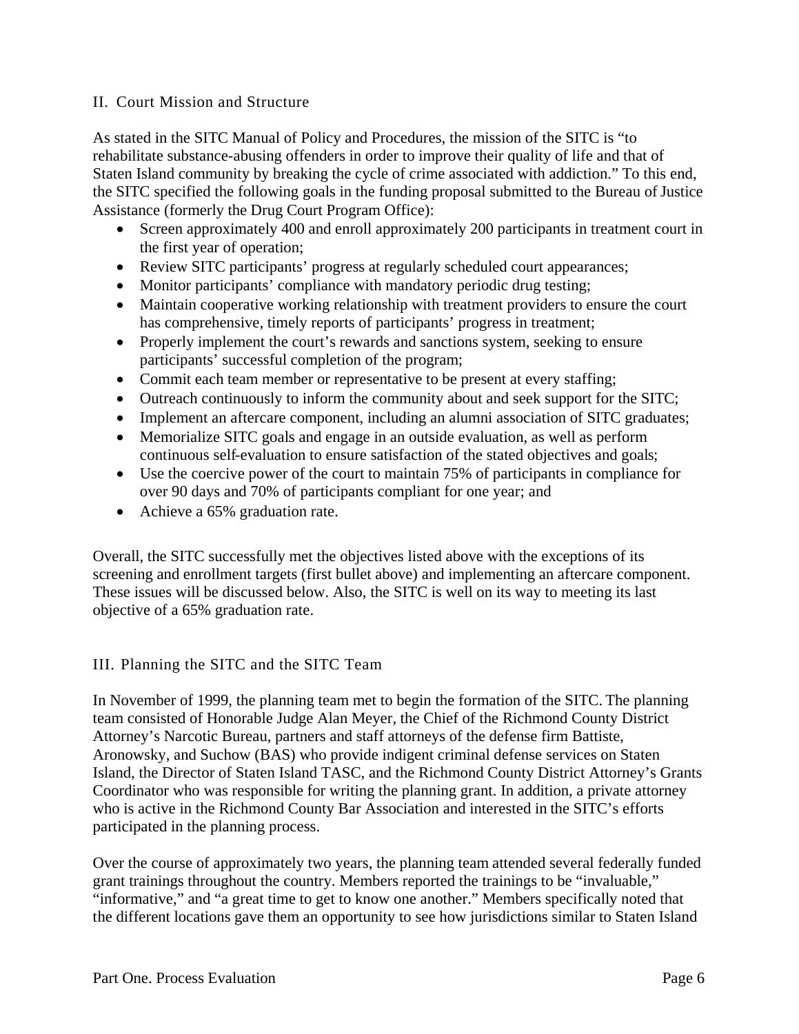## II. Court Mission and Structure

As stated in the SITC Manual of Policy and Procedures, the mission of the SITC is "to rehabilitate substance-abusing offenders in order to improve their quality of life and that of Staten Island community by breaking the cycle of crime associated with addiction." To this end, the SITC specified the following goals in the funding proposal submitted to the Bureau of Justice Assistance (formerly the Drug Court Program Office):

- Screen approximately 400 and enroll approximately 200 participants in treatment court in the first year of operation;
- Review SITC participants' progress at regularly scheduled court appearances;
- Monitor participants' compliance with mandatory periodic drug testing;
- Maintain cooperative working relationship with treatment providers to ensure the court has comprehensive, timely reports of participants' progress in treatment;
- Properly implement the court's rewards and sanctions system, seeking to ensure participants' successful completion of the program;
- Commit each team member or representative to be present at every staffing;
- Outreach continuously to inform the community about and seek support for the SITC;
- Implement an aftercare component, including an alumni association of SITC graduates;
- Memorialize SITC goals and engage in an outside evaluation, as well as perform continuous self-evaluation to ensure satisfaction of the stated objectives and goals;
- Use the coercive power of the court to maintain 75% of participants in compliance for over 90 days and 70% of participants compliant for one year; and
- Achieve a 65% graduation rate.

Overall, the SITC successfully met the objectives listed above with the exceptions of its screening and enrollment targets (first bullet above) and implementing an aftercare component. These issues will be discussed below. Also, the SITC is well on its way to meeting its last objective of a 65% graduation rate.

## III. Planning the SITC and the SITC Team

In November of 1999, the planning team met to begin the formation of the SITC. The planning team consisted of Honorable Judge Alan Meyer, the Chief of the Richmond County District Attorney's Narcotic Bureau, partners and staff attorneys of the defense firm Battiste, Aronowsky, and Suchow (BAS) who provide indigent criminal defense services on Staten Island, the Director of Staten Island TASC, and the Richmond County District Attorney's Grants Coordinator who was responsible for writing the planning grant. In addition, a private attorney who is active in the Richmond County Bar Association and interested in the SITC's efforts participated in the planning process.

Over the course of approximately two years, the planning team attended several federally funded grant trainings throughout the country. Members reported the trainings to be "invaluable," "informative," and "a great time to get to know one another." Members specifically noted that the different locations gave them an opportunity to see how jurisdictions similar to Staten Island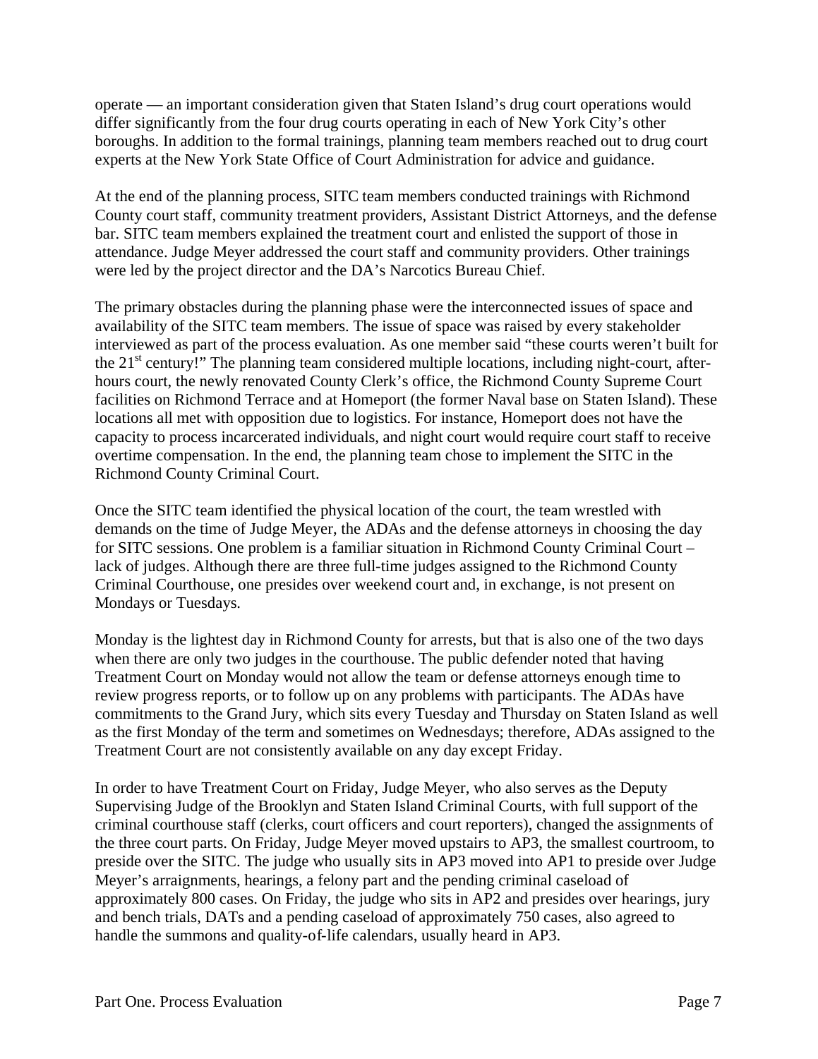operate — an important consideration given that Staten Island's drug court operations would differ significantly from the four drug courts operating in each of New York City's other boroughs. In addition to the formal trainings, planning team members reached out to drug court experts at the New York State Office of Court Administration for advice and guidance.

At the end of the planning process, SITC team members conducted trainings with Richmond County court staff, community treatment providers, Assistant District Attorneys, and the defense bar. SITC team members explained the treatment court and enlisted the support of those in attendance. Judge Meyer addressed the court staff and community providers. Other trainings were led by the project director and the DA's Narcotics Bureau Chief.

The primary obstacles during the planning phase were the interconnected issues of space and availability of the SITC team members. The issue of space was raised by every stakeholder interviewed as part of the process evaluation. As one member said "these courts weren't built for the 21st century!" The planning team considered multiple locations, including night-court, after-hours court, the newly renovated County Clerk's office, the Richmond County Supreme Court facilities on Richmond Terrace and at Homeport (the former Naval base on Staten Island). These locations all met with opposition due to logistics. For instance, Homeport does not have the capacity to process incarcerated individuals, and night court would require court staff to receive overtime compensation. In the end, the planning team chose to implement the SITC in the Richmond County Criminal Court.

Once the SITC team identified the physical location of the court, the team wrestled with demands on the time of Judge Meyer, the ADAs and the defense attorneys in choosing the day for SITC sessions. One problem is a familiar situation in Richmond County Criminal Court – lack of judges. Although there are three full-time judges assigned to the Richmond County Criminal Courthouse, one presides over weekend court and, in exchange, is not present on Mondays or Tuesdays.

Monday is the lightest day in Richmond County for arrests, but that is also one of the two days when there are only two judges in the courthouse. The public defender noted that having Treatment Court on Monday would not allow the team or defense attorneys enough time to review progress reports, or to follow up on any problems with participants. The ADAs have commitments to the Grand Jury, which sits every Tuesday and Thursday on Staten Island as well as the first Monday of the term and sometimes on Wednesdays; therefore, ADAs assigned to the Treatment Court are not consistently available on any day except Friday.

In order to have Treatment Court on Friday, Judge Meyer, who also serves as the Deputy Supervising Judge of the Brooklyn and Staten Island Criminal Courts, with full support of the criminal courthouse staff (clerks, court officers and court reporters), changed the assignments of the three court parts. On Friday, Judge Meyer moved upstairs to AP3, the smallest courtroom, to preside over the SITC. The judge who usually sits in AP3 moved into AP1 to preside over Judge Meyer's arraignments, hearings, a felony part and the pending criminal caseload of approximately 800 cases. On Friday, the judge who sits in AP2 and presides over hearings, jury and bench trials, DATs and a pending caseload of approximately 750 cases, also agreed to handle the summons and quality-of-life calendars, usually heard in AP3.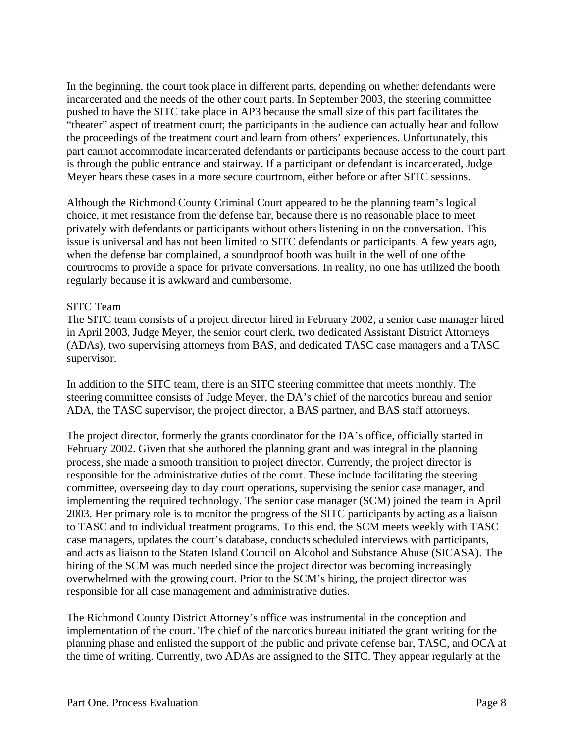In the beginning, the court took place in different parts, depending on whether defendants were incarcerated and the needs of the other court parts. In September 2003, the steering committee pushed to have the SITC take place in AP3 because the small size of this part facilitates the "theater" aspect of treatment court; the participants in the audience can actually hear and follow the proceedings of the treatment court and learn from others' experiences. Unfortunately, this part cannot accommodate incarcerated defendants or participants because access to the court part is through the public entrance and stairway. If a participant or defendant is incarcerated, Judge Meyer hears these cases in a more secure courtroom, either before or after SITC sessions.

Although the Richmond County Criminal Court appeared to be the planning team's logical choice, it met resistance from the defense bar, because there is no reasonable place to meet privately with defendants or participants without others listening in on the conversation. This issue is universal and has not been limited to SITC defendants or participants. A few years ago, when the defense bar complained, a soundproof booth was built in the well of one of the courtrooms to provide a space for private conversations. In reality, no one has utilized the booth regularly because it is awkward and cumbersome.

## SITC Team

The SITC team consists of a project director hired in February 2002, a senior case manager hired in April 2003, Judge Meyer, the senior court clerk, two dedicated Assistant District Attorneys (ADAs), two supervising attorneys from BAS, and dedicated TASC case managers and a TASC supervisor.

In addition to the SITC team, there is an SITC steering committee that meets monthly. The steering committee consists of Judge Meyer, the DA's chief of the narcotics bureau and senior ADA, the TASC supervisor, the project director, a BAS partner, and BAS staff attorneys.

The project director, formerly the grants coordinator for the DA's office, officially started in February 2002. Given that she authored the planning grant and was integral in the planning process, she made a smooth transition to project director. Currently, the project director is responsible for the administrative duties of the court. These include facilitating the steering committee, overseeing day to day court operations, supervising the senior case manager, and implementing the required technology. The senior case manager (SCM) joined the team in April 2003. Her primary role is to monitor the progress of the SITC participants by acting as a liaison to TASC and to individual treatment programs. To this end, the SCM meets weekly with TASC case managers, updates the court's database, conducts scheduled interviews with participants, and acts as liaison to the Staten Island Council on Alcohol and Substance Abuse (SICASA). The hiring of the SCM was much needed since the project director was becoming increasingly overwhelmed with the growing court. Prior to the SCM's hiring, the project director was responsible for all case management and administrative duties.

The Richmond County District Attorney's office was instrumental in the conception and implementation of the court. The chief of the narcotics bureau initiated the grant writing for the planning phase and enlisted the support of the public and private defense bar, TASC, and OCA at the time of writing. Currently, two ADAs are assigned to the SITC. They appear regularly at the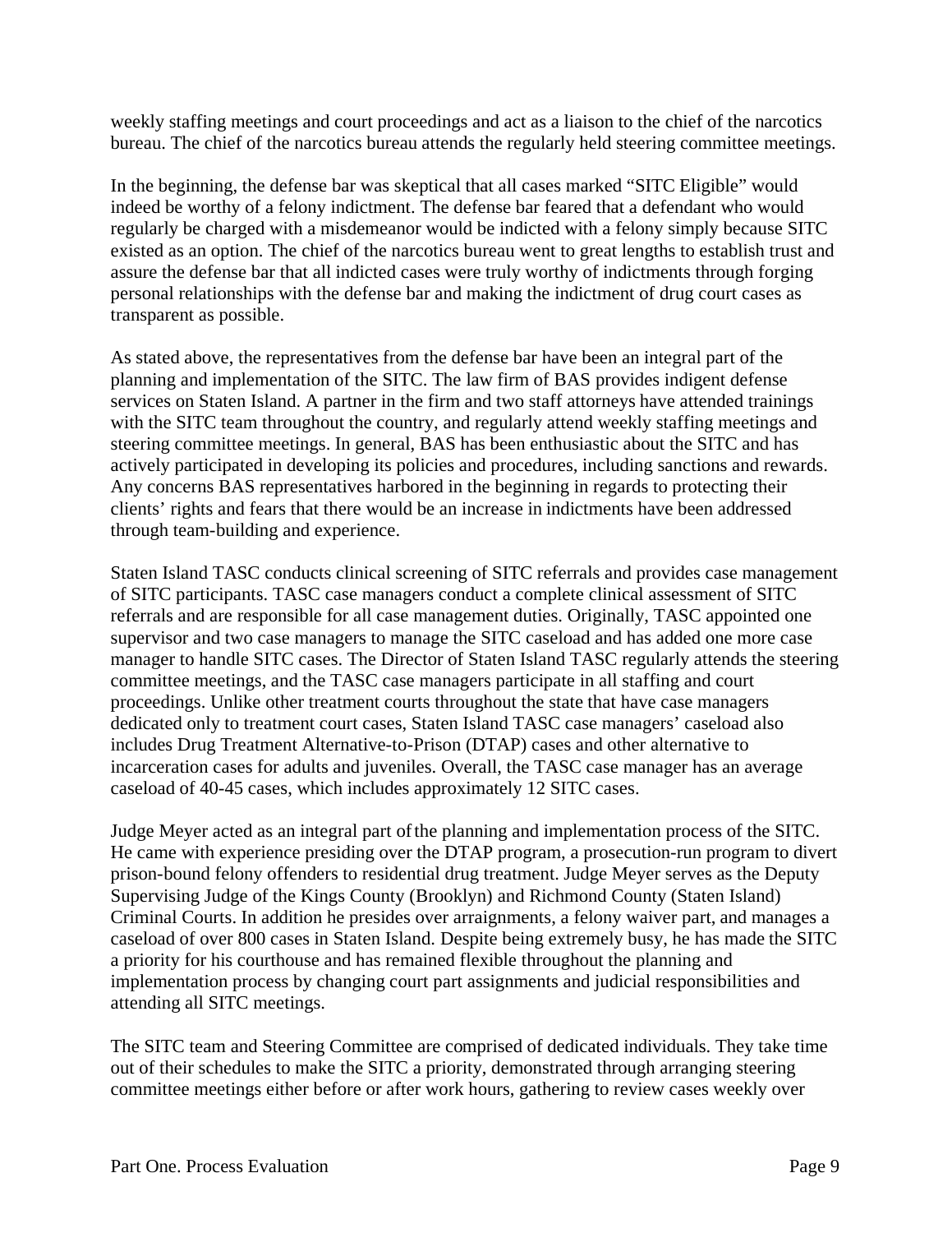weekly staffing meetings and court proceedings and act as a liaison to the chief of the narcotics bureau. The chief of the narcotics bureau attends the regularly held steering committee meetings.

In the beginning, the defense bar was skeptical that all cases marked "SITC Eligible" would indeed be worthy of a felony indictment. The defense bar feared that a defendant who would regularly be charged with a misdemeanor would be indicted with a felony simply because SITC existed as an option. The chief of the narcotics bureau went to great lengths to establish trust and assure the defense bar that all indicted cases were truly worthy of indictments through forging personal relationships with the defense bar and making the indictment of drug court cases as transparent as possible.

As stated above, the representatives from the defense bar have been an integral part of the planning and implementation of the SITC. The law firm of BAS provides indigent defense services on Staten Island. A partner in the firm and two staff attorneys have attended trainings with the SITC team throughout the country, and regularly attend weekly staffing meetings and steering committee meetings. In general, BAS has been enthusiastic about the SITC and has actively participated in developing its policies and procedures, including sanctions and rewards. Any concerns BAS representatives harbored in the beginning in regards to protecting their clients' rights and fears that there would be an increase in indictments have been addressed through team-building and experience.

Staten Island TASC conducts clinical screening of SITC referrals and provides case management of SITC participants. TASC case managers conduct a complete clinical assessment of SITC referrals and are responsible for all case management duties. Originally, TASC appointed one supervisor and two case managers to manage the SITC caseload and has added one more case manager to handle SITC cases. The Director of Staten Island TASC regularly attends the steering committee meetings, and the TASC case managers participate in all staffing and court proceedings. Unlike other treatment courts throughout the state that have case managers dedicated only to treatment court cases, Staten Island TASC case managers' caseload also includes Drug Treatment Alternative-to-Prison (DTAP) cases and other alternative to incarceration cases for adults and juveniles. Overall, the TASC case manager has an average caseload of 40-45 cases, which includes approximately 12 SITC cases.

Judge Meyer acted as an integral part of the planning and implementation process of the SITC. He came with experience presiding over the DTAP program, a prosecution-run program to divert prison-bound felony offenders to residential drug treatment. Judge Meyer serves as the Deputy Supervising Judge of the Kings County (Brooklyn) and Richmond County (Staten Island) Criminal Courts. In addition he presides over arraignments, a felony waiver part, and manages a caseload of over 800 cases in Staten Island. Despite being extremely busy, he has made the SITC a priority for his courthouse and has remained flexible throughout the planning and implementation process by changing court part assignments and judicial responsibilities and attending all SITC meetings.

The SITC team and Steering Committee are comprised of dedicated individuals. They take time out of their schedules to make the SITC a priority, demonstrated through arranging steering committee meetings either before or after work hours, gathering to review cases weekly over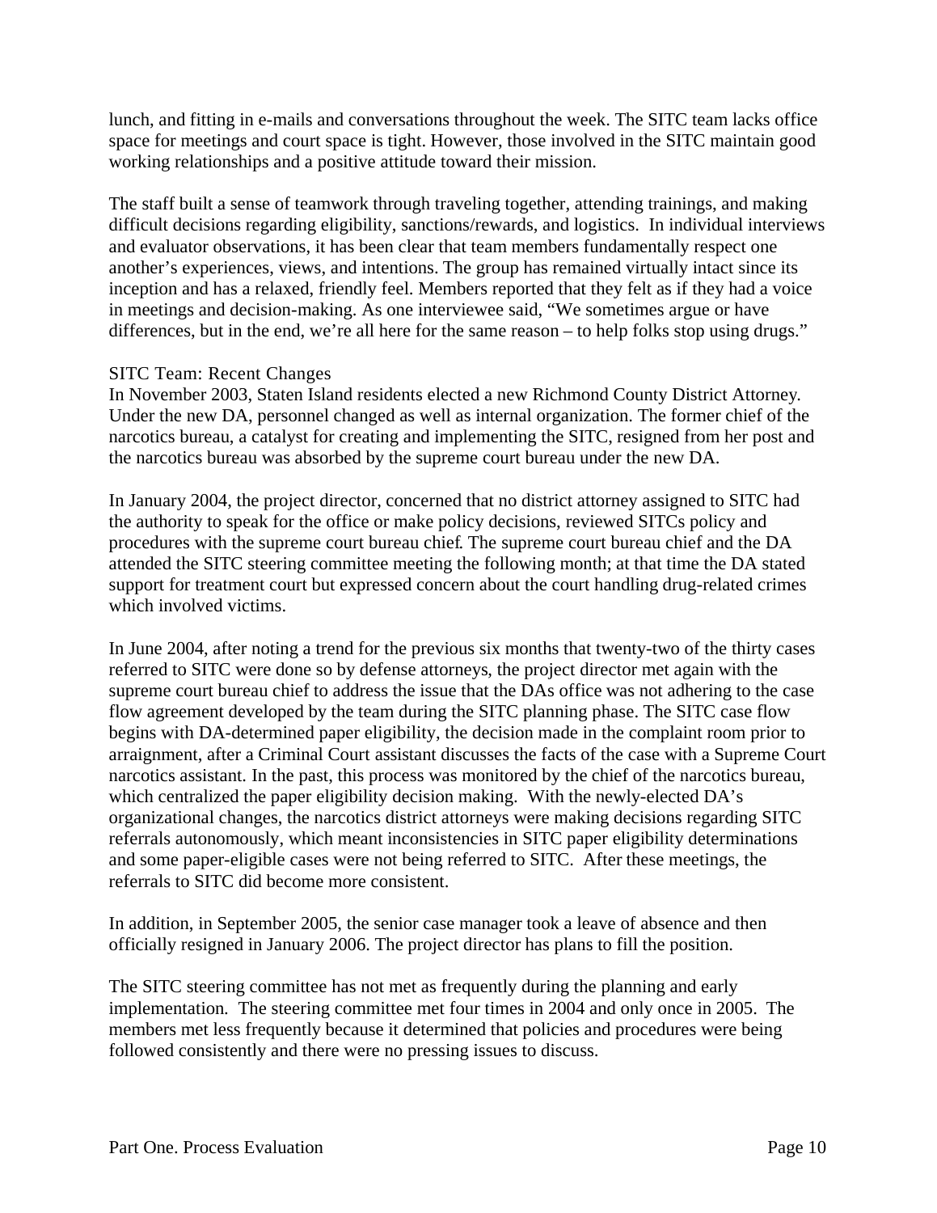lunch, and fitting in e-mails and conversations throughout the week. The SITC team lacks office space for meetings and court space is tight. However, those involved in the SITC maintain good working relationships and a positive attitude toward their mission.

The staff built a sense of teamwork through traveling together, attending trainings, and making difficult decisions regarding eligibility, sanctions/rewards, and logistics. In individual interviews and evaluator observations, it has been clear that team members fundamentally respect one another's experiences, views, and intentions. The group has remained virtually intact since its inception and has a relaxed, friendly feel. Members reported that they felt as if they had a voice in meetings and decision-making. As one interviewee said, "We sometimes argue or have differences, but in the end, we're all here for the same reason – to help folks stop using drugs."

### SITC Team: Recent Changes

In November 2003, Staten Island residents elected a new Richmond County District Attorney. Under the new DA, personnel changed as well as internal organization. The former chief of the narcotics bureau, a catalyst for creating and implementing the SITC, resigned from her post and the narcotics bureau was absorbed by the supreme court bureau under the new DA.

In January 2004, the project director, concerned that no district attorney assigned to SITC had the authority to speak for the office or make policy decisions, reviewed SITCs policy and procedures with the supreme court bureau chief. The supreme court bureau chief and the DA attended the SITC steering committee meeting the following month; at that time the DA stated support for treatment court but expressed concern about the court handling drug-related crimes which involved victims.

In June 2004, after noting a trend for the previous six months that twenty-two of the thirty cases referred to SITC were done so by defense attorneys, the project director met again with the supreme court bureau chief to address the issue that the DAs office was not adhering to the case flow agreement developed by the team during the SITC planning phase. The SITC case flow begins with DA-determined paper eligibility, the decision made in the complaint room prior to arraignment, after a Criminal Court assistant discusses the facts of the case with a Supreme Court narcotics assistant. In the past, this process was monitored by the chief of the narcotics bureau, which centralized the paper eligibility decision making. With the newly-elected DA's organizational changes, the narcotics district attorneys were making decisions regarding SITC referrals autonomously, which meant inconsistencies in SITC paper eligibility determinations and some paper-eligible cases were not being referred to SITC. After these meetings, the referrals to SITC did become more consistent.

In addition, in September 2005, the senior case manager took a leave of absence and then officially resigned in January 2006. The project director has plans to fill the position.

The SITC steering committee has not met as frequently during the planning and early implementation. The steering committee met four times in 2004 and only once in 2005. The members met less frequently because it determined that policies and procedures were being followed consistently and there were no pressing issues to discuss.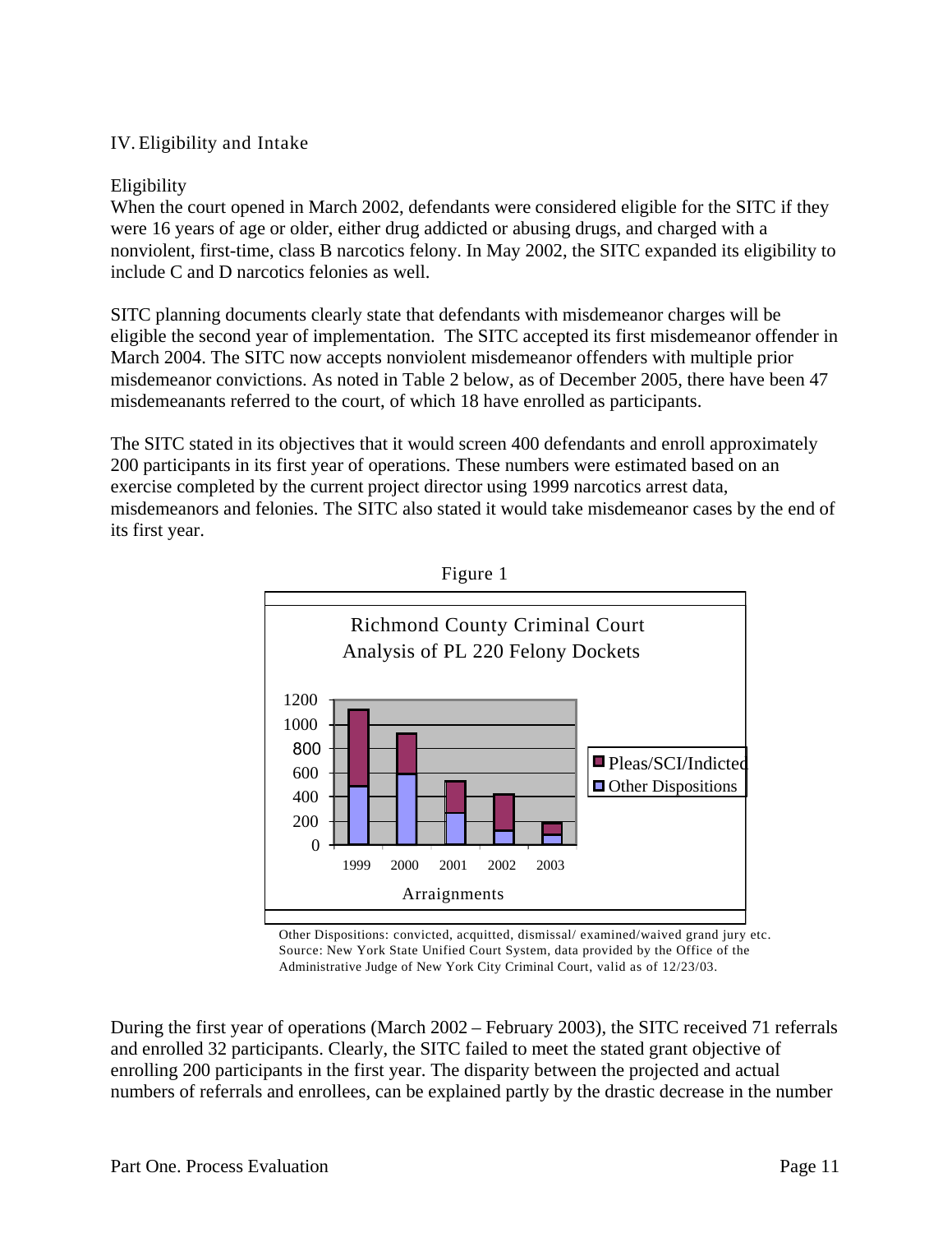## IV. Eligibility and Intake

### Eligibility

When the court opened in March 2002, defendants were considered eligible for the SITC if they were 16 years of age or older, either drug addicted or abusing drugs, and charged with a nonviolent, first-time, class B narcotics felony. In May 2002, the SITC expanded its eligibility to include C and D narcotics felonies as well.

SITC planning documents clearly state that defendants with misdemeanor charges will be eligible the second year of implementation. The SITC accepted its first misdemeanor offender in March 2004. The SITC now accepts nonviolent misdemeanor offenders with multiple prior misdemeanor convictions. As noted in Table 2 below, as of December 2005, there have been 47 misdemeanants referred to the court, of which 18 have enrolled as participants.

The SITC stated in its objectives that it would screen 400 defendants and enroll approximately 200 participants in its first year of operations. These numbers were estimated based on an exercise completed by the current project director using 1999 narcotics arrest data, misdemeanors and felonies. The SITC also stated it would take misdemeanor cases by the end of its first year.

Figure 1

Richmond County Criminal Court
Analysis of PL 220 Felony Dockets

1200
1000
800
600
400
200
0

1999 2000 2001 2002 2003

Arraignments

Pleas/SCI/Indicted
Other Dispositions

Other Dispositions: convicted, acquitted, dismissal/ examined/waived grand jury etc.
Source: New York State Unified Court System, data provided by the Office of the Administrative Judge of New York City Criminal Court, valid as of 12/23/03.

During the first year of operations (March 2002 – February 2003), the SITC received 71 referrals and enrolled 32 participants. Clearly, the SITC failed to meet the stated grant objective of enrolling 200 participants in the first year. The disparity between the projected and actual numbers of referrals and enrollees, can be explained partly by the drastic decrease in the number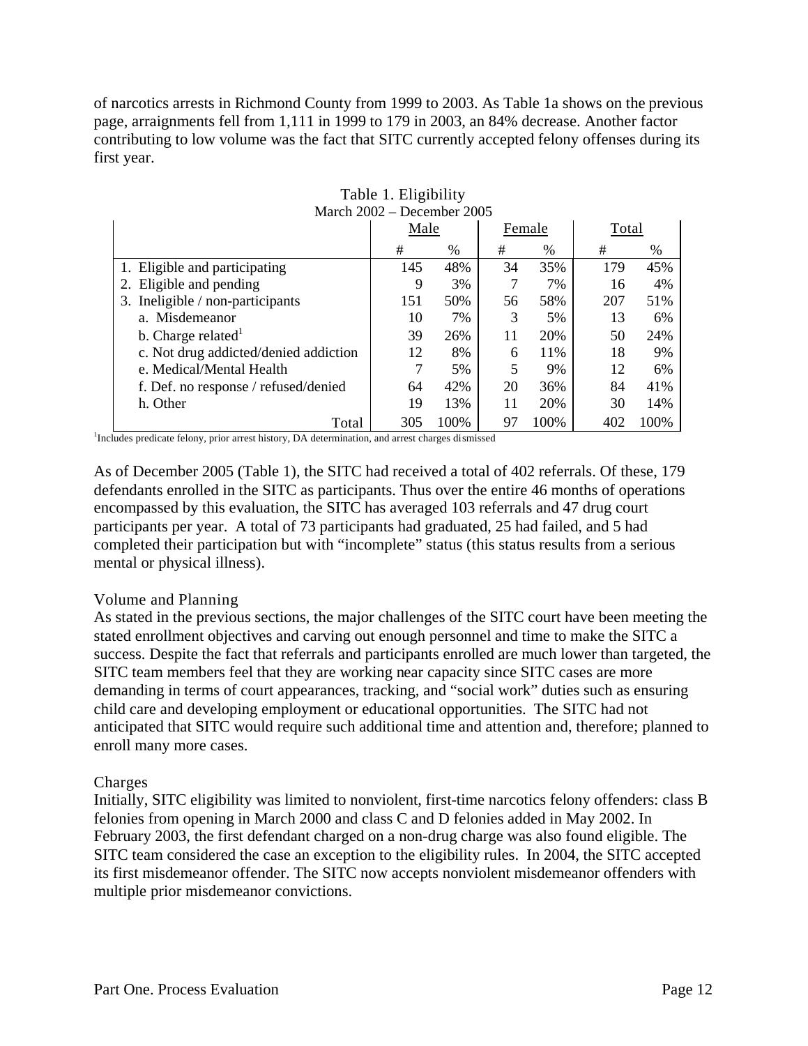of narcotics arrests in Richmond County from 1999 to 2003. As Table 1a shows on the previous page, arraignments fell from 1,111 in 1999 to 179 in 2003, an 84% decrease. Another factor contributing to low volume was the fact that SITC currently accepted felony offenses during its first year.

Table 1. Eligibility
March 2002 – December 2005

| | Male | | Female | | Total | |
|---|---|---|---|---|---|---|
| | # | % | # | % | # | % |
| 1. Eligible and participating | 145 | 48% | 34 | 35% | 179 | 45% |
| 2. Eligible and pending | 9 | 3% | 7 | 7% | 16 | 4% |
| 3. Ineligible / non-participants | 151 | 50% | 56 | 58% | 207 | 51% |
| a. Misdemeanor | 10 | 7% | 3 | 5% | 13 | 6% |
| b. Charge related[1] | 39 | 26% | 11 | 20% | 50 | 24% |
| c. Not drug addicted/denied addiction | 12 | 8% | 6 | 11% | 18 | 9% |
| e. Medical/Mental Health | 7 | 5% | 5 | 9% | 12 | 6% |
| f. Def. no response / refused/denied | 64 | 42% | 20 | 36% | 84 | 41% |
| h. Other | 19 | 13% | 11 | 20% | 30 | 14% |
| Total | 305 | 100% | 97 | 100% | 402 | 100% |

[1]Includes predicate felony, prior arrest history, DA determination, and arrest charges dismissed

As of December 2005 (Table 1), the SITC had received a total of 402 referrals. Of these, 179 defendants enrolled in the SITC as participants. Thus over the entire 46 months of operations encompassed by this evaluation, the SITC has averaged 103 referrals and 47 drug court participants per year. A total of 73 participants had graduated, 25 had failed, and 5 had completed their participation but with "incomplete" status (this status results from a serious mental or physical illness).

### Volume and Planning

As stated in the previous sections, the major challenges of the SITC court have been meeting the stated enrollment objectives and carving out enough personnel and time to make the SITC a success. Despite the fact that referrals and participants enrolled are much lower than targeted, the SITC team members feel that they are working near capacity since SITC cases are more demanding in terms of court appearances, tracking, and "social work" duties such as ensuring child care and developing employment or educational opportunities. The SITC had not anticipated that SITC would require such additional time and attention and, therefore; planned to enroll many more cases.

### Charges

Initially, SITC eligibility was limited to nonviolent, first-time narcotics felony offenders: class B felonies from opening in March 2000 and class C and D felonies added in May 2002. In February 2003, the first defendant charged on a non-drug charge was also found eligible. The SITC team considered the case an exception to the eligibility rules. In 2004, the SITC accepted its first misdemeanor offender. The SITC now accepts nonviolent misdemeanor offenders with multiple prior misdemeanor convictions.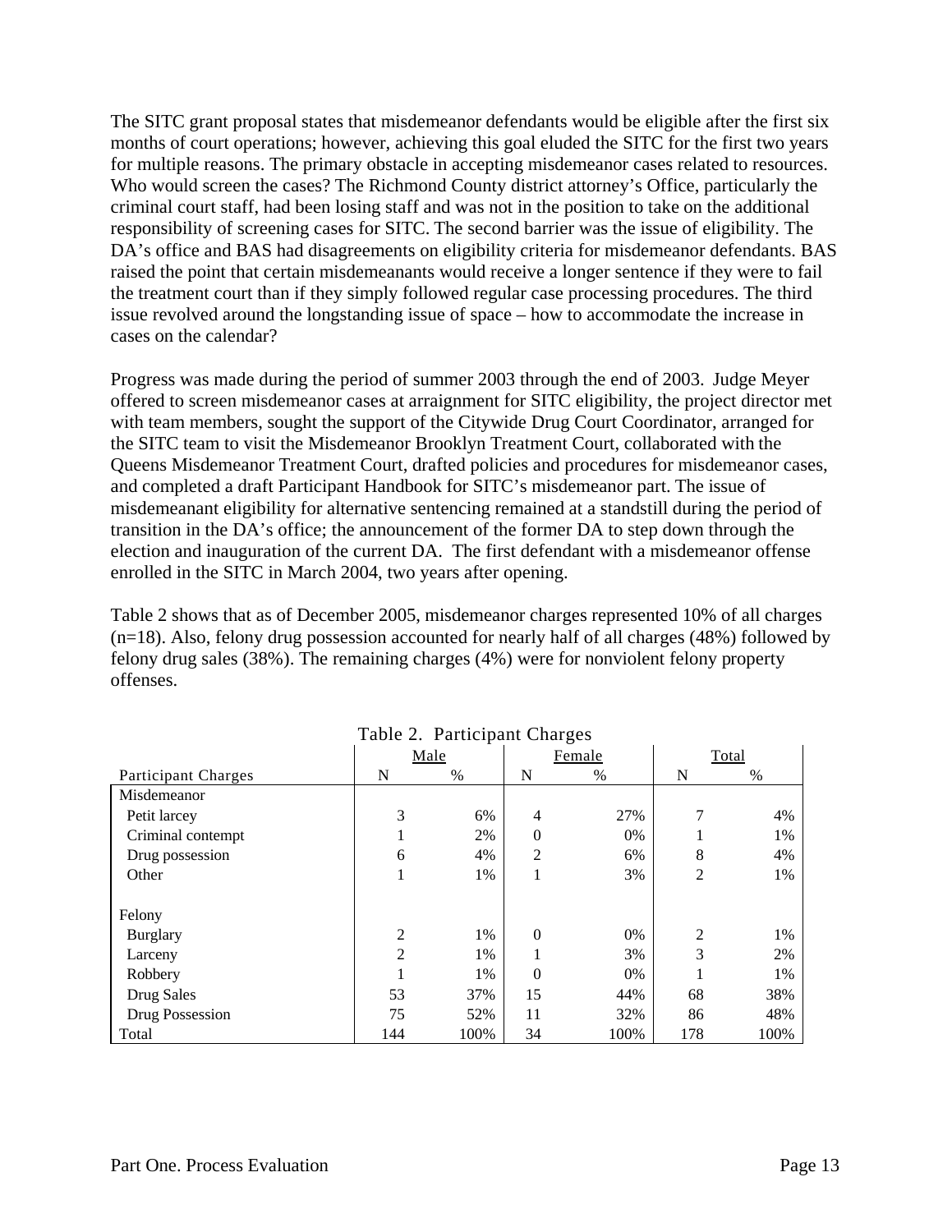The SITC grant proposal states that misdemeanor defendants would be eligible after the first six months of court operations; however, achieving this goal eluded the SITC for the first two years for multiple reasons. The primary obstacle in accepting misdemeanor cases related to resources. Who would screen the cases? The Richmond County district attorney's Office, particularly the criminal court staff, had been losing staff and was not in the position to take on the additional responsibility of screening cases for SITC. The second barrier was the issue of eligibility. The DA's office and BAS had disagreements on eligibility criteria for misdemeanor defendants. BAS raised the point that certain misdemeanants would receive a longer sentence if they were to fail the treatment court than if they simply followed regular case processing procedures. The third issue revolved around the longstanding issue of space – how to accommodate the increase in cases on the calendar?

Progress was made during the period of summer 2003 through the end of 2003. Judge Meyer offered to screen misdemeanor cases at arraignment for SITC eligibility, the project director met with team members, sought the support of the Citywide Drug Court Coordinator, arranged for the SITC team to visit the Misdemeanor Brooklyn Treatment Court, collaborated with the Queens Misdemeanor Treatment Court, drafted policies and procedures for misdemeanor cases, and completed a draft Participant Handbook for SITC's misdemeanor part. The issue of misdemeanant eligibility for alternative sentencing remained at a standstill during the period of transition in the DA's office; the announcement of the former DA to step down through the election and inauguration of the current DA. The first defendant with a misdemeanor offense enrolled in the SITC in March 2004, two years after opening.

Table 2 shows that as of December 2005, misdemeanor charges represented 10% of all charges (n=18). Also, felony drug possession accounted for nearly half of all charges (48%) followed by felony drug sales (38%). The remaining charges (4%) were for nonviolent felony property offenses.

Table 2. Participant Charges

| | Male | | Female | | Total | |
|---|---|---|---|---|---|---|
| Participant Charges | N | % | N | % | N | % |
| Misdemeanor | | | | | | |
| Petit larcey | 3 | 6% | 4 | 27% | 7 | 4% |
| Criminal contempt | 1 | 2% | 0 | 0% | 1 | 1% |
| Drug possession | 6 | 4% | 2 | 6% | 8 | 4% |
| Other | 1 | 1% | 1 | 3% | 2 | 1% |
| Felony | | | | | | |
| Burglary | 2 | 1% | 0 | 0% | 2 | 1% |
| Larceny | 2 | 1% | 1 | 3% | 3 | 2% |
| Robbery | 1 | 1% | 0 | 0% | 1 | 1% |
| Drug Sales | 53 | 37% | 15 | 44% | 68 | 38% |
| Drug Possession | 75 | 52% | 11 | 32% | 86 | 48% |
| Total | 144 | 100% | 34 | 100% | 178 | 100% |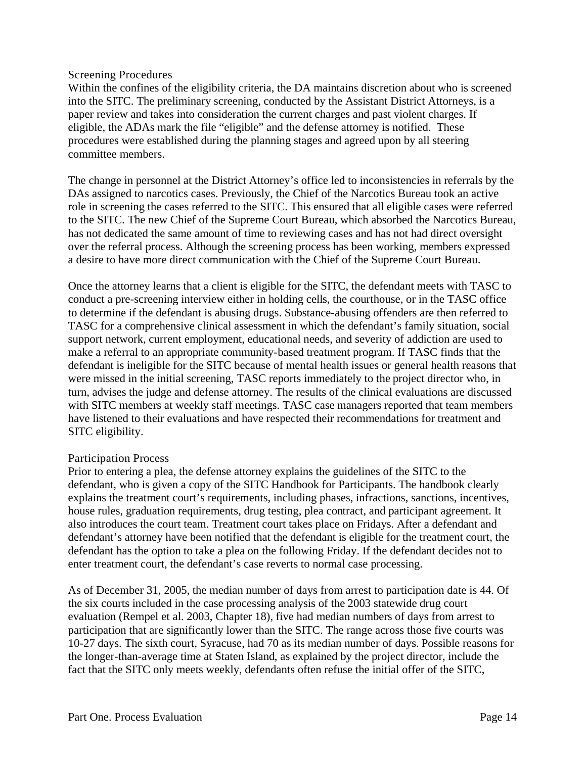### Screening Procedures

Within the confines of the eligibility criteria, the DA maintains discretion about who is screened into the SITC. The preliminary screening, conducted by the Assistant District Attorneys, is a paper review and takes into consideration the current charges and past violent charges. If eligible, the ADAs mark the file "eligible" and the defense attorney is notified. These procedures were established during the planning stages and agreed upon by all steering committee members.

The change in personnel at the District Attorney's office led to inconsistencies in referrals by the DAs assigned to narcotics cases. Previously, the Chief of the Narcotics Bureau took an active role in screening the cases referred to the SITC. This ensured that all eligible cases were referred to the SITC. The new Chief of the Supreme Court Bureau, which absorbed the Narcotics Bureau, has not dedicated the same amount of time to reviewing cases and has not had direct oversight over the referral process. Although the screening process has been working, members expressed a desire to have more direct communication with the Chief of the Supreme Court Bureau.

Once the attorney learns that a client is eligible for the SITC, the defendant meets with TASC to conduct a pre-screening interview either in holding cells, the courthouse, or in the TASC office to determine if the defendant is abusing drugs. Substance-abusing offenders are then referred to TASC for a comprehensive clinical assessment in which the defendant's family situation, social support network, current employment, educational needs, and severity of addiction are used to make a referral to an appropriate community-based treatment program. If TASC finds that the defendant is ineligible for the SITC because of mental health issues or general health reasons that were missed in the initial screening, TASC reports immediately to the project director who, in turn, advises the judge and defense attorney. The results of the clinical evaluations are discussed with SITC members at weekly staff meetings. TASC case managers reported that team members have listened to their evaluations and have respected their recommendations for treatment and SITC eligibility.

### Participation Process

Prior to entering a plea, the defense attorney explains the guidelines of the SITC to the defendant, who is given a copy of the SITC Handbook for Participants. The handbook clearly explains the treatment court's requirements, including phases, infractions, sanctions, incentives, house rules, graduation requirements, drug testing, plea contract, and participant agreement. It also introduces the court team. Treatment court takes place on Fridays. After a defendant and defendant's attorney have been notified that the defendant is eligible for the treatment court, the defendant has the option to take a plea on the following Friday. If the defendant decides not to enter treatment court, the defendant's case reverts to normal case processing.

As of December 31, 2005, the median number of days from arrest to participation date is 44. Of the six courts included in the case processing analysis of the 2003 statewide drug court evaluation (Rempel et al. 2003, Chapter 18), five had median numbers of days from arrest to participation that are significantly lower than the SITC. The range across those five courts was 10-27 days. The sixth court, Syracuse, had 70 as its median number of days. Possible reasons for the longer-than-average time at Staten Island, as explained by the project director, include the fact that the SITC only meets weekly, defendants often refuse the initial offer of the SITC,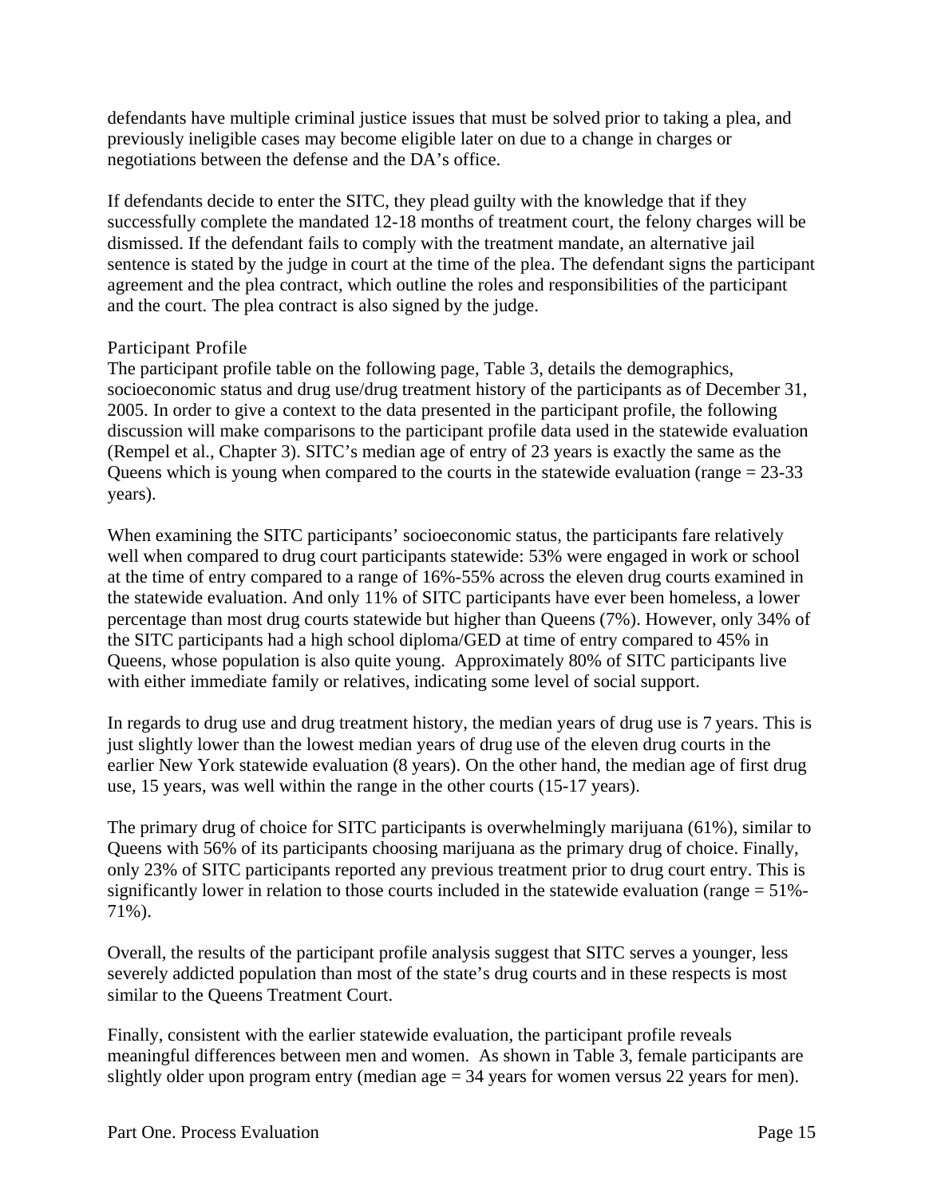defendants have multiple criminal justice issues that must be solved prior to taking a plea, and previously ineligible cases may become eligible later on due to a change in charges or negotiations between the defense and the DA's office.

If defendants decide to enter the SITC, they plead guilty with the knowledge that if they successfully complete the mandated 12-18 months of treatment court, the felony charges will be dismissed. If the defendant fails to comply with the treatment mandate, an alternative jail sentence is stated by the judge in court at the time of the plea. The defendant signs the participant agreement and the plea contract, which outline the roles and responsibilities of the participant and the court. The plea contract is also signed by the judge.

### Participant Profile

The participant profile table on the following page, Table 3, details the demographics, socioeconomic status and drug use/drug treatment history of the participants as of December 31, 2005. In order to give a context to the data presented in the participant profile, the following discussion will make comparisons to the participant profile data used in the statewide evaluation (Rempel et al., Chapter 3). SITC's median age of entry of 23 years is exactly the same as the Queens which is young when compared to the courts in the statewide evaluation (range = 23-33 years).

When examining the SITC participants' socioeconomic status, the participants fare relatively well when compared to drug court participants statewide: 53% were engaged in work or school at the time of entry compared to a range of 16%-55% across the eleven drug courts examined in the statewide evaluation. And only 11% of SITC participants have ever been homeless, a lower percentage than most drug courts statewide but higher than Queens (7%). However, only 34% of the SITC participants had a high school diploma/GED at time of entry compared to 45% in Queens, whose population is also quite young. Approximately 80% of SITC participants live with either immediate family or relatives, indicating some level of social support.

In regards to drug use and drug treatment history, the median years of drug use is 7 years. This is just slightly lower than the lowest median years of drug use of the eleven drug courts in the earlier New York statewide evaluation (8 years). On the other hand, the median age of first drug use, 15 years, was well within the range in the other courts (15-17 years).

The primary drug of choice for SITC participants is overwhelmingly marijuana (61%), similar to Queens with 56% of its participants choosing marijuana as the primary drug of choice. Finally, only 23% of SITC participants reported any previous treatment prior to drug court entry. This is significantly lower in relation to those courts included in the statewide evaluation (range = 51%-71%).

Overall, the results of the participant profile analysis suggest that SITC serves a younger, less severely addicted population than most of the state's drug courts and in these respects is most similar to the Queens Treatment Court.

Finally, consistent with the earlier statewide evaluation, the participant profile reveals meaningful differences between men and women. As shown in Table 3, female participants are slightly older upon program entry (median age = 34 years for women versus 22 years for men).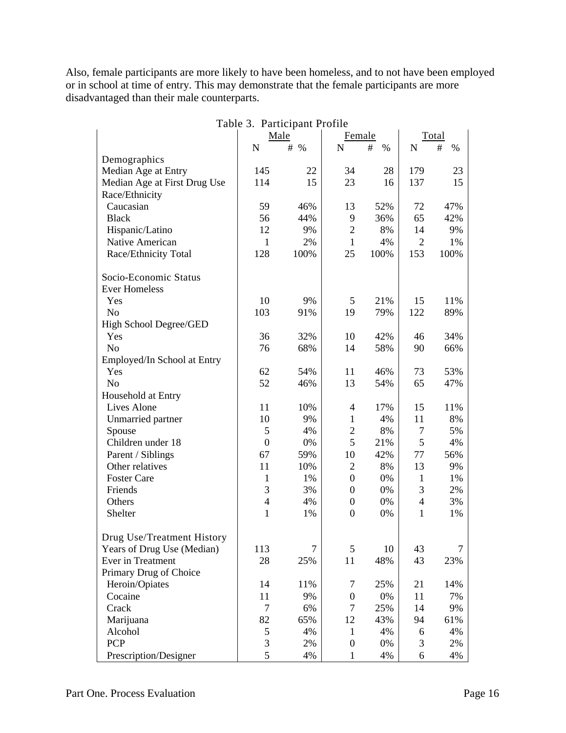Also, female participants are more likely to have been homeless, and to not have been employed or in school at time of entry. This may demonstrate that the female participants are more disadvantaged than their male counterparts.

Table 3. Participant Profile

| | Male | | Female | | Total | |
|---|---|---|---|---|---|---|
| | N | # % | N | # % | N | # % |
| Demographics | | | | | | |
| Median Age at Entry | 145 | 22 | 34 | 28 | 179 | 23 |
| Median Age at First Drug Use | 114 | 15 | 23 | 16 | 137 | 15 |
| Race/Ethnicity | | | | | | |
| Caucasian | 59 | 46% | 13 | 52% | 72 | 47% |
| Black | 56 | 44% | 9 | 36% | 65 | 42% |
| Hispanic/Latino | 12 | 9% | 2 | 8% | 14 | 9% |
| Native American | 1 | 2% | 1 | 4% | 2 | 1% |
| Race/Ethnicity Total | 128 | 100% | 25 | 100% | 153 | 100% |
| | | | | | | |
| Socio-Economic Status | | | | | | |
| Ever Homeless | | | | | | |
| Yes | 10 | 9% | 5 | 21% | 15 | 11% |
| No | 103 | 91% | 19 | 79% | 122 | 89% |
| High School Degree/GED | | | | | | |
| Yes | 36 | 32% | 10 | 42% | 46 | 34% |
| No | 76 | 68% | 14 | 58% | 90 | 66% |
| Employed/In School at Entry | | | | | | |
| Yes | 62 | 54% | 11 | 46% | 73 | 53% |
| No | 52 | 46% | 13 | 54% | 65 | 47% |
| Household at Entry | | | | | | |
| Lives Alone | 11 | 10% | 4 | 17% | 15 | 11% |
| Unmarried partner | 10 | 9% | 1 | 4% | 11 | 8% |
| Spouse | 5 | 4% | 2 | 8% | 7 | 5% |
| Children under 18 | 0 | 0% | 5 | 21% | 5 | 4% |
| Parent / Siblings | 67 | 59% | 10 | 42% | 77 | 56% |
| Other relatives | 11 | 10% | 2 | 8% | 13 | 9% |
| Foster Care | 1 | 1% | 0 | 0% | 1 | 1% |
| Friends | 3 | 3% | 0 | 0% | 3 | 2% |
| Others | 4 | 4% | 0 | 0% | 4 | 3% |
| Shelter | 1 | 1% | 0 | 0% | 1 | 1% |
| | | | | | | |
| Drug Use/Treatment History | | | | | | |
| Years of Drug Use (Median) | 113 | 7 | 5 | 10 | 43 | 7 |
| Ever in Treatment | 28 | 25% | 11 | 48% | 43 | 23% |
| Primary Drug of Choice | | | | | | |
| Heroin/Opiates | 14 | 11% | 7 | 25% | 21 | 14% |
| Cocaine | 11 | 9% | 0 | 0% | 11 | 7% |
| Crack | 7 | 6% | 7 | 25% | 14 | 9% |
| Marijuana | 82 | 65% | 12 | 43% | 94 | 61% |
| Alcohol | 5 | 4% | 1 | 4% | 6 | 4% |
| PCP | 3 | 2% | 0 | 0% | 3 | 2% |
| Prescription/Designer | 5 | 4% | 1 | 4% | 6 | 4% |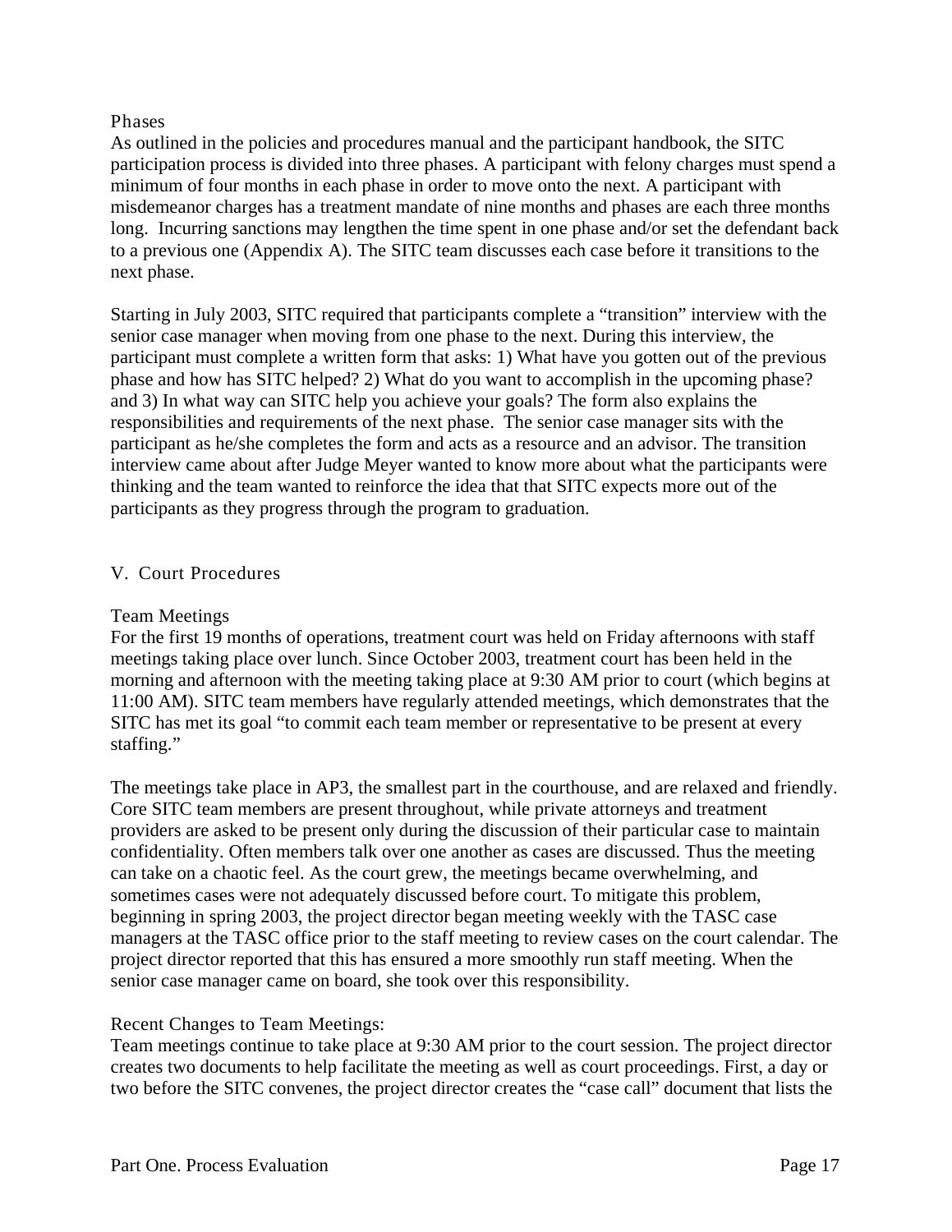### Phases

As outlined in the policies and procedures manual and the participant handbook, the SITC participation process is divided into three phases. A participant with felony charges must spend a minimum of four months in each phase in order to move onto the next. A participant with misdemeanor charges has a treatment mandate of nine months and phases are each three months long. Incurring sanctions may lengthen the time spent in one phase and/or set the defendant back to a previous one (Appendix A). The SITC team discusses each case before it transitions to the next phase.

Starting in July 2003, SITC required that participants complete a "transition" interview with the senior case manager when moving from one phase to the next. During this interview, the participant must complete a written form that asks: 1) What have you gotten out of the previous phase and how has SITC helped? 2) What do you want to accomplish in the upcoming phase? and 3) In what way can SITC help you achieve your goals? The form also explains the responsibilities and requirements of the next phase. The senior case manager sits with the participant as he/she completes the form and acts as a resource and an advisor. The transition interview came about after Judge Meyer wanted to know more about what the participants were thinking and the team wanted to reinforce the idea that that SITC expects more out of the participants as they progress through the program to graduation.

## V. Court Procedures

### Team Meetings

For the first 19 months of operations, treatment court was held on Friday afternoons with staff meetings taking place over lunch. Since October 2003, treatment court has been held in the morning and afternoon with the meeting taking place at 9:30 AM prior to court (which begins at 11:00 AM). SITC team members have regularly attended meetings, which demonstrates that the SITC has met its goal "to commit each team member or representative to be present at every staffing."

The meetings take place in AP3, the smallest part in the courthouse, and are relaxed and friendly. Core SITC team members are present throughout, while private attorneys and treatment providers are asked to be present only during the discussion of their particular case to maintain confidentiality. Often members talk over one another as cases are discussed. Thus the meeting can take on a chaotic feel. As the court grew, the meetings became overwhelming, and sometimes cases were not adequately discussed before court. To mitigate this problem, beginning in spring 2003, the project director began meeting weekly with the TASC case managers at the TASC office prior to the staff meeting to review cases on the court calendar. The project director reported that this has ensured a more smoothly run staff meeting. When the senior case manager came on board, she took over this responsibility.

### Recent Changes to Team Meetings:

Team meetings continue to take place at 9:30 AM prior to the court session. The project director creates two documents to help facilitate the meeting as well as court proceedings. First, a day or two before the SITC convenes, the project director creates the "case call" document that lists the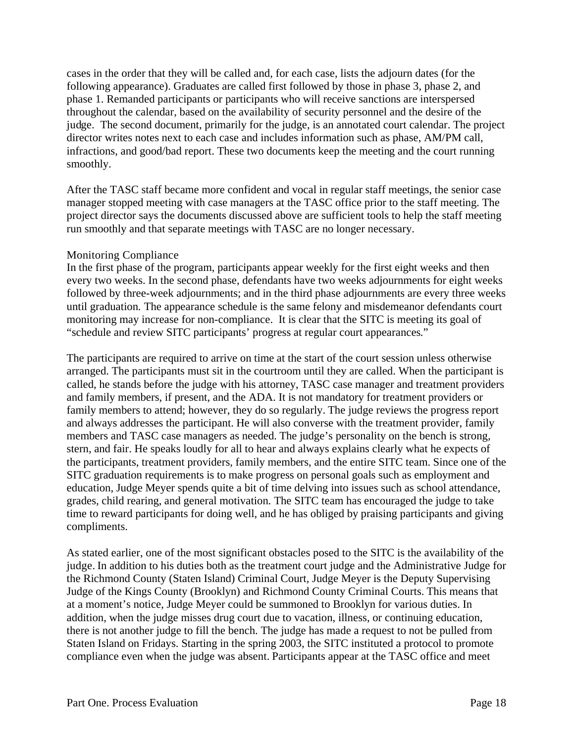cases in the order that they will be called and, for each case, lists the adjourn dates (for the following appearance). Graduates are called first followed by those in phase 3, phase 2, and phase 1. Remanded participants or participants who will receive sanctions are interspersed throughout the calendar, based on the availability of security personnel and the desire of the judge. The second document, primarily for the judge, is an annotated court calendar. The project director writes notes next to each case and includes information such as phase, AM/PM call, infractions, and good/bad report. These two documents keep the meeting and the court running smoothly.

After the TASC staff became more confident and vocal in regular staff meetings, the senior case manager stopped meeting with case managers at the TASC office prior to the staff meeting. The project director says the documents discussed above are sufficient tools to help the staff meeting run smoothly and that separate meetings with TASC are no longer necessary.

### Monitoring Compliance

In the first phase of the program, participants appear weekly for the first eight weeks and then every two weeks. In the second phase, defendants have two weeks adjournments for eight weeks followed by three-week adjournments; and in the third phase adjournments are every three weeks until graduation. The appearance schedule is the same felony and misdemeanor defendants court monitoring may increase for non-compliance. It is clear that the SITC is meeting its goal of "schedule and review SITC participants' progress at regular court appearances."

The participants are required to arrive on time at the start of the court session unless otherwise arranged. The participants must sit in the courtroom until they are called. When the participant is called, he stands before the judge with his attorney, TASC case manager and treatment providers and family members, if present, and the ADA. It is not mandatory for treatment providers or family members to attend; however, they do so regularly. The judge reviews the progress report and always addresses the participant. He will also converse with the treatment provider, family members and TASC case managers as needed. The judge's personality on the bench is strong, stern, and fair. He speaks loudly for all to hear and always explains clearly what he expects of the participants, treatment providers, family members, and the entire SITC team. Since one of the SITC graduation requirements is to make progress on personal goals such as employment and education, Judge Meyer spends quite a bit of time delving into issues such as school attendance, grades, child rearing, and general motivation. The SITC team has encouraged the judge to take time to reward participants for doing well, and he has obliged by praising participants and giving compliments.

As stated earlier, one of the most significant obstacles posed to the SITC is the availability of the judge. In addition to his duties both as the treatment court judge and the Administrative Judge for the Richmond County (Staten Island) Criminal Court, Judge Meyer is the Deputy Supervising Judge of the Kings County (Brooklyn) and Richmond County Criminal Courts. This means that at a moment's notice, Judge Meyer could be summoned to Brooklyn for various duties. In addition, when the judge misses drug court due to vacation, illness, or continuing education, there is not another judge to fill the bench. The judge has made a request to not be pulled from Staten Island on Fridays. Starting in the spring 2003, the SITC instituted a protocol to promote compliance even when the judge was absent. Participants appear at the TASC office and meet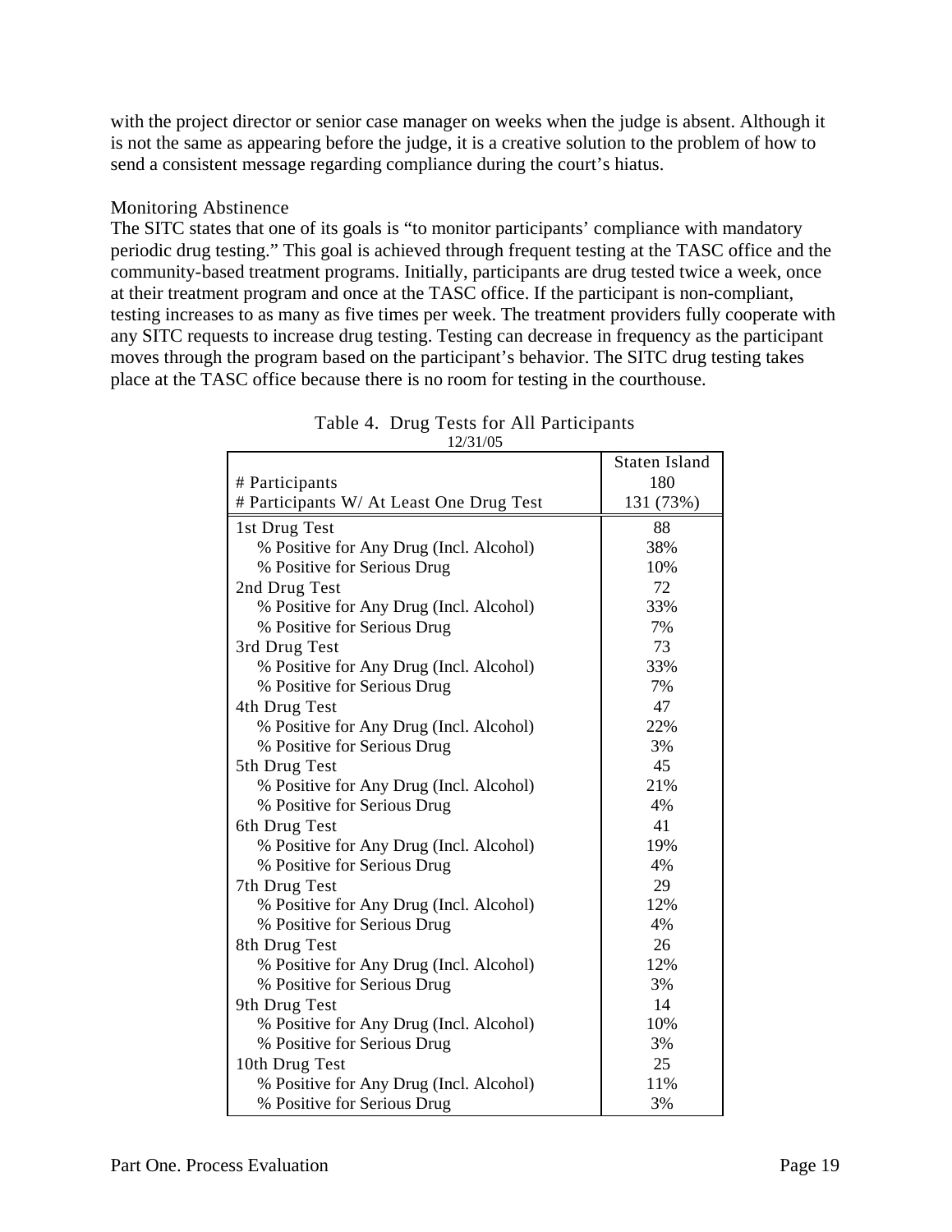with the project director or senior case manager on weeks when the judge is absent. Although it is not the same as appearing before the judge, it is a creative solution to the problem of how to send a consistent message regarding compliance during the court's hiatus.

### Monitoring Abstinence

The SITC states that one of its goals is "to monitor participants' compliance with mandatory periodic drug testing." This goal is achieved through frequent testing at the TASC office and the community-based treatment programs. Initially, participants are drug tested twice a week, once at their treatment program and once at the TASC office. If the participant is non-compliant, testing increases to as many as five times per week. The treatment providers fully cooperate with any SITC requests to increase drug testing. Testing can decrease in frequency as the participant moves through the program based on the participant's behavior. The SITC drug testing takes place at the TASC office because there is no room for testing in the courthouse.

Table 4. Drug Tests for All Participants
12/31/05

| | Staten Island |
|---|---|
| # Participants | 180 |
| # Participants W/ At Least One Drug Test | 131 (73%) |
| 1st Drug Test | 88 |
| % Positive for Any Drug (Incl. Alcohol) | 38% |
| % Positive for Serious Drug | 10% |
| 2nd Drug Test | 72 |
| % Positive for Any Drug (Incl. Alcohol) | 33% |
| % Positive for Serious Drug | 7% |
| 3rd Drug Test | 73 |
| % Positive for Any Drug (Incl. Alcohol) | 33% |
| % Positive for Serious Drug | 7% |
| 4th Drug Test | 47 |
| % Positive for Any Drug (Incl. Alcohol) | 22% |
| % Positive for Serious Drug | 3% |
| 5th Drug Test | 45 |
| % Positive for Any Drug (Incl. Alcohol) | 21% |
| % Positive for Serious Drug | 4% |
| 6th Drug Test | 41 |
| % Positive for Any Drug (Incl. Alcohol) | 19% |
| % Positive for Serious Drug | 4% |
| 7th Drug Test | 29 |
| % Positive for Any Drug (Incl. Alcohol) | 12% |
| % Positive for Serious Drug | 4% |
| 8th Drug Test | 26 |
| % Positive for Any Drug (Incl. Alcohol) | 12% |
| % Positive for Serious Drug | 3% |
| 9th Drug Test | 14 |
| % Positive for Any Drug (Incl. Alcohol) | 10% |
| % Positive for Serious Drug | 3% |
| 10th Drug Test | 25 |
| % Positive for Any Drug (Incl. Alcohol) | 11% |
| % Positive for Serious Drug | 3% |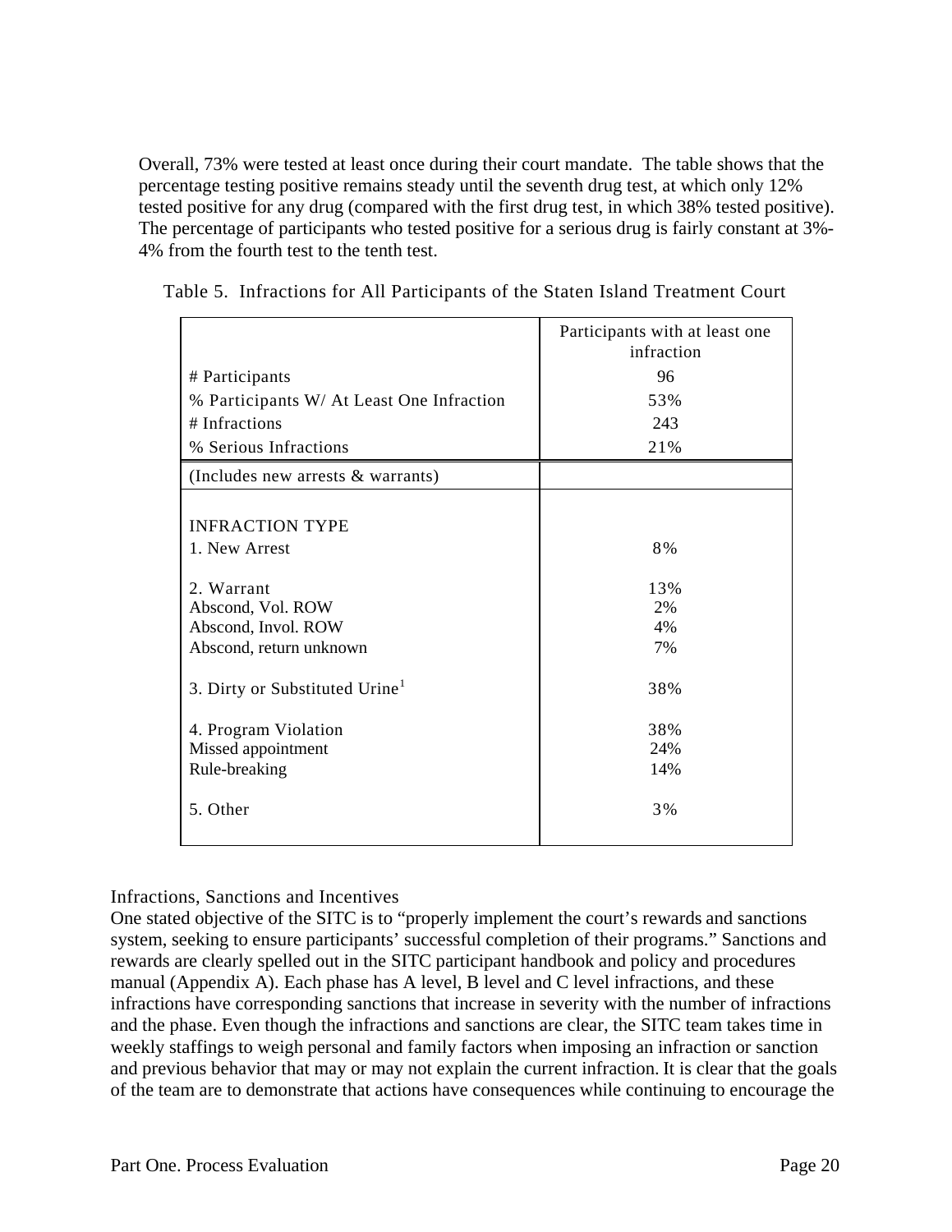Overall, 73% were tested at least once during their court mandate. The table shows that the percentage testing positive remains steady until the seventh drug test, at which only 12% tested positive for any drug (compared with the first drug test, in which 38% tested positive). The percentage of participants who tested positive for a serious drug is fairly constant at 3%-4% from the fourth test to the tenth test.

Table 5. Infractions for All Participants of the Staten Island Treatment Court

| | Participants with at least one infraction |
|---|---|
| # Participants | 96 |
| % Participants W/ At Least One Infraction | 53% |
| # Infractions | 243 |
| % Serious Infractions | 21% |
| (Includes new arrests & warrants) | |
| INFRACTION TYPE | |
| 1. New Arrest | 8% |
| 2. Warrant | 13% |
| Abscond, Vol. ROW | 2% |
| Abscond, Invol. ROW | 4% |
| Abscond, return unknown | 7% |
| 3. Dirty or Substituted Urine[1] | 38% |
| 4. Program Violation | 38% |
| Missed appointment | 24% |
| Rule-breaking | 14% |
| 5. Other | 3% |

## Infractions, Sanctions and Incentives

One stated objective of the SITC is to "properly implement the court's rewards and sanctions system, seeking to ensure participants' successful completion of their programs." Sanctions and rewards are clearly spelled out in the SITC participant handbook and policy and procedures manual (Appendix A). Each phase has A level, B level and C level infractions, and these infractions have corresponding sanctions that increase in severity with the number of infractions and the phase. Even though the infractions and sanctions are clear, the SITC team takes time in weekly staffings to weigh personal and family factors when imposing an infraction or sanction and previous behavior that may or may not explain the current infraction. It is clear that the goals of the team are to demonstrate that actions have consequences while continuing to encourage the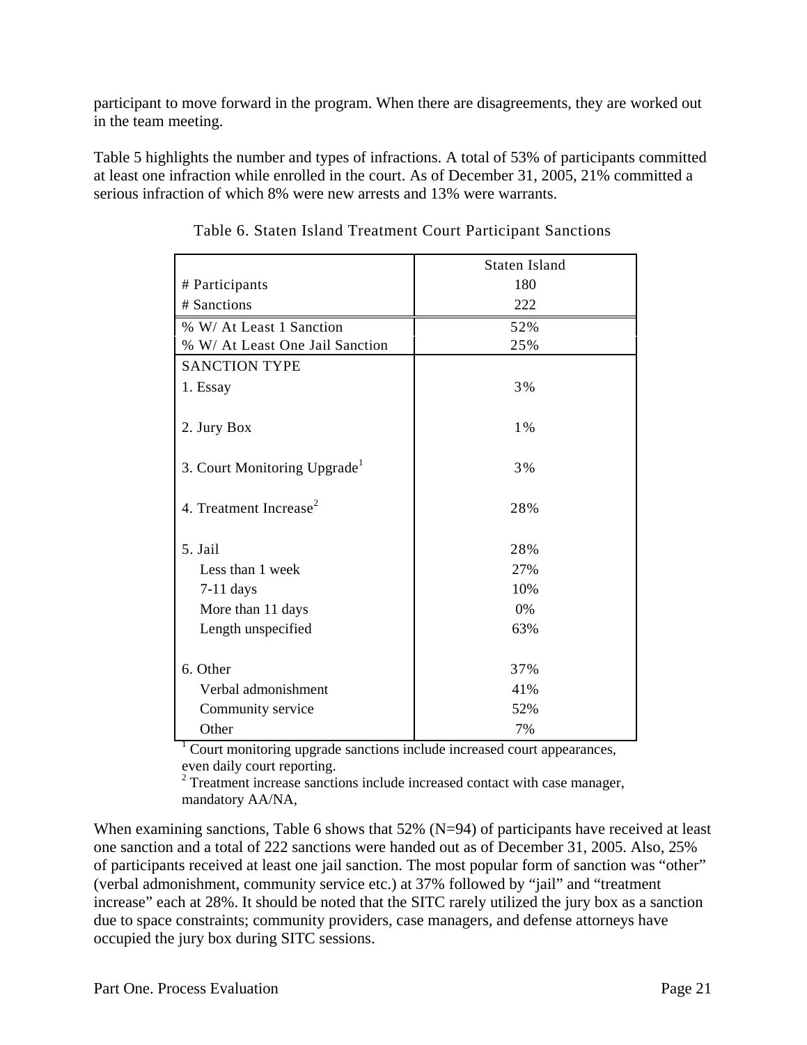participant to move forward in the program. When there are disagreements, they are worked out in the team meeting.

Table 5 highlights the number and types of infractions. A total of 53% of participants committed at least one infraction while enrolled in the court. As of December 31, 2005, 21% committed a serious infraction of which 8% were new arrests and 13% were warrants.

Table 6. Staten Island Treatment Court Participant Sanctions

| | Staten Island |
|---|---|
| # Participants | 180 |
| # Sanctions | 222 |
| % W/ At Least 1 Sanction | 52% |
| % W/ At Least One Jail Sanction | 25% |
| SANCTION TYPE | |
| 1. Essay | 3% |
| 2. Jury Box | 1% |
| 3. Court Monitoring Upgrade[1] | 3% |
| 4. Treatment Increase[2] | 28% |
| 5. Jail | 28% |
| Less than 1 week | 27% |
| 7-11 days | 10% |
| More than 11 days | 0% |
| Length unspecified | 63% |
| 6. Other | 37% |
| Verbal admonishment | 41% |
| Community service | 52% |
| Other | 7% |

[1] Court monitoring upgrade sanctions include increased court appearances, even daily court reporting.
[2] Treatment increase sanctions include increased contact with case manager, mandatory AA/NA,

When examining sanctions, Table 6 shows that 52% (N=94) of participants have received at least one sanction and a total of 222 sanctions were handed out as of December 31, 2005. Also, 25% of participants received at least one jail sanction. The most popular form of sanction was "other" (verbal admonishment, community service etc.) at 37% followed by "jail" and "treatment increase" each at 28%. It should be noted that the SITC rarely utilized the jury box as a sanction due to space constraints; community providers, case managers, and defense attorneys have occupied the jury box during SITC sessions.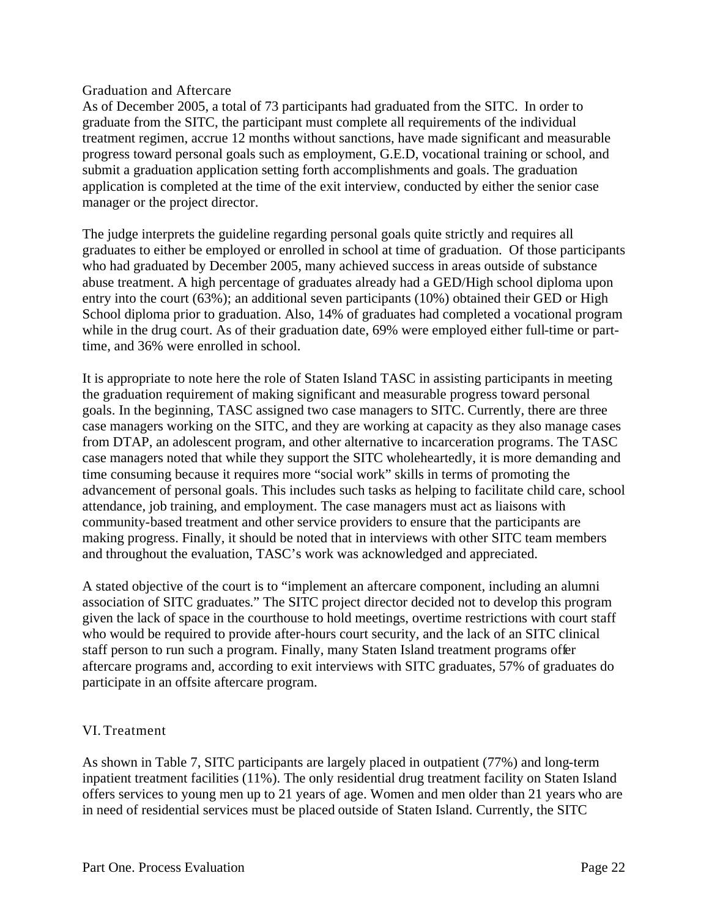### Graduation and Aftercare

As of December 2005, a total of 73 participants had graduated from the SITC. In order to graduate from the SITC, the participant must complete all requirements of the individual treatment regimen, accrue 12 months without sanctions, have made significant and measurable progress toward personal goals such as employment, G.E.D, vocational training or school, and submit a graduation application setting forth accomplishments and goals. The graduation application is completed at the time of the exit interview, conducted by either the senior case manager or the project director.

The judge interprets the guideline regarding personal goals quite strictly and requires all graduates to either be employed or enrolled in school at time of graduation. Of those participants who had graduated by December 2005, many achieved success in areas outside of substance abuse treatment. A high percentage of graduates already had a GED/High school diploma upon entry into the court (63%); an additional seven participants (10%) obtained their GED or High School diploma prior to graduation. Also, 14% of graduates had completed a vocational program while in the drug court. As of their graduation date, 69% were employed either full-time or part-time, and 36% were enrolled in school.

It is appropriate to note here the role of Staten Island TASC in assisting participants in meeting the graduation requirement of making significant and measurable progress toward personal goals. In the beginning, TASC assigned two case managers to SITC. Currently, there are three case managers working on the SITC, and they are working at capacity as they also manage cases from DTAP, an adolescent program, and other alternative to incarceration programs. The TASC case managers noted that while they support the SITC wholeheartedly, it is more demanding and time consuming because it requires more "social work" skills in terms of promoting the advancement of personal goals. This includes such tasks as helping to facilitate child care, school attendance, job training, and employment. The case managers must act as liaisons with community-based treatment and other service providers to ensure that the participants are making progress. Finally, it should be noted that in interviews with other SITC team members and throughout the evaluation, TASC's work was acknowledged and appreciated.

A stated objective of the court is to "implement an aftercare component, including an alumni association of SITC graduates." The SITC project director decided not to develop this program given the lack of space in the courthouse to hold meetings, overtime restrictions with court staff who would be required to provide after-hours court security, and the lack of an SITC clinical staff person to run such a program. Finally, many Staten Island treatment programs offer aftercare programs and, according to exit interviews with SITC graduates, 57% of graduates do participate in an offsite aftercare program.

## VI. Treatment

As shown in Table 7, SITC participants are largely placed in outpatient (77%) and long-term inpatient treatment facilities (11%). The only residential drug treatment facility on Staten Island offers services to young men up to 21 years of age. Women and men older than 21 years who are in need of residential services must be placed outside of Staten Island. Currently, the SITC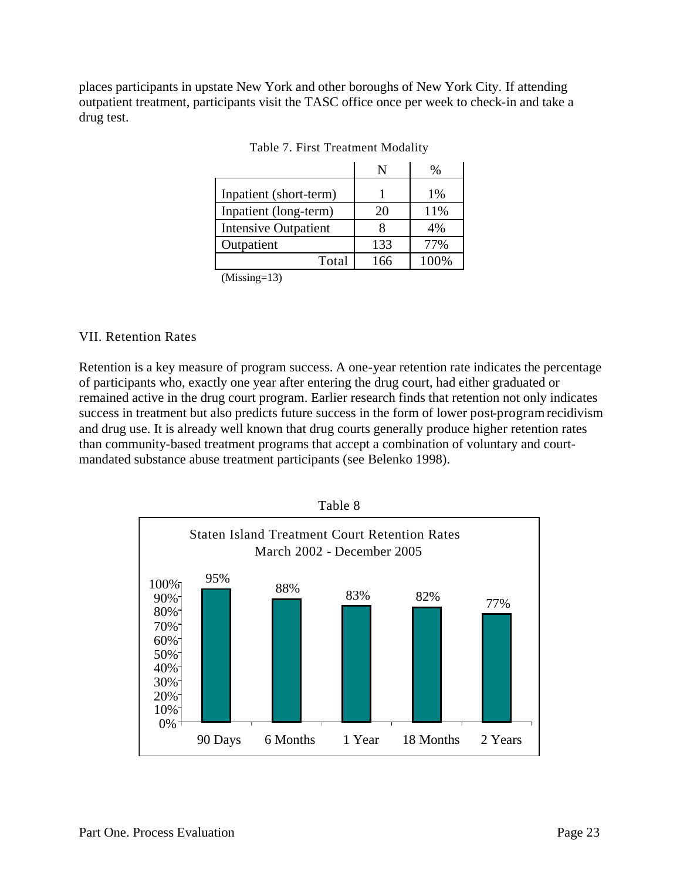places participants in upstate New York and other boroughs of New York City. If attending outpatient treatment, participants visit the TASC office once per week to check-in and take a drug test.

Table 7. First Treatment Modality

| | N | % |
|---|---|---|
| Inpatient (short-term) | 1 | 1% |
| Inpatient (long-term) | 20 | 11% |
| Intensive Outpatient | 8 | 4% |
| Outpatient | 133 | 77% |
| Total | 166 | 100% |

(Missing=13)

## VII. Retention Rates

Retention is a key measure of program success. A one-year retention rate indicates the percentage of participants who, exactly one year after entering the drug court, had either graduated or remained active in the drug court program. Earlier research finds that retention not only indicates success in treatment but also predicts future success in the form of lower post-program recidivism and drug use. It is already well known that drug courts generally produce higher retention rates than community-based treatment programs that accept a combination of voluntary and court-mandated substance abuse treatment participants (see Belenko 1998).

Table 8

Staten Island Treatment Court Retention Rates
March 2002 - December 2005

100%
90%
80%
70%
60%
50%
40%
30%
20%
10%
0%

95%
88%
83%
82%
77%

90 Days
6 Months
1 Year
18 Months
2 Years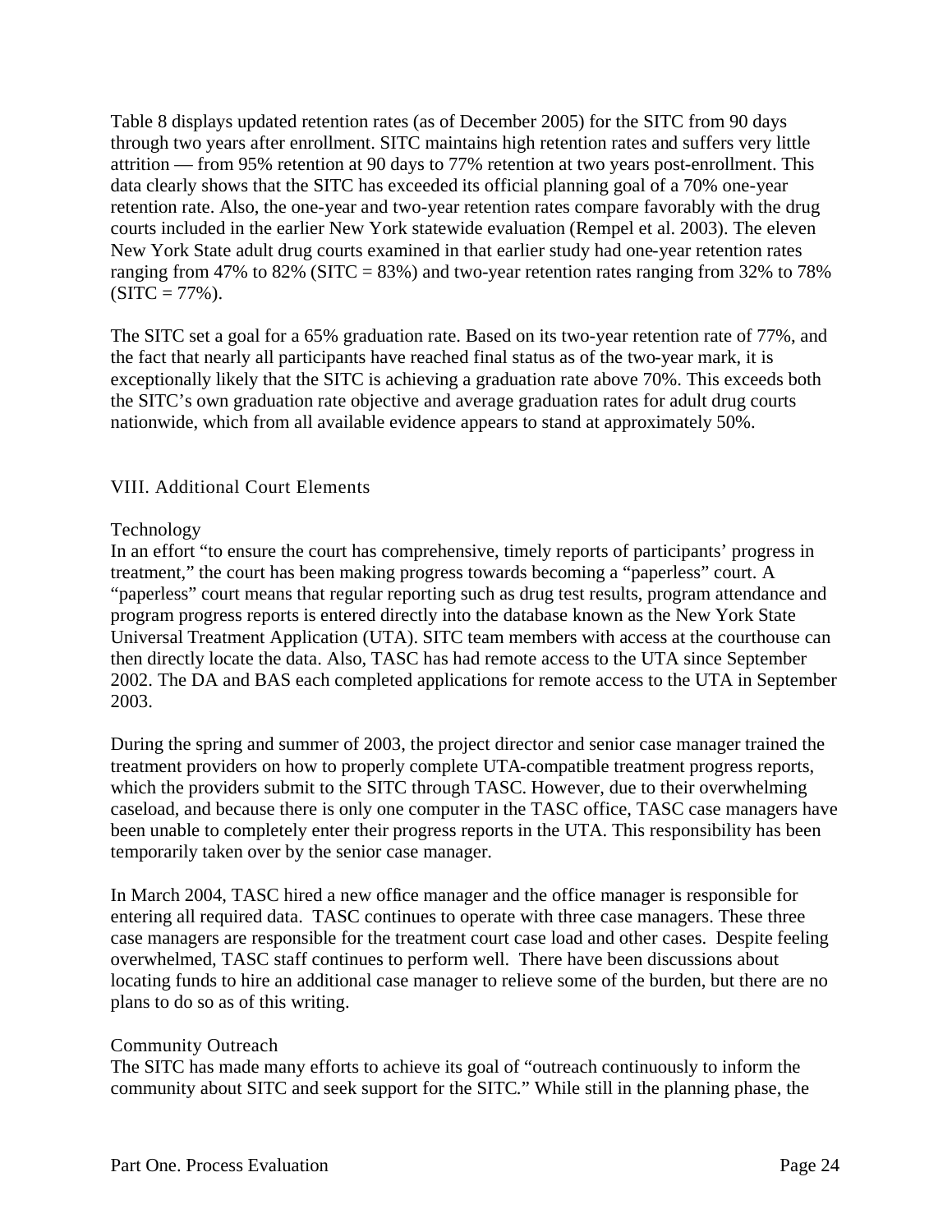Table 8 displays updated retention rates (as of December 2005) for the SITC from 90 days through two years after enrollment. SITC maintains high retention rates and suffers very little attrition — from 95% retention at 90 days to 77% retention at two years post-enrollment. This data clearly shows that the SITC has exceeded its official planning goal of a 70% one-year retention rate. Also, the one-year and two-year retention rates compare favorably with the drug courts included in the earlier New York statewide evaluation (Rempel et al. 2003). The eleven New York State adult drug courts examined in that earlier study had one-year retention rates ranging from 47% to 82% (SITC = 83%) and two-year retention rates ranging from 32% to 78% (SITC = 77%).

The SITC set a goal for a 65% graduation rate. Based on its two-year retention rate of 77%, and the fact that nearly all participants have reached final status as of the two-year mark, it is exceptionally likely that the SITC is achieving a graduation rate above 70%. This exceeds both the SITC's own graduation rate objective and average graduation rates for adult drug courts nationwide, which from all available evidence appears to stand at approximately 50%.

## VIII. Additional Court Elements

### Technology

In an effort "to ensure the court has comprehensive, timely reports of participants' progress in treatment," the court has been making progress towards becoming a "paperless" court. A "paperless" court means that regular reporting such as drug test results, program attendance and program progress reports is entered directly into the database known as the New York State Universal Treatment Application (UTA). SITC team members with access at the courthouse can then directly locate the data. Also, TASC has had remote access to the UTA since September 2002. The DA and BAS each completed applications for remote access to the UTA in September 2003.

During the spring and summer of 2003, the project director and senior case manager trained the treatment providers on how to properly complete UTA-compatible treatment progress reports, which the providers submit to the SITC through TASC. However, due to their overwhelming caseload, and because there is only one computer in the TASC office, TASC case managers have been unable to completely enter their progress reports in the UTA. This responsibility has been temporarily taken over by the senior case manager.

In March 2004, TASC hired a new office manager and the office manager is responsible for entering all required data. TASC continues to operate with three case managers. These three case managers are responsible for the treatment court case load and other cases. Despite feeling overwhelmed, TASC staff continues to perform well. There have been discussions about locating funds to hire an additional case manager to relieve some of the burden, but there are no plans to do so as of this writing.

### Community Outreach

The SITC has made many efforts to achieve its goal of "outreach continuously to inform the community about SITC and seek support for the SITC." While still in the planning phase, the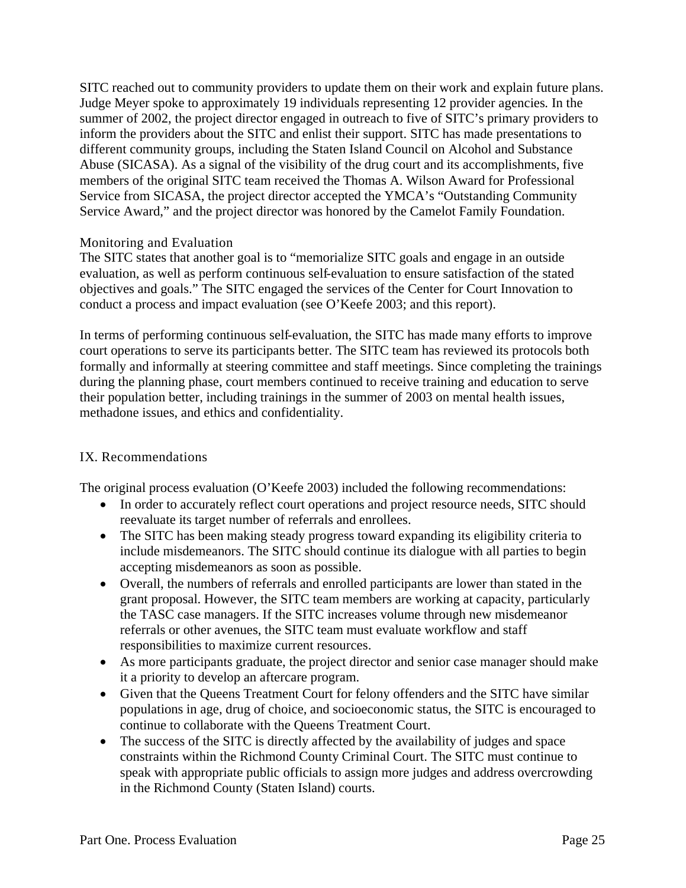SITC reached out to community providers to update them on their work and explain future plans. Judge Meyer spoke to approximately 19 individuals representing 12 provider agencies. In the summer of 2002, the project director engaged in outreach to five of SITC's primary providers to inform the providers about the SITC and enlist their support. SITC has made presentations to different community groups, including the Staten Island Council on Alcohol and Substance Abuse (SICASA). As a signal of the visibility of the drug court and its accomplishments, five members of the original SITC team received the Thomas A. Wilson Award for Professional Service from SICASA, the project director accepted the YMCA's "Outstanding Community Service Award," and the project director was honored by the Camelot Family Foundation.

### Monitoring and Evaluation

The SITC states that another goal is to "memorialize SITC goals and engage in an outside evaluation, as well as perform continuous self-evaluation to ensure satisfaction of the stated objectives and goals." The SITC engaged the services of the Center for Court Innovation to conduct a process and impact evaluation (see O'Keefe 2003; and this report).

In terms of performing continuous self-evaluation, the SITC has made many efforts to improve court operations to serve its participants better. The SITC team has reviewed its protocols both formally and informally at steering committee and staff meetings. Since completing the trainings during the planning phase, court members continued to receive training and education to serve their population better, including trainings in the summer of 2003 on mental health issues, methadone issues, and ethics and confidentiality.

## IX. Recommendations

The original process evaluation (O'Keefe 2003) included the following recommendations:

- In order to accurately reflect court operations and project resource needs, SITC should reevaluate its target number of referrals and enrollees.
- The SITC has been making steady progress toward expanding its eligibility criteria to include misdemeanors. The SITC should continue its dialogue with all parties to begin accepting misdemeanors as soon as possible.
- Overall, the numbers of referrals and enrolled participants are lower than stated in the grant proposal. However, the SITC team members are working at capacity, particularly the TASC case managers. If the SITC increases volume through new misdemeanor referrals or other avenues, the SITC team must evaluate workflow and staff responsibilities to maximize current resources.
- As more participants graduate, the project director and senior case manager should make it a priority to develop an aftercare program.
- Given that the Queens Treatment Court for felony offenders and the SITC have similar populations in age, drug of choice, and socioeconomic status, the SITC is encouraged to continue to collaborate with the Queens Treatment Court.
- The success of the SITC is directly affected by the availability of judges and space constraints within the Richmond County Criminal Court. The SITC must continue to speak with appropriate public officials to assign more judges and address overcrowding in the Richmond County (Staten Island) courts.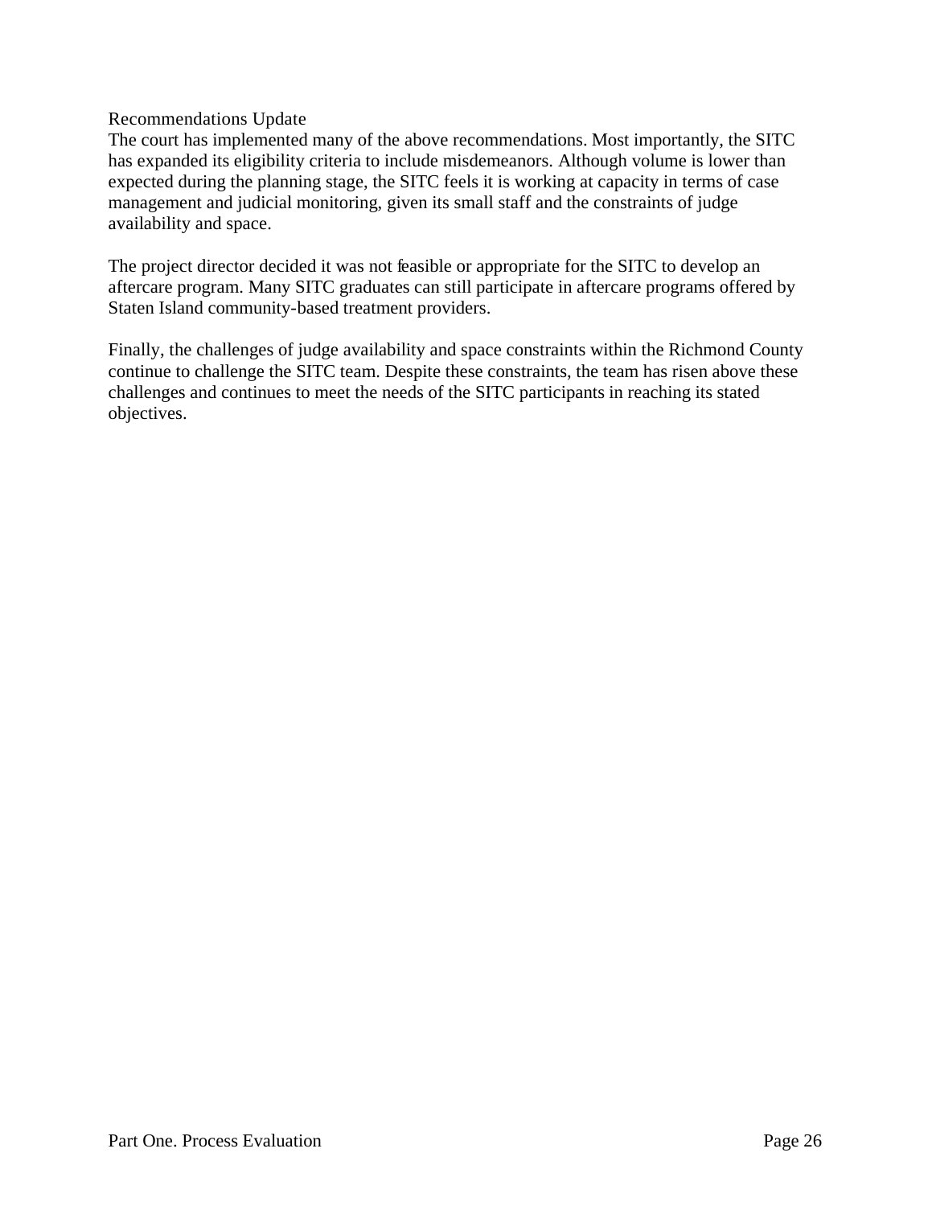### Recommendations Update

The court has implemented many of the above recommendations. Most importantly, the SITC has expanded its eligibility criteria to include misdemeanors. Although volume is lower than expected during the planning stage, the SITC feels it is working at capacity in terms of case management and judicial monitoring, given its small staff and the constraints of judge availability and space.

The project director decided it was not feasible or appropriate for the SITC to develop an aftercare program. Many SITC graduates can still participate in aftercare programs offered by Staten Island community-based treatment providers.

Finally, the challenges of judge availability and space constraints within the Richmond County continue to challenge the SITC team. Despite these constraints, the team has risen above these challenges and continues to meet the needs of the SITC participants in reaching its stated objectives.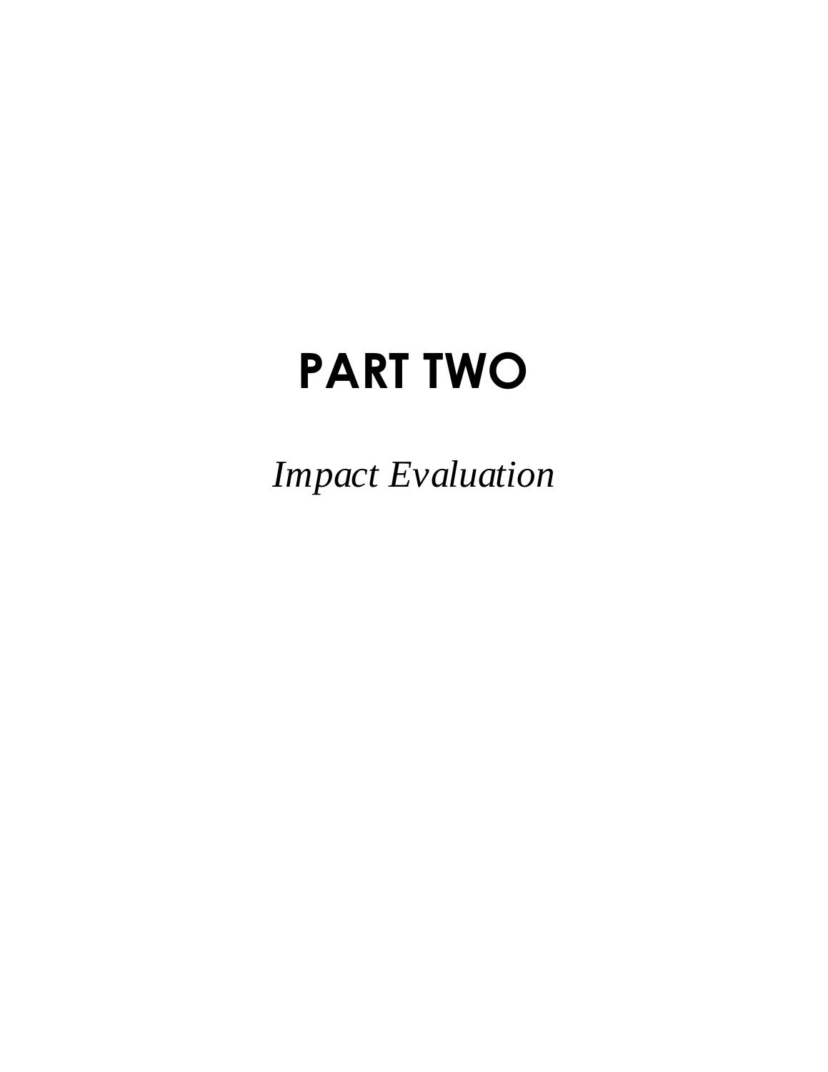# PART TWO

*Impact Evaluation*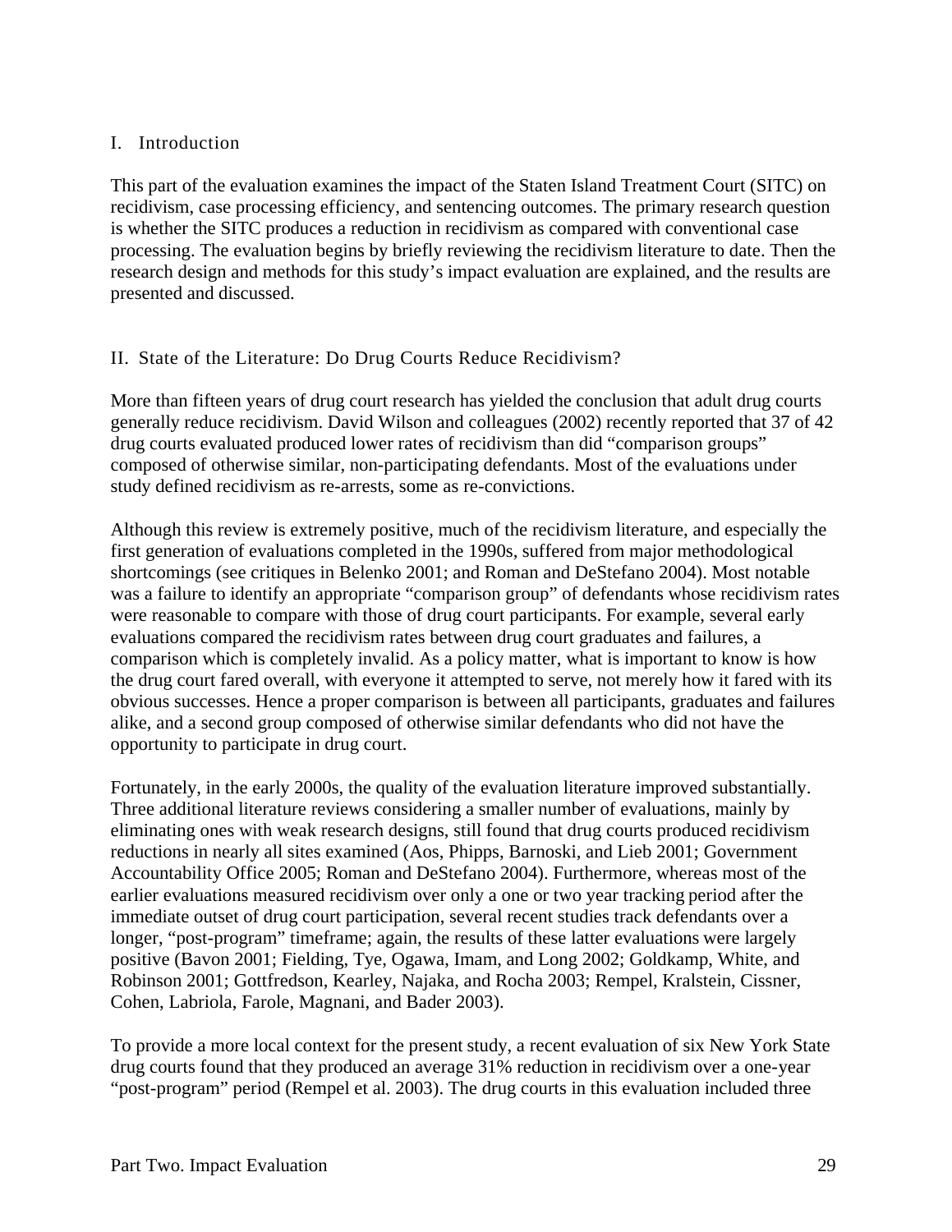## I. Introduction

This part of the evaluation examines the impact of the Staten Island Treatment Court (SITC) on recidivism, case processing efficiency, and sentencing outcomes. The primary research question is whether the SITC produces a reduction in recidivism as compared with conventional case processing. The evaluation begins by briefly reviewing the recidivism literature to date. Then the research design and methods for this study's impact evaluation are explained, and the results are presented and discussed.

## II. State of the Literature: Do Drug Courts Reduce Recidivism?

More than fifteen years of drug court research has yielded the conclusion that adult drug courts generally reduce recidivism. David Wilson and colleagues (2002) recently reported that 37 of 42 drug courts evaluated produced lower rates of recidivism than did "comparison groups" composed of otherwise similar, non-participating defendants. Most of the evaluations under study defined recidivism as re-arrests, some as re-convictions.

Although this review is extremely positive, much of the recidivism literature, and especially the first generation of evaluations completed in the 1990s, suffered from major methodological shortcomings (see critiques in Belenko 2001; and Roman and DeStefano 2004). Most notable was a failure to identify an appropriate "comparison group" of defendants whose recidivism rates were reasonable to compare with those of drug court participants. For example, several early evaluations compared the recidivism rates between drug court graduates and failures, a comparison which is completely invalid. As a policy matter, what is important to know is how the drug court fared overall, with everyone it attempted to serve, not merely how it fared with its obvious successes. Hence a proper comparison is between all participants, graduates and failures alike, and a second group composed of otherwise similar defendants who did not have the opportunity to participate in drug court.

Fortunately, in the early 2000s, the quality of the evaluation literature improved substantially. Three additional literature reviews considering a smaller number of evaluations, mainly by eliminating ones with weak research designs, still found that drug courts produced recidivism reductions in nearly all sites examined (Aos, Phipps, Barnoski, and Lieb 2001; Government Accountability Office 2005; Roman and DeStefano 2004). Furthermore, whereas most of the earlier evaluations measured recidivism over only a one or two year tracking period after the immediate outset of drug court participation, several recent studies track defendants over a longer, "post-program" timeframe; again, the results of these latter evaluations were largely positive (Bavon 2001; Fielding, Tye, Ogawa, Imam, and Long 2002; Goldkamp, White, and Robinson 2001; Gottfredson, Kearley, Najaka, and Rocha 2003; Rempel, Kralstein, Cissner, Cohen, Labriola, Farole, Magnani, and Bader 2003).

To provide a more local context for the present study, a recent evaluation of six New York State drug courts found that they produced an average 31% reduction in recidivism over a one-year "post-program" period (Rempel et al. 2003). The drug courts in this evaluation included three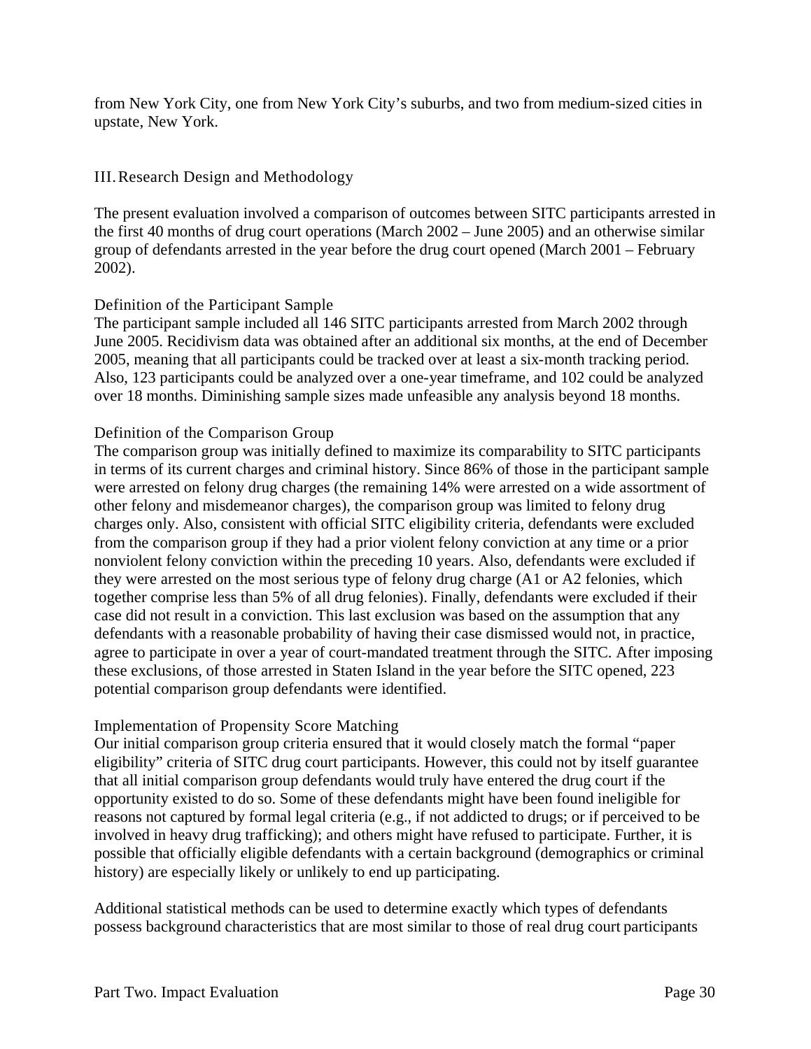from New York City, one from New York City's suburbs, and two from medium-sized cities in upstate, New York.

## III. Research Design and Methodology

The present evaluation involved a comparison of outcomes between SITC participants arrested in the first 40 months of drug court operations (March 2002 – June 2005) and an otherwise similar group of defendants arrested in the year before the drug court opened (March 2001 – February 2002).

### Definition of the Participant Sample

The participant sample included all 146 SITC participants arrested from March 2002 through June 2005. Recidivism data was obtained after an additional six months, at the end of December 2005, meaning that all participants could be tracked over at least a six-month tracking period. Also, 123 participants could be analyzed over a one-year timeframe, and 102 could be analyzed over 18 months. Diminishing sample sizes made unfeasible any analysis beyond 18 months.

### Definition of the Comparison Group

The comparison group was initially defined to maximize its comparability to SITC participants in terms of its current charges and criminal history. Since 86% of those in the participant sample were arrested on felony drug charges (the remaining 14% were arrested on a wide assortment of other felony and misdemeanor charges), the comparison group was limited to felony drug charges only. Also, consistent with official SITC eligibility criteria, defendants were excluded from the comparison group if they had a prior violent felony conviction at any time or a prior nonviolent felony conviction within the preceding 10 years. Also, defendants were excluded if they were arrested on the most serious type of felony drug charge (A1 or A2 felonies, which together comprise less than 5% of all drug felonies). Finally, defendants were excluded if their case did not result in a conviction. This last exclusion was based on the assumption that any defendants with a reasonable probability of having their case dismissed would not, in practice, agree to participate in over a year of court-mandated treatment through the SITC. After imposing these exclusions, of those arrested in Staten Island in the year before the SITC opened, 223 potential comparison group defendants were identified.

### Implementation of Propensity Score Matching

Our initial comparison group criteria ensured that it would closely match the formal "paper eligibility" criteria of SITC drug court participants. However, this could not by itself guarantee that all initial comparison group defendants would truly have entered the drug court if the opportunity existed to do so. Some of these defendants might have been found ineligible for reasons not captured by formal legal criteria (e.g., if not addicted to drugs; or if perceived to be involved in heavy drug trafficking); and others might have refused to participate. Further, it is possible that officially eligible defendants with a certain background (demographics or criminal history) are especially likely or unlikely to end up participating.

Additional statistical methods can be used to determine exactly which types of defendants possess background characteristics that are most similar to those of real drug court participants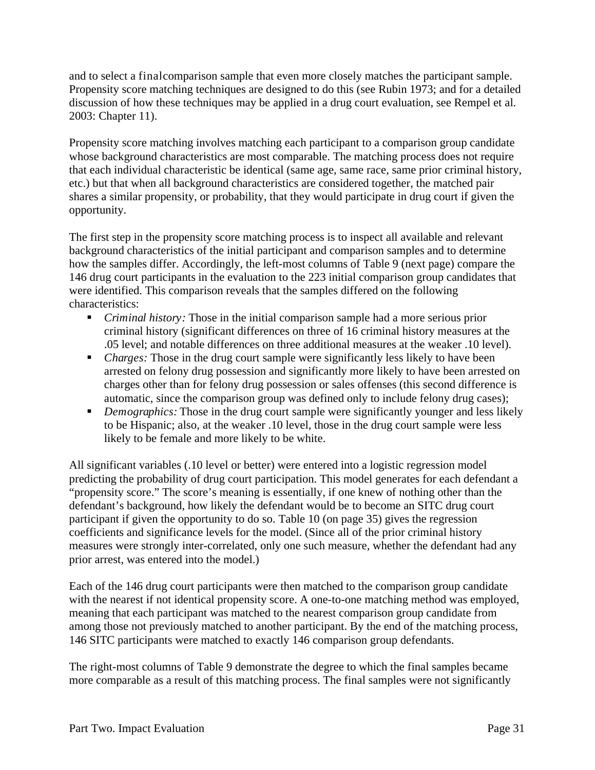and to select a final comparison sample that even more closely matches the participant sample. Propensity score matching techniques are designed to do this (see Rubin 1973; and for a detailed discussion of how these techniques may be applied in a drug court evaluation, see Rempel et al. 2003: Chapter 11).

Propensity score matching involves matching each participant to a comparison group candidate whose background characteristics are most comparable. The matching process does not require that each individual characteristic be identical (same age, same race, same prior criminal history, etc.) but that when all background characteristics are considered together, the matched pair shares a similar propensity, or probability, that they would participate in drug court if given the opportunity.

The first step in the propensity score matching process is to inspect all available and relevant background characteristics of the initial participant and comparison samples and to determine how the samples differ. Accordingly, the left-most columns of Table 9 (next page) compare the 146 drug court participants in the evaluation to the 223 initial comparison group candidates that were identified. This comparison reveals that the samples differed on the following characteristics:

- *Criminal history:* Those in the initial comparison sample had a more serious prior criminal history (significant differences on three of 16 criminal history measures at the .05 level; and notable differences on three additional measures at the weaker .10 level).
- *Charges:* Those in the drug court sample were significantly less likely to have been arrested on felony drug possession and significantly more likely to have been arrested on charges other than for felony drug possession or sales offenses (this second difference is automatic, since the comparison group was defined only to include felony drug cases);
- *Demographics:* Those in the drug court sample were significantly younger and less likely to be Hispanic; also, at the weaker .10 level, those in the drug court sample were less likely to be female and more likely to be white.

All significant variables (.10 level or better) were entered into a logistic regression model predicting the probability of drug court participation. This model generates for each defendant a "propensity score." The score's meaning is essentially, if one knew of nothing other than the defendant's background, how likely the defendant would be to become an SITC drug court participant if given the opportunity to do so. Table 10 (on page 35) gives the regression coefficients and significance levels for the model. (Since all of the prior criminal history measures were strongly inter-correlated, only one such measure, whether the defendant had any prior arrest, was entered into the model.)

Each of the 146 drug court participants were then matched to the comparison group candidate with the nearest if not identical propensity score. A one-to-one matching method was employed, meaning that each participant was matched to the nearest comparison group candidate from among those not previously matched to another participant. By the end of the matching process, 146 SITC participants were matched to exactly 146 comparison group defendants.

The right-most columns of Table 9 demonstrate the degree to which the final samples became more comparable as a result of this matching process. The final samples were not significantly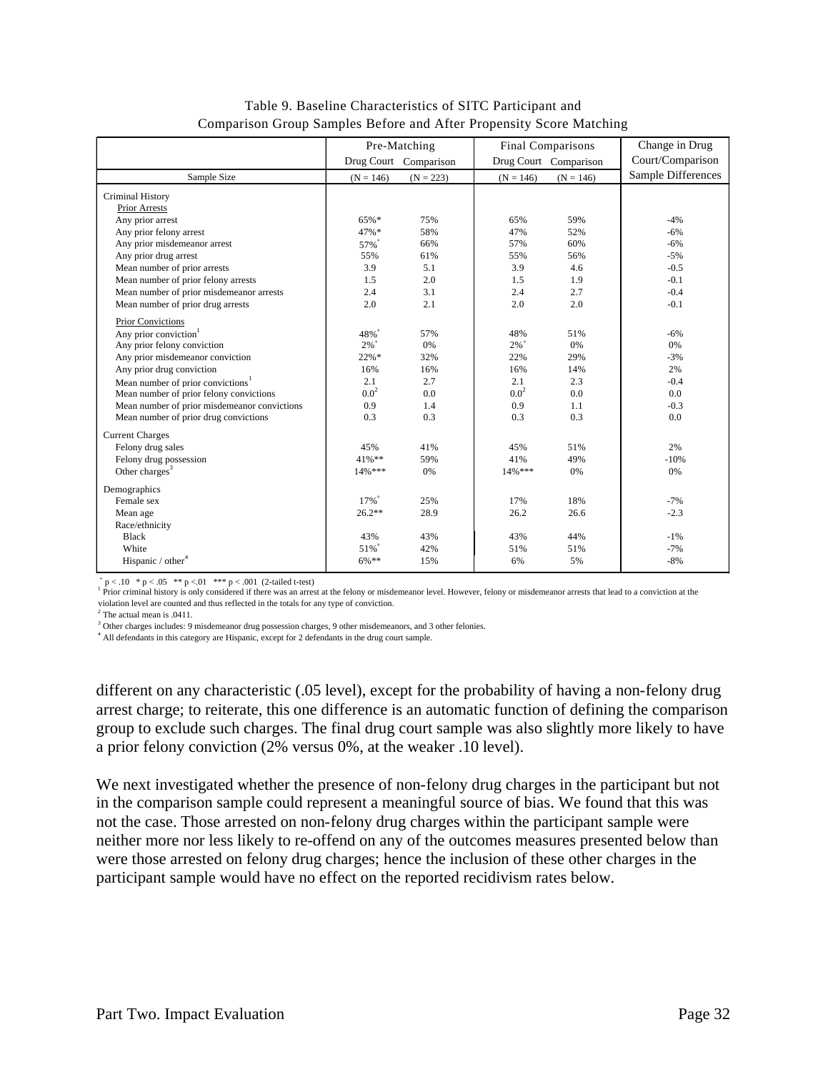Table 9. Baseline Characteristics of SITC Participant and Comparison Group Samples Before and After Propensity Score Matching

| | Pre-Matching | | Final Comparisons | | Change in Drug Court/Comparison Sample Differences |
|---|---|---|---|---|---|
| | Drug Court | Comparison | Drug Court | Comparison | |
| Sample Size | (N = 146) | (N = 223) | (N = 146) | (N = 146) | |
| **Criminal History** | | | | | |
| Prior Arrests | | | | | |
| Any prior arrest | 65%* | 75% | 65% | 59% | -4% |
| Any prior felony arrest | 47%* | 58% | 47% | 52% | -6% |
| Any prior misdemeanor arrest | 57%+ | 66% | 57% | 60% | -6% |
| Any prior drug arrest | 55% | 61% | 55% | 56% | -5% |
| Mean number of prior arrests | 3.9 | 5.1 | 3.9 | 4.6 | -0.5 |
| Mean number of prior felony arrests | 1.5 | 2.0 | 1.5 | 1.9 | -0.1 |
| Mean number of prior misdemeanor arrests | 2.4 | 3.1 | 2.4 | 2.7 | -0.4 |
| Mean number of prior drug arrests | 2.0 | 2.1 | 2.0 | 2.0 | -0.1 |
| Prior Convictions | | | | | |
| Any prior conviction[1] | 48%+ | 57% | 48% | 51% | -6% |
| Any prior felony conviction | 2%+ | 0% | 2%+ | 0% | 0% |
| Any prior misdemeanor conviction | 22%* | 32% | 22% | 29% | -3% |
| Any prior drug conviction | 16% | 16% | 16% | 14% | 2% |
| Mean number of prior convictions[1] | 2.1 | 2.7 | 2.1 | 2.3 | -0.4 |
| Mean number of prior felony convictions | 0.0[2] | 0.0 | 0.0[2] | 0.0 | 0.0 |
| Mean number of prior misdemeanor convictions | 0.9 | 1.4 | 0.9 | 1.1 | -0.3 |
| Mean number of prior drug convictions | 0.3 | 0.3 | 0.3 | 0.3 | 0.0 |
| **Current Charges** | | | | | |
| Felony drug sales | 45% | 41% | 45% | 51% | 2% |
| Felony drug possession | 41%** | 59% | 41% | 49% | -10% |
| Other charges[3] | 14%*** | 0% | 14%*** | 0% | 0% |
| **Demographics** | | | | | |
| Female sex | 17%+ | 25% | 17% | 18% | -7% |
| Mean age | 26.2** | 28.9 | 26.2 | 26.6 | -2.3 |
| Race/ethnicity | | | | | |
| Black | 43% | 43% | 43% | 44% | -1% |
| White | 51%+ | 42% | 51% | 51% | -7% |
| Hispanic / other[4] | 6%** | 15% | 6% | 5% | -8% |

+ p < .10 * p < .05 ** p <.01 *** p < .001 (2-tailed t-test)

[1] Prior criminal history is only considered if there was an arrest at the felony or misdemeanor level. However, felony or misdemeanor arrests that lead to a conviction at the violation level are counted and thus reflected in the totals for any type of conviction.

[2] The actual mean is .0411.

[3] Other charges includes: 9 misdemeanor drug possession charges, 9 other misdemeanors, and 3 other felonies.

[4] All defendants in this category are Hispanic, except for 2 defendants in the drug court sample.

different on any characteristic (.05 level), except for the probability of having a non-felony drug arrest charge; to reiterate, this one difference is an automatic function of defining the comparison group to exclude such charges. The final drug court sample was also slightly more likely to have a prior felony conviction (2% versus 0%, at the weaker .10 level).

We next investigated whether the presence of non-felony drug charges in the participant but not in the comparison sample could represent a meaningful source of bias. We found that this was not the case. Those arrested on non-felony drug charges within the participant sample were neither more nor less likely to re-offend on any of the outcomes measures presented below than were those arrested on felony drug charges; hence the inclusion of these other charges in the participant sample would have no effect on the reported recidivism rates below.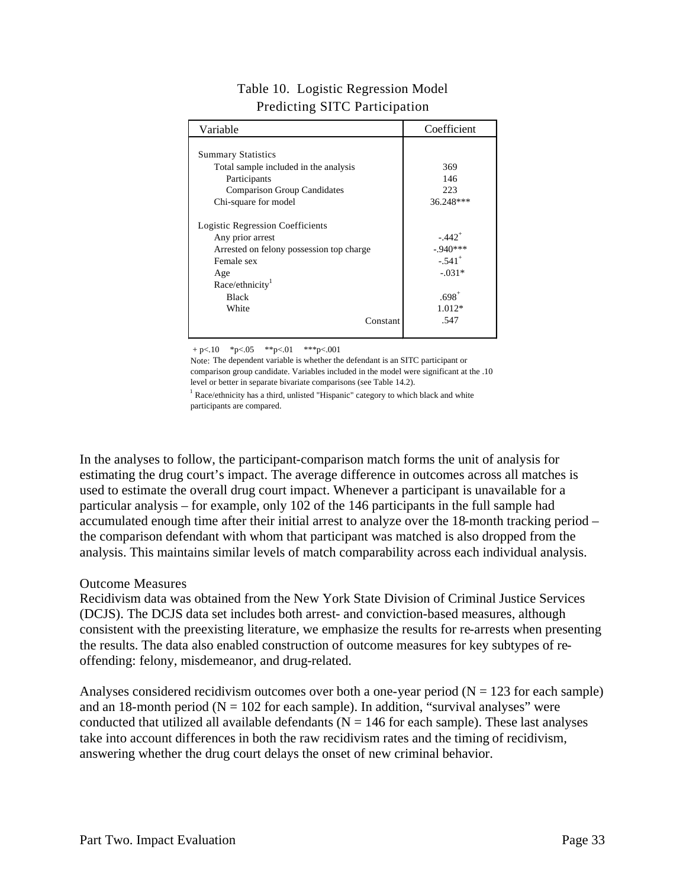Table 10. Logistic Regression Model Predicting SITC Participation

| Variable | Coefficient |
|---|---|
| **Summary Statistics** | |
| Total sample included in the analysis | 369 |
| Participants | 146 |
| Comparison Group Candidates | 223 |
| Chi-square for model | 36.248*** |
| **Logistic Regression Coefficients** | |
| Any prior arrest | -.442$^{+}$ |
| Arrested on felony possession top charge | -.940*** |
| Female sex | -.541$^{+}$ |
| Age | -.031* |
| Race/ethnicity[1] | |
| Black | .698$^{+}$ |
| White | 1.012* |
| Constant | .547 |

+ p<.10 *p<.05 **p<.01 ***p<.001

Note: The dependent variable is whether the defendant is an SITC participant or comparison group candidate. Variables included in the model were significant at the .10 level or better in separate bivariate comparisons (see Table 14.2).

[1] Race/ethnicity has a third, unlisted "Hispanic" category to which black and white participants are compared.

In the analyses to follow, the participant-comparison match forms the unit of analysis for estimating the drug court's impact. The average difference in outcomes across all matches is used to estimate the overall drug court impact. Whenever a participant is unavailable for a particular analysis – for example, only 102 of the 146 participants in the full sample had accumulated enough time after their initial arrest to analyze over the 18-month tracking period – the comparison defendant with whom that participant was matched is also dropped from the analysis. This maintains similar levels of match comparability across each individual analysis.

## Outcome Measures

Recidivism data was obtained from the New York State Division of Criminal Justice Services (DCJS). The DCJS data set includes both arrest- and conviction-based measures, although consistent with the preexisting literature, we emphasize the results for re-arrests when presenting the results. The data also enabled construction of outcome measures for key subtypes of re-offending: felony, misdemeanor, and drug-related.

Analyses considered recidivism outcomes over both a one-year period (N = 123 for each sample) and an 18-month period (N = 102 for each sample). In addition, "survival analyses" were conducted that utilized all available defendants (N = 146 for each sample). These last analyses take into account differences in both the raw recidivism rates and the timing of recidivism, answering whether the drug court delays the onset of new criminal behavior.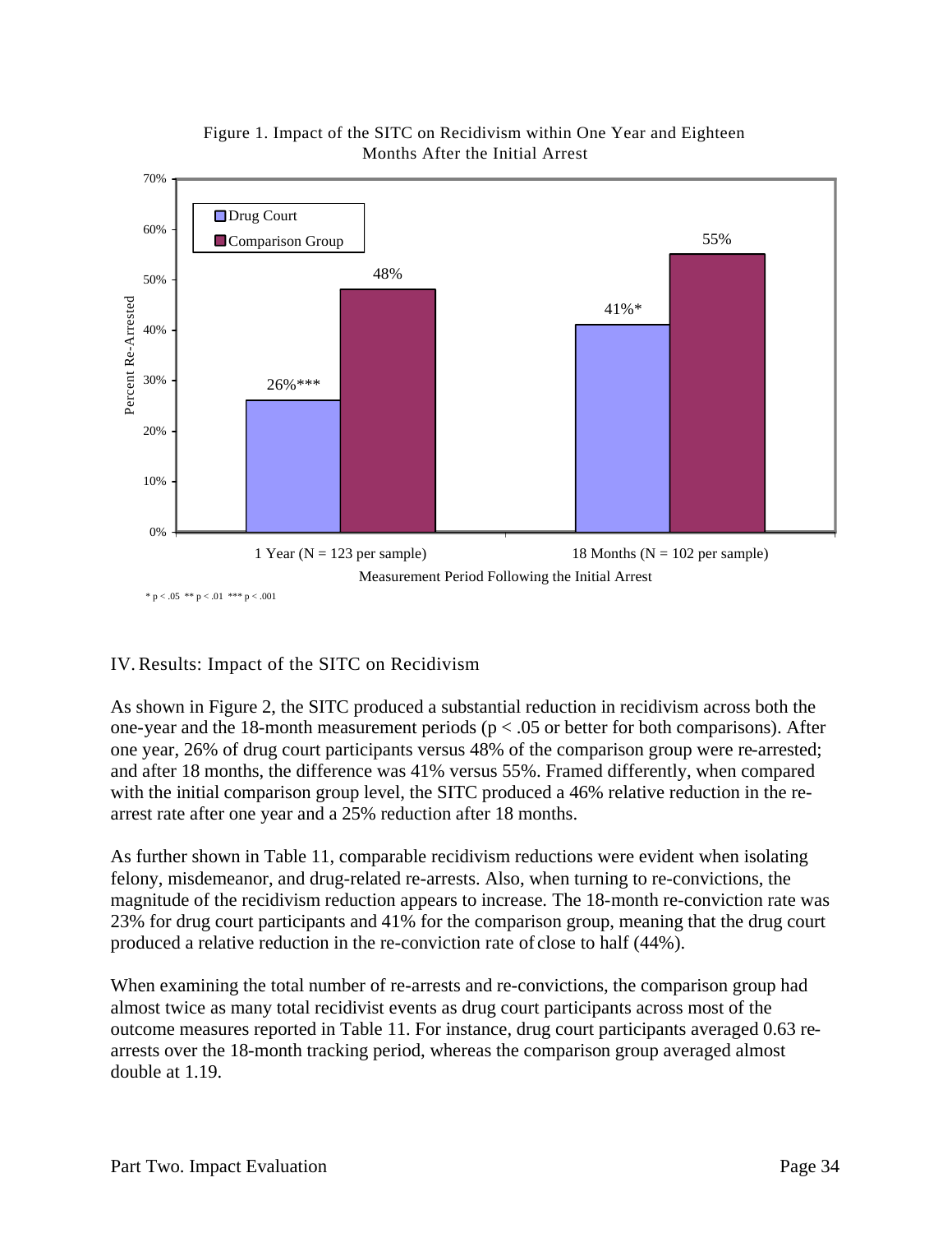Figure 1. Impact of the SITC on Recidivism within One Year and Eighteen Months After the Initial Arrest

70%
60%
50%
40%
30%
20%
10%
0%

Percent Re-Arrested

Drug Court
Comparison Group

26%***
48%
41%*
55%

1 Year (N = 123 per sample)
18 Months (N = 102 per sample)

Measurement Period Following the Initial Arrest

* p < .05 ** p < .01 *** p < .001

## IV. Results: Impact of the SITC on Recidivism

As shown in Figure 2, the SITC produced a substantial reduction in recidivism across both the one-year and the 18-month measurement periods ($p < .05$ or better for both comparisons). After one year, 26% of drug court participants versus 48% of the comparison group were re-arrested; and after 18 months, the difference was 41% versus 55%. Framed differently, when compared with the initial comparison group level, the SITC produced a 46% relative reduction in the re-arrest rate after one year and a 25% reduction after 18 months.

As further shown in Table 11, comparable recidivism reductions were evident when isolating felony, misdemeanor, and drug-related re-arrests. Also, when turning to re-convictions, the magnitude of the recidivism reduction appears to increase. The 18-month re-conviction rate was 23% for drug court participants and 41% for the comparison group, meaning that the drug court produced a relative reduction in the re-conviction rate of close to half (44%).

When examining the total number of re-arrests and re-convictions, the comparison group had almost twice as many total recidivist events as drug court participants across most of the outcome measures reported in Table 11. For instance, drug court participants averaged 0.63 re-arrests over the 18-month tracking period, whereas the comparison group averaged almost double at 1.19.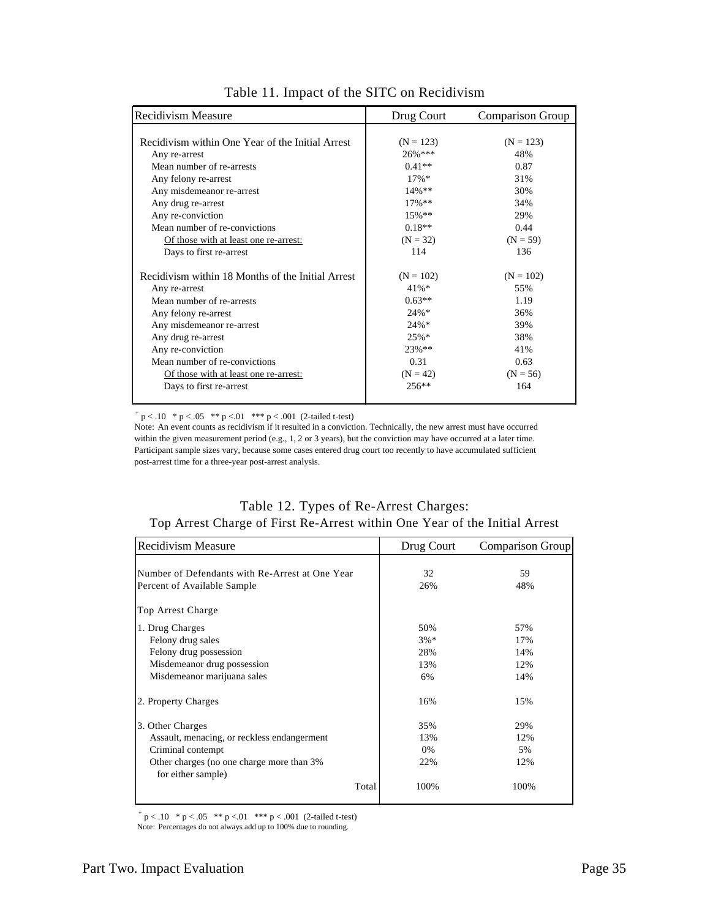Table 11. Impact of the SITC on Recidivism

| Recidivism Measure | Drug Court | Comparison Group |
|---|---|---|
| Recidivism within One Year of the Initial Arrest | (N = 123) | (N = 123) |
| Any re-arrest | 26%*** | 48% |
| Mean number of re-arrests | 0.41** | 0.87 |
| Any felony re-arrest | 17%* | 31% |
| Any misdemeanor re-arrest | 14%** | 30% |
| Any drug re-arrest | 17%** | 34% |
| Any re-conviction | 15%** | 29% |
| Mean number of re-convictions | 0.18** | 0.44 |
| Of those with at least one re-arrest: | (N = 32) | (N = 59) |
| Days to first re-arrest | 114 | 136 |
| Recidivism within 18 Months of the Initial Arrest | (N = 102) | (N = 102) |
| Any re-arrest | 41%* | 55% |
| Mean number of re-arrests | 0.63** | 1.19 |
| Any felony re-arrest | 24%* | 36% |
| Any misdemeanor re-arrest | 24%* | 39% |
| Any drug re-arrest | 25%* | 38% |
| Any re-conviction | 23%** | 41% |
| Mean number of re-convictions | 0.31 | 0.63 |
| Of those with at least one re-arrest: | (N = 42) | (N = 56) |
| Days to first re-arrest | 256** | 164 |

+ p < .10 * p < .05 ** p <.01 *** p < .001 (2-tailed t-test)

Note: An event counts as recidivism if it resulted in a conviction. Technically, the new arrest must have occurred within the given measurement period (e.g., 1, 2 or 3 years), but the conviction may have occurred at a later time. Participant sample sizes vary, because some cases entered drug court too recently to have accumulated sufficient post-arrest time for a three-year post-arrest analysis.

Table 12. Types of Re-Arrest Charges:
Top Arrest Charge of First Re-Arrest within One Year of the Initial Arrest

| Recidivism Measure | Drug Court | Comparison Group |
|---|---|---|
| Number of Defendants with Re-Arrest at One Year | 32 | 59 |
| Percent of Available Sample | 26% | 48% |
| Top Arrest Charge | | |
| 1. Drug Charges | 50% | 57% |
| Felony drug sales | 3%* | 17% |
| Felony drug possession | 28% | 14% |
| Misdemeanor drug possession | 13% | 12% |
| Misdemeanor marijuana sales | 6% | 14% |
| 2. Property Charges | 16% | 15% |
| 3. Other Charges | 35% | 29% |
| Assault, menacing, or reckless endangerment | 13% | 12% |
| Criminal contempt | 0% | 5% |
| Other charges (no one charge more than 3% for either sample) | 22% | 12% |
| Total | 100% | 100% |

+ p < .10 * p < .05 ** p <.01 *** p < .001 (2-tailed t-test)

Note: Percentages do not always add up to 100% due to rounding.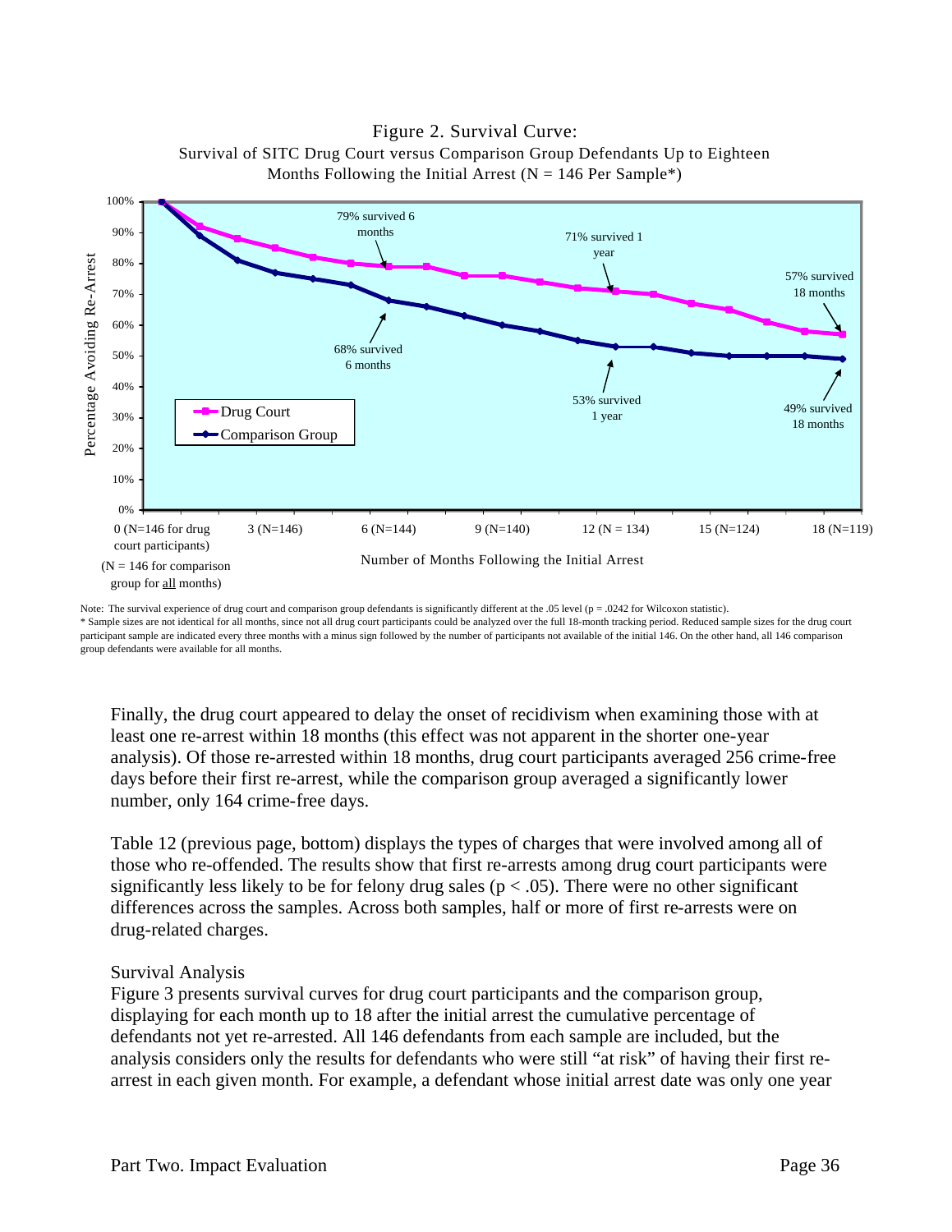Figure 2. Survival Curve:
Survival of SITC Drug Court versus Comparison Group Defendants Up to Eighteen Months Following the Initial Arrest (N = 146 Per Sample*)

100%
90%
80%
70%
60%
50%
40%
30%
20%
10%
0%

Percentage Avoiding Re-Arrest

79% survived 6 months

71% survived 1 year

57% survived 18 months

68% survived 6 months

53% survived 1 year

49% survived 18 months

Drug Court
Comparison Group

0 (N=146 for drug court participants)
(N = 146 for comparison group for all months)
3 (N=146)
6 (N=144)
9 (N=140)
12 (N = 134)
15 (N=124)
18 (N=119)

Number of Months Following the Initial Arrest

Note: The survival experience of drug court and comparison group defendants is significantly different at the .05 level (p = .0242 for Wilcoxon statistic).
* Sample sizes are not identical for all months, since not all drug court participants could be analyzed over the full 18-month tracking period. Reduced sample sizes for the drug court participant sample are indicated every three months with a minus sign followed by the number of participants not available of the initial 146. On the other hand, all 146 comparison group defendants were available for all months.

Finally, the drug court appeared to delay the onset of recidivism when examining those with at least one re-arrest within 18 months (this effect was not apparent in the shorter one-year analysis). Of those re-arrested within 18 months, drug court participants averaged 256 crime-free days before their first re-arrest, while the comparison group averaged a significantly lower number, only 164 crime-free days.

Table 12 (previous page, bottom) displays the types of charges that were involved among all of those who re-offended. The results show that first re-arrests among drug court participants were significantly less likely to be for felony drug sales ($p < .05$). There were no other significant differences across the samples. Across both samples, half or more of first re-arrests were on drug-related charges.

### Survival Analysis

Figure 3 presents survival curves for drug court participants and the comparison group, displaying for each month up to 18 after the initial arrest the cumulative percentage of defendants not yet re-arrested. All 146 defendants from each sample are included, but the analysis considers only the results for defendants who were still "at risk" of having their first re-arrest in each given month. For example, a defendant whose initial arrest date was only one year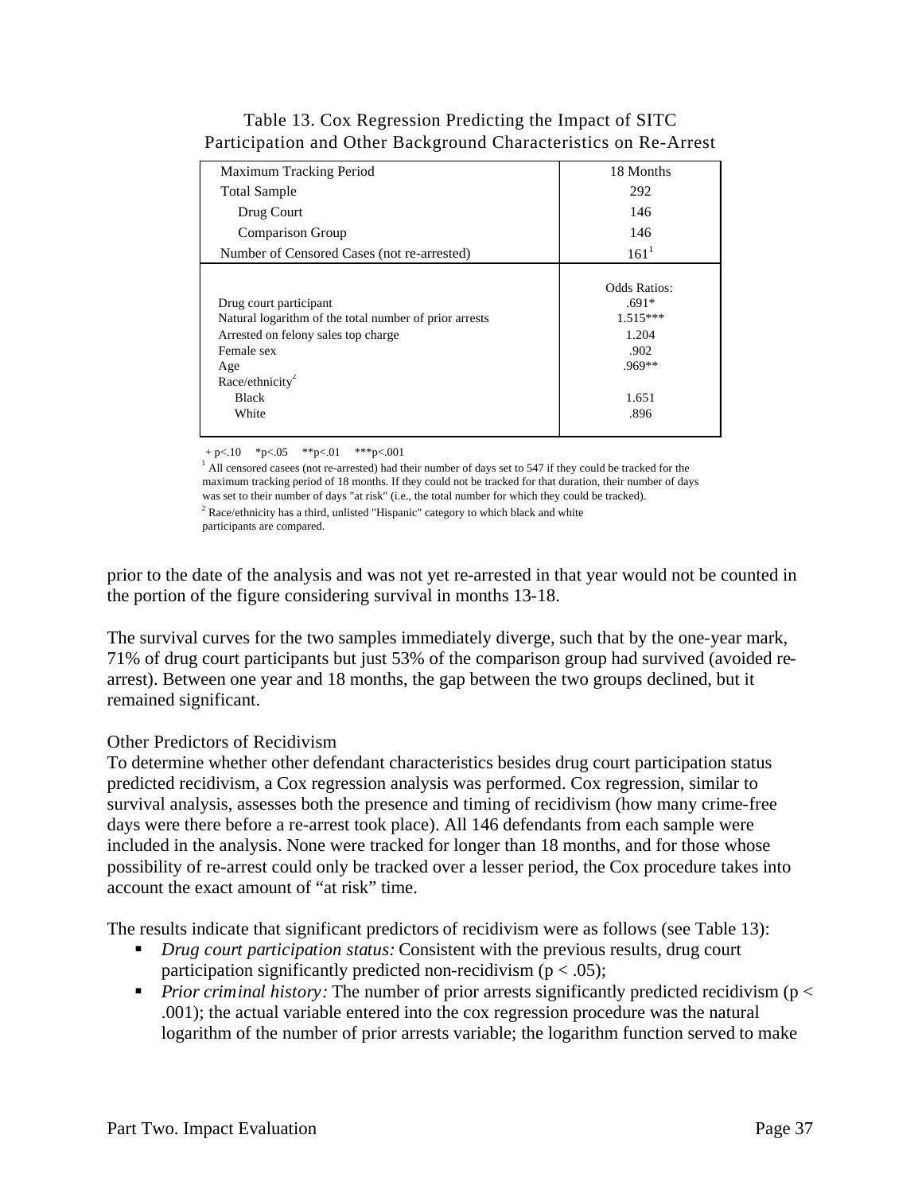Table 13. Cox Regression Predicting the Impact of SITC Participation and Other Background Characteristics on Re-Arrest

| | |
|---|---|
| Maximum Tracking Period | 18 Months |
| Total Sample | 292 |
| Drug Court | 146 |
| Comparison Group | 146 |
| Number of Censored Cases (not re-arrested) | 161[1] |
| | Odds Ratios: |
| Drug court participant | .691* |
| Natural logarithm of the total number of prior arrests | 1.515*** |
| Arrested on felony sales top charge | 1.204 |
| Female sex | .902 |
| Age | .969** |
| Race/ethnicity[2] | |
| Black | 1.651 |
| White | .896 |

+ p<.10 *p<.05 **p<.01 ***p<.001

[1] All censored casees (not re-arrested) had their number of days set to 547 if they could be tracked for the maximum tracking period of 18 months. If they could not be tracked for that duration, their number of days was set to their number of days "at risk" (i.e., the total number for which they could be tracked).

[2] Race/ethnicity has a third, unlisted "Hispanic" category to which black and white participants are compared.

prior to the date of the analysis and was not yet re-arrested in that year would not be counted in the portion of the figure considering survival in months 13-18.

The survival curves for the two samples immediately diverge, such that by the one-year mark, 71% of drug court participants but just 53% of the comparison group had survived (avoided re-arrest). Between one year and 18 months, the gap between the two groups declined, but it remained significant.

### Other Predictors of Recidivism

To determine whether other defendant characteristics besides drug court participation status predicted recidivism, a Cox regression analysis was performed. Cox regression, similar to survival analysis, assesses both the presence and timing of recidivism (how many crime-free days were there before a re-arrest took place). All 146 defendants from each sample were included in the analysis. None were tracked for longer than 18 months, and for those whose possibility of re-arrest could only be tracked over a lesser period, the Cox procedure takes into account the exact amount of "at risk" time.

The results indicate that significant predictors of recidivism were as follows (see Table 13):

- *Drug court participation status:* Consistent with the previous results, drug court participation significantly predicted non-recidivism ($p < .05$);
- *Prior criminal history:* The number of prior arrests significantly predicted recidivism ($p < .001$); the actual variable entered into the cox regression procedure was the natural logarithm of the number of prior arrests variable; the logarithm function served to make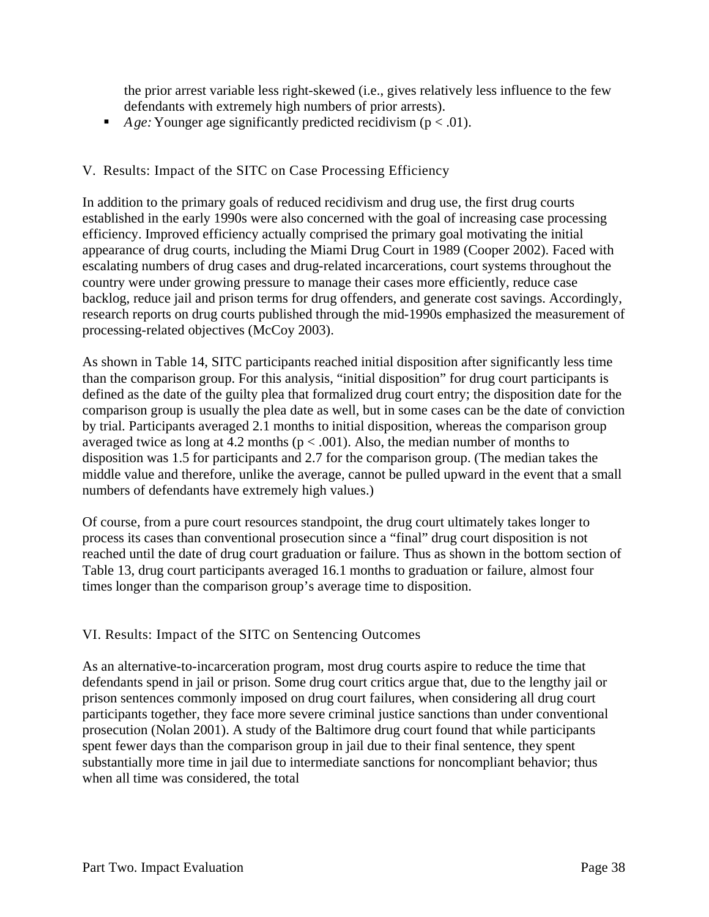the prior arrest variable less right-skewed (i.e., gives relatively less influence to the few defendants with extremely high numbers of prior arrests).

- *Age:* Younger age significantly predicted recidivism ($p < .01$).

## V. Results: Impact of the SITC on Case Processing Efficiency

In addition to the primary goals of reduced recidivism and drug use, the first drug courts established in the early 1990s were also concerned with the goal of increasing case processing efficiency. Improved efficiency actually comprised the primary goal motivating the initial appearance of drug courts, including the Miami Drug Court in 1989 (Cooper 2002). Faced with escalating numbers of drug cases and drug-related incarcerations, court systems throughout the country were under growing pressure to manage their cases more efficiently, reduce case backlog, reduce jail and prison terms for drug offenders, and generate cost savings. Accordingly, research reports on drug courts published through the mid-1990s emphasized the measurement of processing-related objectives (McCoy 2003).

As shown in Table 14, SITC participants reached initial disposition after significantly less time than the comparison group. For this analysis, "initial disposition" for drug court participants is defined as the date of the guilty plea that formalized drug court entry; the disposition date for the comparison group is usually the plea date as well, but in some cases can be the date of conviction by trial. Participants averaged 2.1 months to initial disposition, whereas the comparison group averaged twice as long at 4.2 months ($p < .001$). Also, the median number of months to disposition was 1.5 for participants and 2.7 for the comparison group. (The median takes the middle value and therefore, unlike the average, cannot be pulled upward in the event that a small numbers of defendants have extremely high values.)

Of course, from a pure court resources standpoint, the drug court ultimately takes longer to process its cases than conventional prosecution since a "final" drug court disposition is not reached until the date of drug court graduation or failure. Thus as shown in the bottom section of Table 13, drug court participants averaged 16.1 months to graduation or failure, almost four times longer than the comparison group's average time to disposition.

## VI. Results: Impact of the SITC on Sentencing Outcomes

As an alternative-to-incarceration program, most drug courts aspire to reduce the time that defendants spend in jail or prison. Some drug court critics argue that, due to the lengthy jail or prison sentences commonly imposed on drug court failures, when considering all drug court participants together, they face more severe criminal justice sanctions than under conventional prosecution (Nolan 2001). A study of the Baltimore drug court found that while participants spent fewer days than the comparison group in jail due to their final sentence, they spent substantially more time in jail due to intermediate sanctions for noncompliant behavior; thus when all time was considered, the total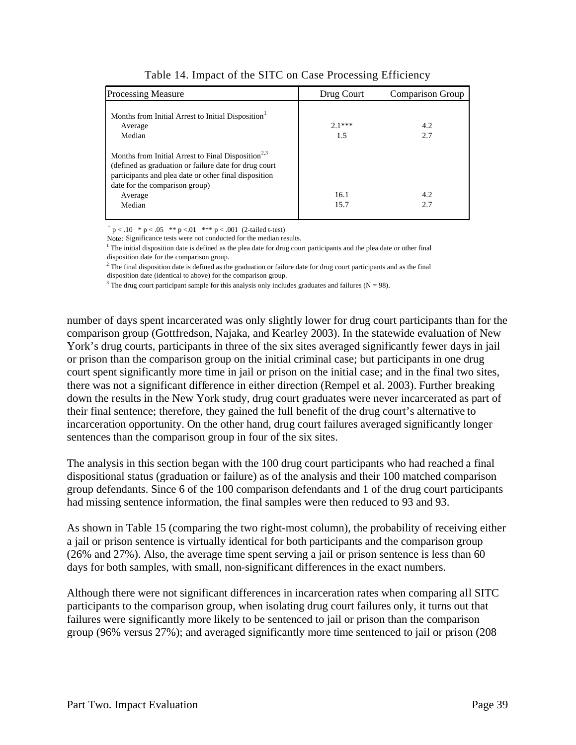Table 14. Impact of the SITC on Case Processing Efficiency

| Processing Measure | Drug Court | Comparison Group |
|---|---|---|
| Months from Initial Arrest to Initial Disposition[1] | | |
| Average | 2.1*** | 4.2 |
| Median | 1.5 | 2.7 |
| Months from Initial Arrest to Final Disposition[2,3] (defined as graduation or failure date for drug court participants and plea date or other final disposition date for the comparison group) | | |
| Average | 16.1 | 4.2 |
| Median | 15.7 | 2.7 |

+ p < .10 * p < .05 ** p <.01 *** p < .001 (2-tailed t-test)

Note: Significance tests were not conducted for the median results.

[1] The initial disposition date is defined as the plea date for drug court participants and the plea date or other final disposition date for the comparison group.

[2] The final disposition date is defined as the graduation or failure date for drug court participants and as the final disposition date (identical to above) for the comparison group.

[3] The drug court participant sample for this analysis only includes graduates and failures (N = 98).

number of days spent incarcerated was only slightly lower for drug court participants than for the comparison group (Gottfredson, Najaka, and Kearley 2003). In the statewide evaluation of New York's drug courts, participants in three of the six sites averaged significantly fewer days in jail or prison than the comparison group on the initial criminal case; but participants in one drug court spent significantly more time in jail or prison on the initial case; and in the final two sites, there was not a significant difference in either direction (Rempel et al. 2003). Further breaking down the results in the New York study, drug court graduates were never incarcerated as part of their final sentence; therefore, they gained the full benefit of the drug court's alternative to incarceration opportunity. On the other hand, drug court failures averaged significantly longer sentences than the comparison group in four of the six sites.

The analysis in this section began with the 100 drug court participants who had reached a final dispositional status (graduation or failure) as of the analysis and their 100 matched comparison group defendants. Since 6 of the 100 comparison defendants and 1 of the drug court participants had missing sentence information, the final samples were then reduced to 93 and 93.

As shown in Table 15 (comparing the two right-most column), the probability of receiving either a jail or prison sentence is virtually identical for both participants and the comparison group (26% and 27%). Also, the average time spent serving a jail or prison sentence is less than 60 days for both samples, with small, non-significant differences in the exact numbers.

Although there were not significant differences in incarceration rates when comparing all SITC participants to the comparison group, when isolating drug court failures only, it turns out that failures were significantly more likely to be sentenced to jail or prison than the comparison group (96% versus 27%); and averaged significantly more time sentenced to jail or prison (208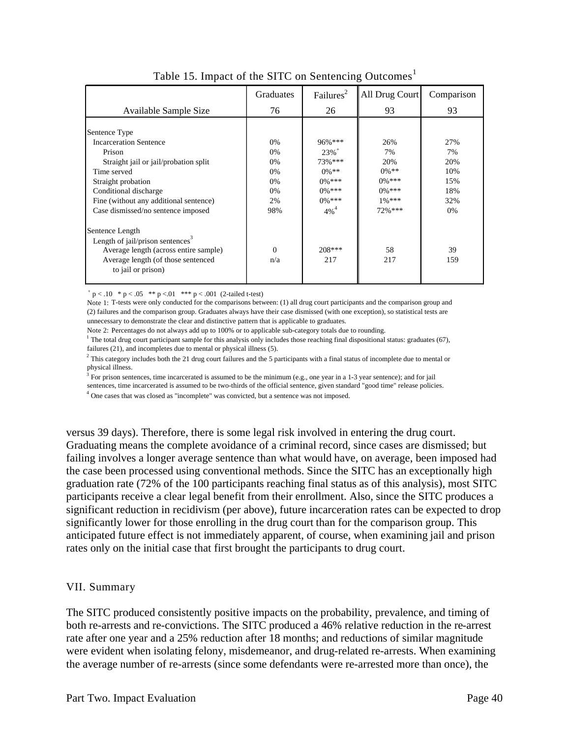Table 15. Impact of the SITC on Sentencing Outcomes[1]

| | Graduates | Failures[2] | All Drug Court | Comparison |
|---|---|---|---|---|
| Available Sample Size | 76 | 26 | 93 | 93 |
| Sentence Type | | | | |
| Incarceration Sentence | 0% | 96%*** | 26% | 27% |
| Prison | 0% | 23%+ | 7% | 7% |
| Straight jail or jail/probation split | 0% | 73%*** | 20% | 20% |
| Time served | 0% | 0%** | 0%** | 10% |
| Straight probation | 0% | 0%*** | 0%*** | 15% |
| Conditional discharge | 0% | 0%*** | 0%*** | 18% |
| Fine (without any additional sentence) | 2% | 0%*** | 1%*** | 32% |
| Case dismissed/no sentence imposed | 98% | 4%[4] | 72%*** | 0% |
| Sentence Length | | | | |
| Length of jail/prison sentences[3] | | | | |
| Average length (across entire sample) | 0 | 208*** | 58 | 39 |
| Average length (of those sentenced to jail or prison) | n/a | 217 | 217 | 159 |

+ p < .10 * p < .05 ** p <.01 *** p < .001 (2-tailed t-test)

Note 1: T-tests were only conducted for the comparisons between: (1) all drug court participants and the comparison group and (2) failures and the comparison group. Graduates always have their case dismissed (with one exception), so statistical tests are unnecessary to demonstrate the clear and distinctive pattern that is applicable to graduates.

Note 2: Percentages do not always add up to 100% or to applicable sub-category totals due to rounding.

[1] The total drug court participant sample for this analysis only includes those reaching final dispositional status: graduates (67), failures (21), and incompletes due to mental or physical illness (5).

[2] This category includes both the 21 drug court failures and the 5 participants with a final status of incomplete due to mental or physical illness.

[3] For prison sentences, time incarcerated is assumed to be the minimum (e.g., one year in a 1-3 year sentence); and for jail sentences, time incarcerated is assumed to be two-thirds of the official sentence, given standard "good time" release policies.

[4] One cases that was closed as "incomplete" was convicted, but a sentence was not imposed.

versus 39 days). Therefore, there is some legal risk involved in entering the drug court. Graduating means the complete avoidance of a criminal record, since cases are dismissed; but failing involves a longer average sentence than what would have, on average, been imposed had the case been processed using conventional methods. Since the SITC has an exceptionally high graduation rate (72% of the 100 participants reaching final status as of this analysis), most SITC participants receive a clear legal benefit from their enrollment. Also, since the SITC produces a significant reduction in recidivism (per above), future incarceration rates can be expected to drop significantly lower for those enrolling in the drug court than for the comparison group. This anticipated future effect is not immediately apparent, of course, when examining jail and prison rates only on the initial case that first brought the participants to drug court.

## VII. Summary

The SITC produced consistently positive impacts on the probability, prevalence, and timing of both re-arrests and re-convictions. The SITC produced a 46% relative reduction in the re-arrest rate after one year and a 25% reduction after 18 months; and reductions of similar magnitude were evident when isolating felony, misdemeanor, and drug-related re-arrests. When examining the average number of re-arrests (since some defendants were re-arrested more than once), the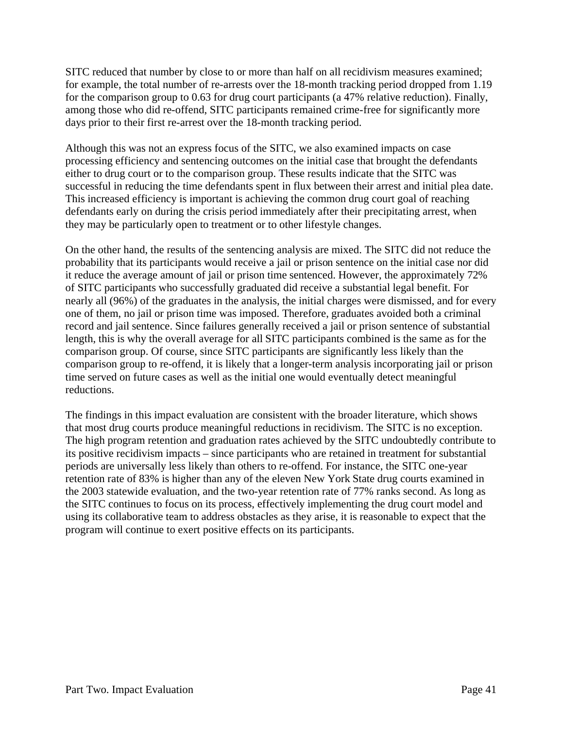SITC reduced that number by close to or more than half on all recidivism measures examined; for example, the total number of re-arrests over the 18-month tracking period dropped from 1.19 for the comparison group to 0.63 for drug court participants (a 47% relative reduction). Finally, among those who did re-offend, SITC participants remained crime-free for significantly more days prior to their first re-arrest over the 18-month tracking period.

Although this was not an express focus of the SITC, we also examined impacts on case processing efficiency and sentencing outcomes on the initial case that brought the defendants either to drug court or to the comparison group. These results indicate that the SITC was successful in reducing the time defendants spent in flux between their arrest and initial plea date. This increased efficiency is important is achieving the common drug court goal of reaching defendants early on during the crisis period immediately after their precipitating arrest, when they may be particularly open to treatment or to other lifestyle changes.

On the other hand, the results of the sentencing analysis are mixed. The SITC did not reduce the probability that its participants would receive a jail or prison sentence on the initial case nor did it reduce the average amount of jail or prison time sentenced. However, the approximately 72% of SITC participants who successfully graduated did receive a substantial legal benefit. For nearly all (96%) of the graduates in the analysis, the initial charges were dismissed, and for every one of them, no jail or prison time was imposed. Therefore, graduates avoided both a criminal record and jail sentence. Since failures generally received a jail or prison sentence of substantial length, this is why the overall average for all SITC participants combined is the same as for the comparison group. Of course, since SITC participants are significantly less likely than the comparison group to re-offend, it is likely that a longer-term analysis incorporating jail or prison time served on future cases as well as the initial one would eventually detect meaningful reductions.

The findings in this impact evaluation are consistent with the broader literature, which shows that most drug courts produce meaningful reductions in recidivism. The SITC is no exception. The high program retention and graduation rates achieved by the SITC undoubtedly contribute to its positive recidivism impacts – since participants who are retained in treatment for substantial periods are universally less likely than others to re-offend. For instance, the SITC one-year retention rate of 83% is higher than any of the eleven New York State drug courts examined in the 2003 statewide evaluation, and the two-year retention rate of 77% ranks second. As long as the SITC continues to focus on its process, effectively implementing the drug court model and using its collaborative team to address obstacles as they arise, it is reasonable to expect that the program will continue to exert positive effects on its participants.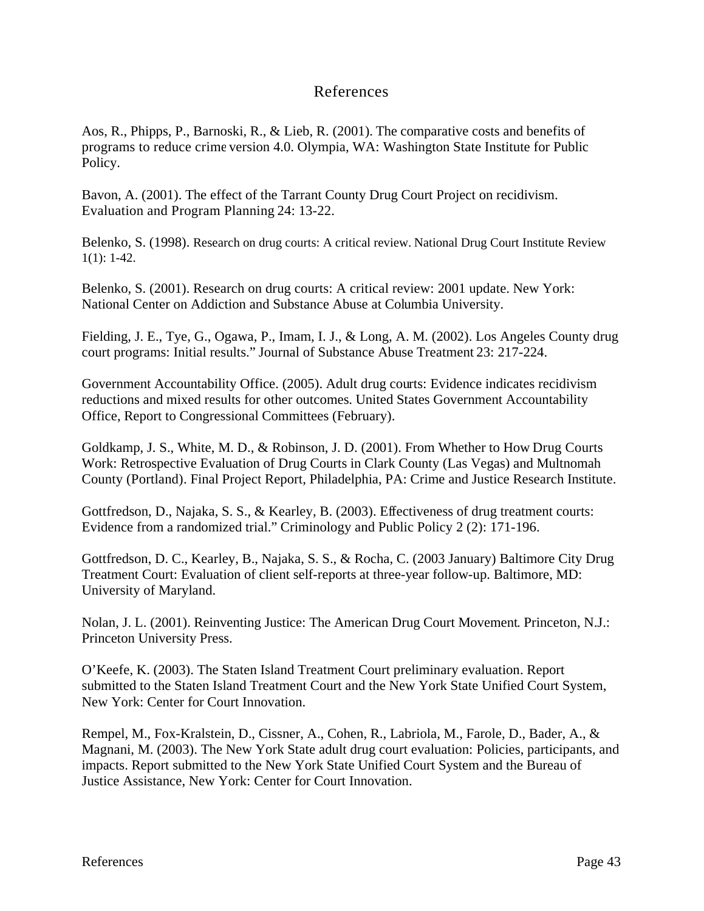# References

Aos, R., Phipps, P., Barnoski, R., & Lieb, R. (2001). The comparative costs and benefits of programs to reduce crime version 4.0. Olympia, WA: Washington State Institute for Public Policy.

Bavon, A. (2001). The effect of the Tarrant County Drug Court Project on recidivism. Evaluation and Program Planning 24: 13-22.

Belenko, S. (1998). Research on drug courts: A critical review. National Drug Court Institute Review 1(1): 1-42.

Belenko, S. (2001). Research on drug courts: A critical review: 2001 update. New York: National Center on Addiction and Substance Abuse at Columbia University.

Fielding, J. E., Tye, G., Ogawa, P., Imam, I. J., & Long, A. M. (2002). Los Angeles County drug court programs: Initial results." Journal of Substance Abuse Treatment 23: 217-224.

Government Accountability Office. (2005). Adult drug courts: Evidence indicates recidivism reductions and mixed results for other outcomes. United States Government Accountability Office, Report to Congressional Committees (February).

Goldkamp, J. S., White, M. D., & Robinson, J. D. (2001). From Whether to How Drug Courts Work: Retrospective Evaluation of Drug Courts in Clark County (Las Vegas) and Multnomah County (Portland). Final Project Report, Philadelphia, PA: Crime and Justice Research Institute.

Gottfredson, D., Najaka, S. S., & Kearley, B. (2003). Effectiveness of drug treatment courts: Evidence from a randomized trial." Criminology and Public Policy 2 (2): 171-196.

Gottfredson, D. C., Kearley, B., Najaka, S. S., & Rocha, C. (2003 January) Baltimore City Drug Treatment Court: Evaluation of client self-reports at three-year follow-up. Baltimore, MD: University of Maryland.

Nolan, J. L. (2001). Reinventing Justice: The American Drug Court Movement. Princeton, N.J.: Princeton University Press.

O'Keefe, K. (2003). The Staten Island Treatment Court preliminary evaluation. Report submitted to the Staten Island Treatment Court and the New York State Unified Court System, New York: Center for Court Innovation.

Rempel, M., Fox-Kralstein, D., Cissner, A., Cohen, R., Labriola, M., Farole, D., Bader, A., & Magnani, M. (2003). The New York State adult drug court evaluation: Policies, participants, and impacts. Report submitted to the New York State Unified Court System and the Bureau of Justice Assistance, New York: Center for Court Innovation.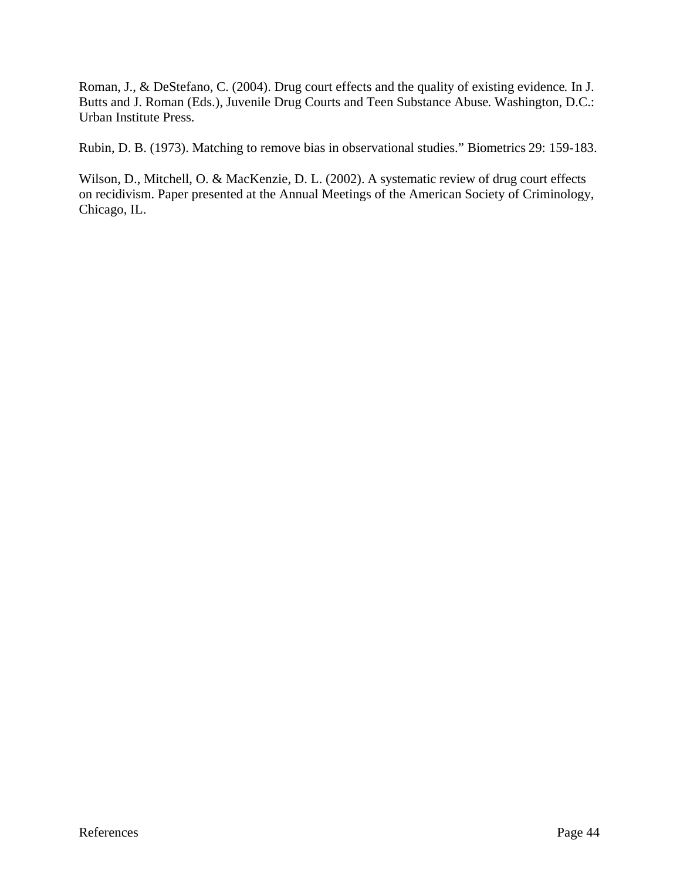Roman, J., & DeStefano, C. (2004). Drug court effects and the quality of existing evidence. In J. Butts and J. Roman (Eds.), Juvenile Drug Courts and Teen Substance Abuse. Washington, D.C.: Urban Institute Press.

Rubin, D. B. (1973). Matching to remove bias in observational studies." Biometrics 29: 159-183.

Wilson, D., Mitchell, O. & MacKenzie, D. L. (2002). A systematic review of drug court effects on recidivism. Paper presented at the Annual Meetings of the American Society of Criminology, Chicago, IL.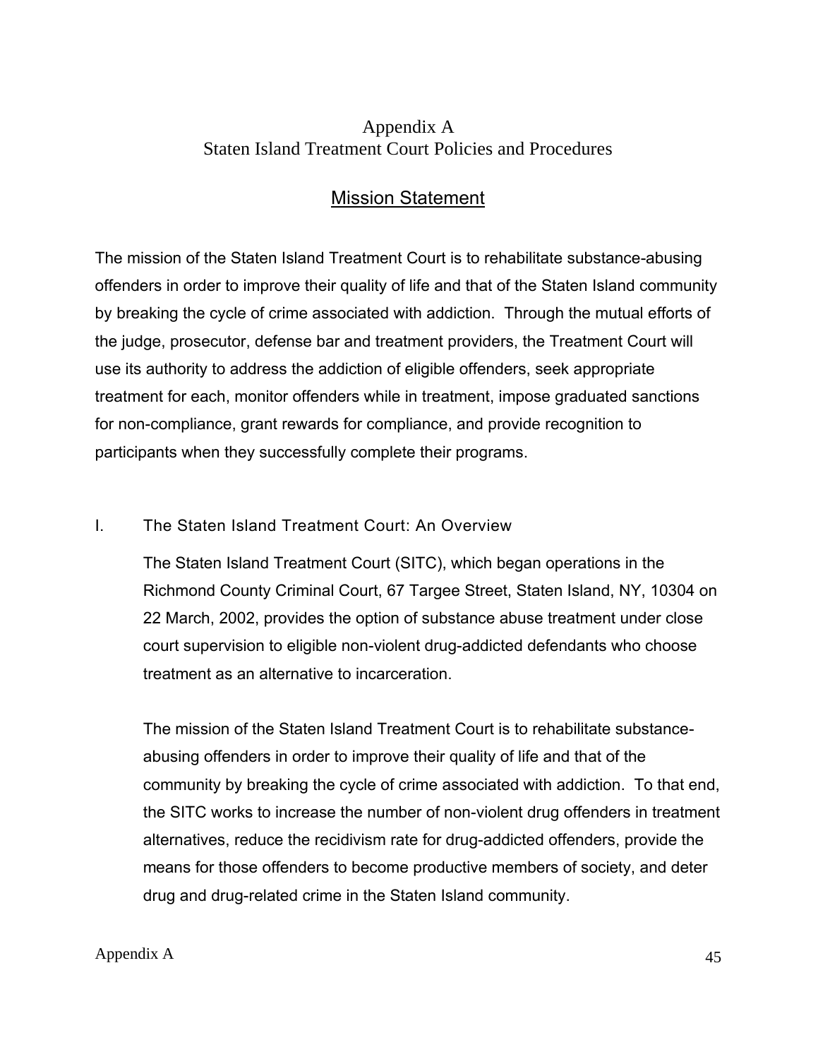# Appendix A
## Staten Island Treatment Court Policies and Procedures

### Mission Statement

The mission of the Staten Island Treatment Court is to rehabilitate substance-abusing offenders in order to improve their quality of life and that of the Staten Island community by breaking the cycle of crime associated with addiction. Through the mutual efforts of the judge, prosecutor, defense bar and treatment providers, the Treatment Court will use its authority to address the addiction of eligible offenders, seek appropriate treatment for each, monitor offenders while in treatment, impose graduated sanctions for non-compliance, grant rewards for compliance, and provide recognition to participants when they successfully complete their programs.

### I. The Staten Island Treatment Court: An Overview

The Staten Island Treatment Court (SITC), which began operations in the Richmond County Criminal Court, 67 Targee Street, Staten Island, NY, 10304 on 22 March, 2002, provides the option of substance abuse treatment under close court supervision to eligible non-violent drug-addicted defendants who choose treatment as an alternative to incarceration.

The mission of the Staten Island Treatment Court is to rehabilitate substance-abusing offenders in order to improve their quality of life and that of the community by breaking the cycle of crime associated with addiction. To that end, the SITC works to increase the number of non-violent drug offenders in treatment alternatives, reduce the recidivism rate for drug-addicted offenders, provide the means for those offenders to become productive members of society, and deter drug and drug-related crime in the Staten Island community.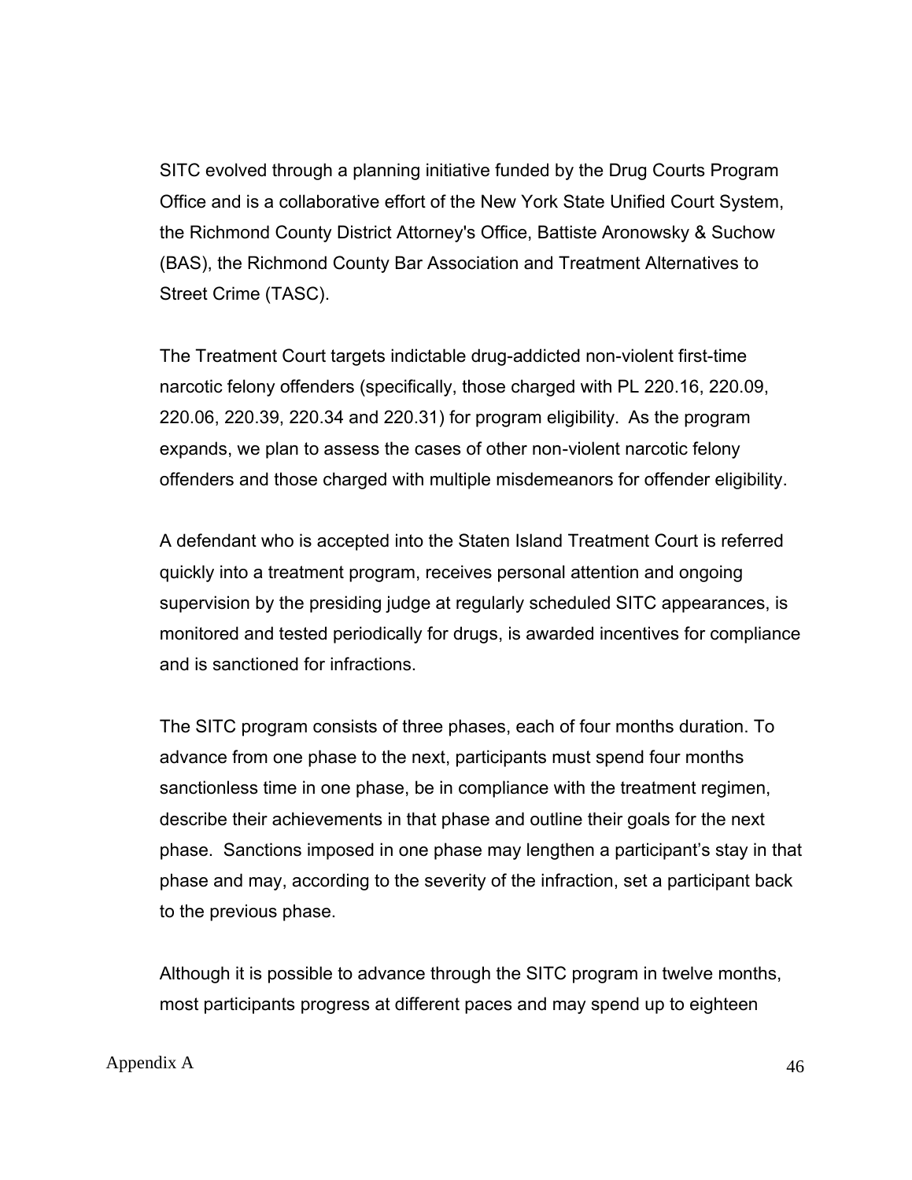SITC evolved through a planning initiative funded by the Drug Courts Program Office and is a collaborative effort of the New York State Unified Court System, the Richmond County District Attorney's Office, Battiste Aronowsky & Suchow (BAS), the Richmond County Bar Association and Treatment Alternatives to Street Crime (TASC).

The Treatment Court targets indictable drug-addicted non-violent first-time narcotic felony offenders (specifically, those charged with PL 220.16, 220.09, 220.06, 220.39, 220.34 and 220.31) for program eligibility. As the program expands, we plan to assess the cases of other non-violent narcotic felony offenders and those charged with multiple misdemeanors for offender eligibility.

A defendant who is accepted into the Staten Island Treatment Court is referred quickly into a treatment program, receives personal attention and ongoing supervision by the presiding judge at regularly scheduled SITC appearances, is monitored and tested periodically for drugs, is awarded incentives for compliance and is sanctioned for infractions.

The SITC program consists of three phases, each of four months duration. To advance from one phase to the next, participants must spend four months sanctionless time in one phase, be in compliance with the treatment regimen, describe their achievements in that phase and outline their goals for the next phase. Sanctions imposed in one phase may lengthen a participant's stay in that phase and may, according to the severity of the infraction, set a participant back to the previous phase.

Although it is possible to advance through the SITC program in twelve months, most participants progress at different paces and may spend up to eighteen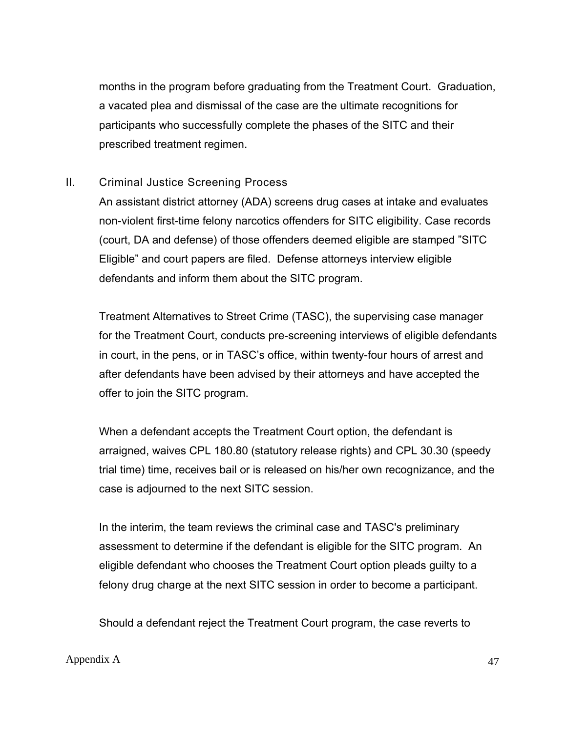months in the program before graduating from the Treatment Court. Graduation, a vacated plea and dismissal of the case are the ultimate recognitions for participants who successfully complete the phases of the SITC and their prescribed treatment regimen.

## II. Criminal Justice Screening Process

An assistant district attorney (ADA) screens drug cases at intake and evaluates non-violent first-time felony narcotics offenders for SITC eligibility. Case records (court, DA and defense) of those offenders deemed eligible are stamped "SITC Eligible" and court papers are filed. Defense attorneys interview eligible defendants and inform them about the SITC program.

Treatment Alternatives to Street Crime (TASC), the supervising case manager for the Treatment Court, conducts pre-screening interviews of eligible defendants in court, in the pens, or in TASC's office, within twenty-four hours of arrest and after defendants have been advised by their attorneys and have accepted the offer to join the SITC program.

When a defendant accepts the Treatment Court option, the defendant is arraigned, waives CPL 180.80 (statutory release rights) and CPL 30.30 (speedy trial time) time, receives bail or is released on his/her own recognizance, and the case is adjourned to the next SITC session.

In the interim, the team reviews the criminal case and TASC's preliminary assessment to determine if the defendant is eligible for the SITC program. An eligible defendant who chooses the Treatment Court option pleads guilty to a felony drug charge at the next SITC session in order to become a participant.

Should a defendant reject the Treatment Court program, the case reverts to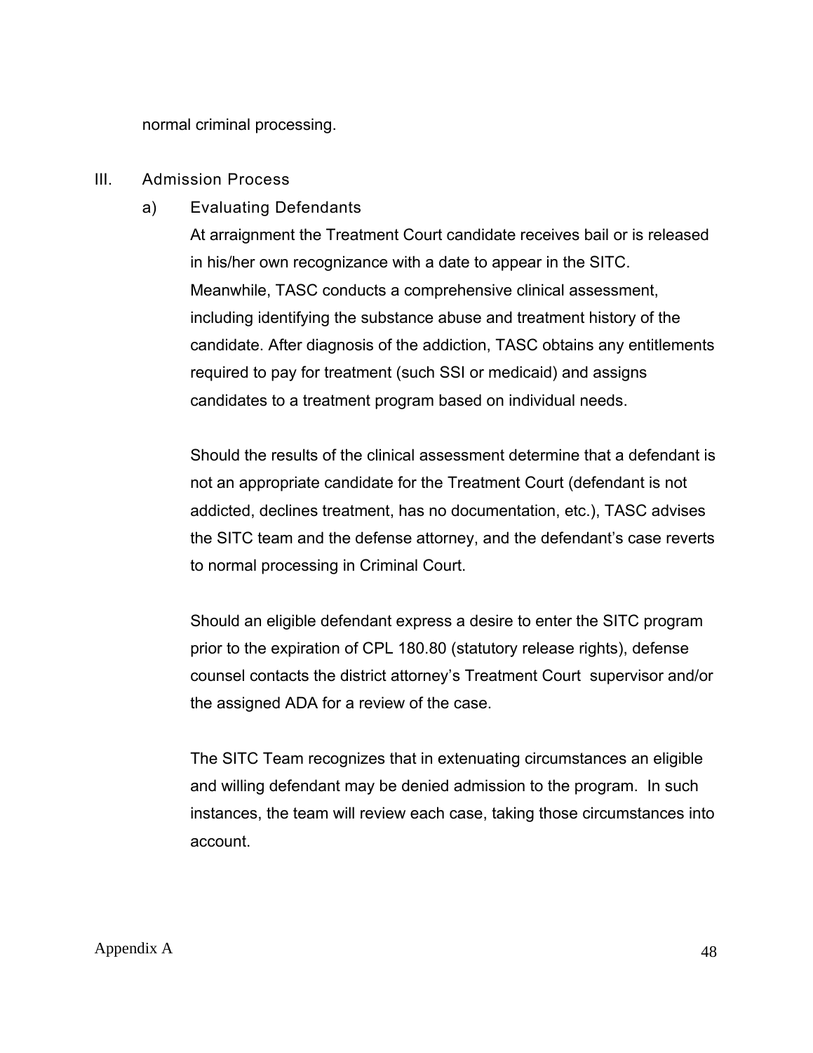normal criminal processing.

III. Admission Process

a) Evaluating Defendants

At arraignment the Treatment Court candidate receives bail or is released in his/her own recognizance with a date to appear in the SITC. Meanwhile, TASC conducts a comprehensive clinical assessment, including identifying the substance abuse and treatment history of the candidate. After diagnosis of the addiction, TASC obtains any entitlements required to pay for treatment (such SSI or medicaid) and assigns candidates to a treatment program based on individual needs.

Should the results of the clinical assessment determine that a defendant is not an appropriate candidate for the Treatment Court (defendant is not addicted, declines treatment, has no documentation, etc.), TASC advises the SITC team and the defense attorney, and the defendant's case reverts to normal processing in Criminal Court.

Should an eligible defendant express a desire to enter the SITC program prior to the expiration of CPL 180.80 (statutory release rights), defense counsel contacts the district attorney's Treatment Court supervisor and/or the assigned ADA for a review of the case.

The SITC Team recognizes that in extenuating circumstances an eligible and willing defendant may be denied admission to the program. In such instances, the team will review each case, taking those circumstances into account.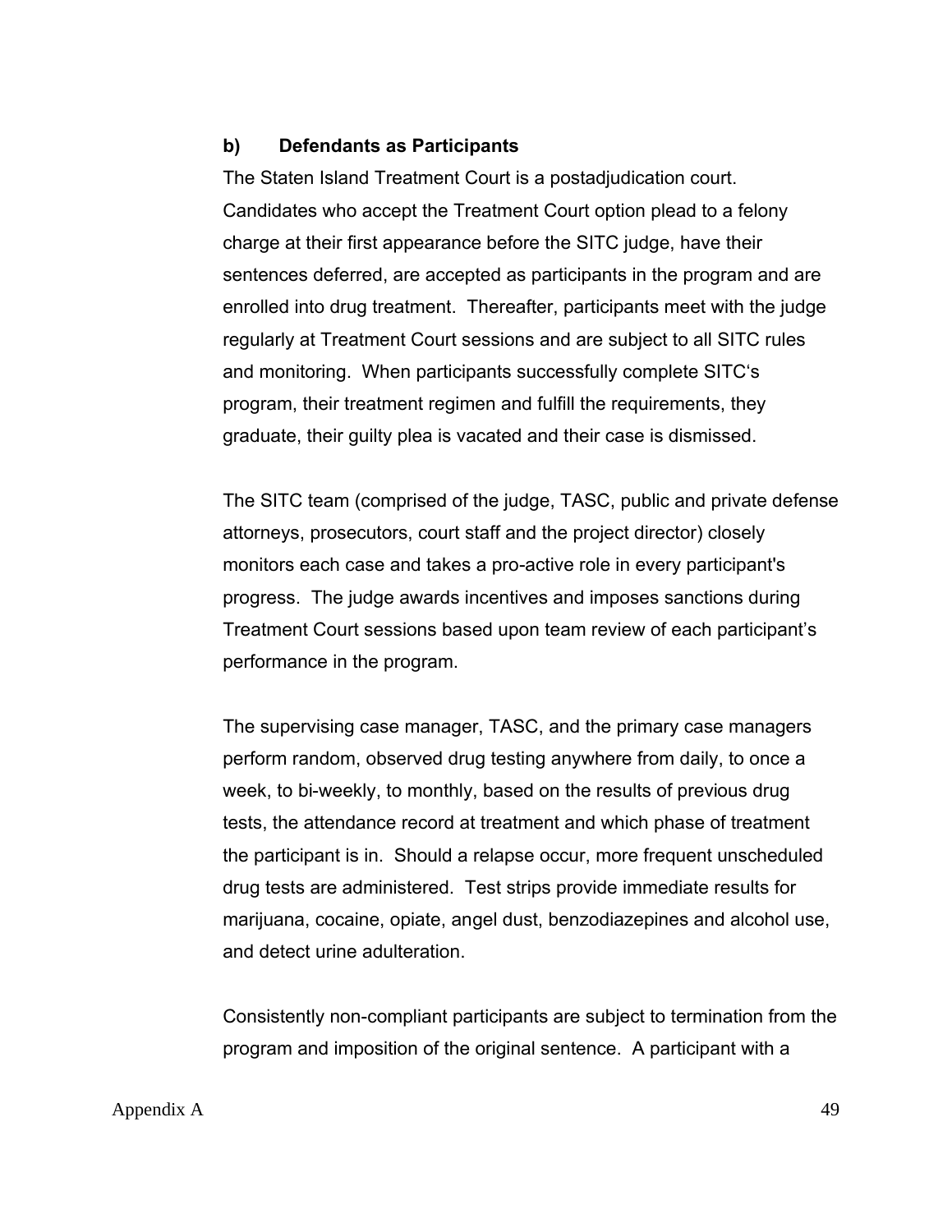#### b) Defendants as Participants

The Staten Island Treatment Court is a postadjudication court. Candidates who accept the Treatment Court option plead to a felony charge at their first appearance before the SITC judge, have their sentences deferred, are accepted as participants in the program and are enrolled into drug treatment. Thereafter, participants meet with the judge regularly at Treatment Court sessions and are subject to all SITC rules and monitoring. When participants successfully complete SITC's program, their treatment regimen and fulfill the requirements, they graduate, their guilty plea is vacated and their case is dismissed.

The SITC team (comprised of the judge, TASC, public and private defense attorneys, prosecutors, court staff and the project director) closely monitors each case and takes a pro-active role in every participant's progress. The judge awards incentives and imposes sanctions during Treatment Court sessions based upon team review of each participant's performance in the program.

The supervising case manager, TASC, and the primary case managers perform random, observed drug testing anywhere from daily, to once a week, to bi-weekly, to monthly, based on the results of previous drug tests, the attendance record at treatment and which phase of treatment the participant is in. Should a relapse occur, more frequent unscheduled drug tests are administered. Test strips provide immediate results for marijuana, cocaine, opiate, angel dust, benzodiazepines and alcohol use, and detect urine adulteration.

Consistently non-compliant participants are subject to termination from the program and imposition of the original sentence. A participant with a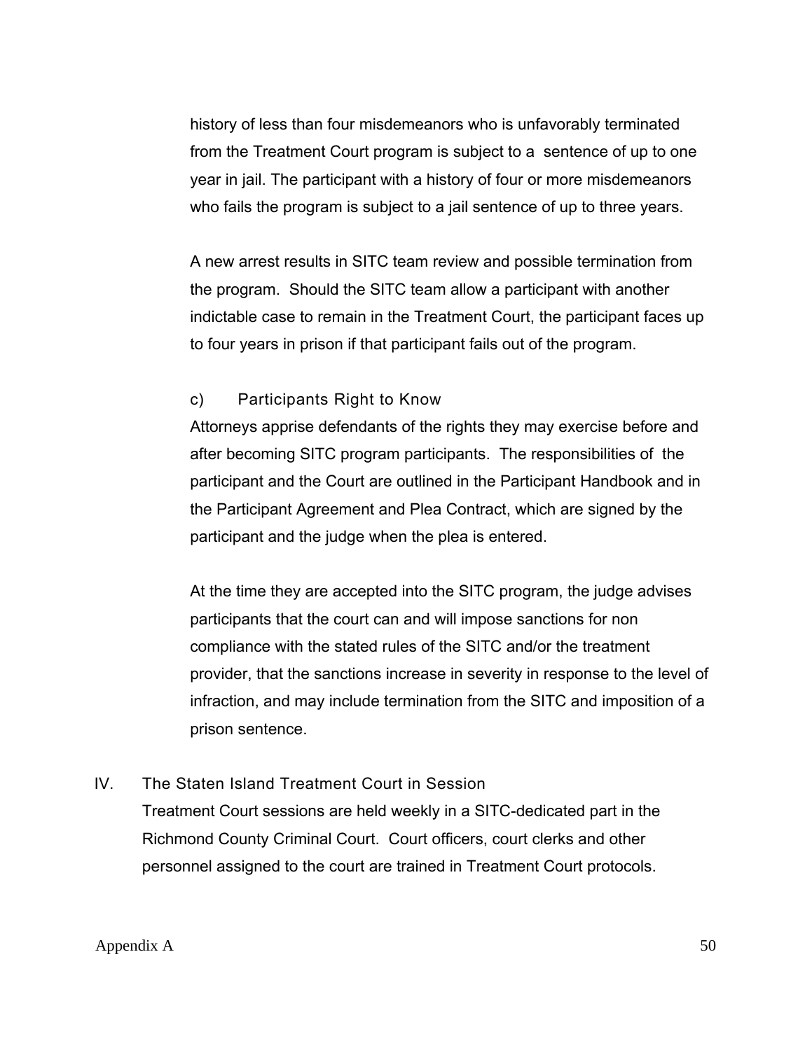history of less than four misdemeanors who is unfavorably terminated from the Treatment Court program is subject to a sentence of up to one year in jail. The participant with a history of four or more misdemeanors who fails the program is subject to a jail sentence of up to three years.

A new arrest results in SITC team review and possible termination from the program. Should the SITC team allow a participant with another indictable case to remain in the Treatment Court, the participant faces up to four years in prison if that participant fails out of the program.

c) Participants Right to Know

Attorneys apprise defendants of the rights they may exercise before and after becoming SITC program participants. The responsibilities of the participant and the Court are outlined in the Participant Handbook and in the Participant Agreement and Plea Contract, which are signed by the participant and the judge when the plea is entered.

At the time they are accepted into the SITC program, the judge advises participants that the court can and will impose sanctions for non compliance with the stated rules of the SITC and/or the treatment provider, that the sanctions increase in severity in response to the level of infraction, and may include termination from the SITC and imposition of a prison sentence.

## IV. The Staten Island Treatment Court in Session

Treatment Court sessions are held weekly in a SITC-dedicated part in the Richmond County Criminal Court. Court officers, court clerks and other personnel assigned to the court are trained in Treatment Court protocols.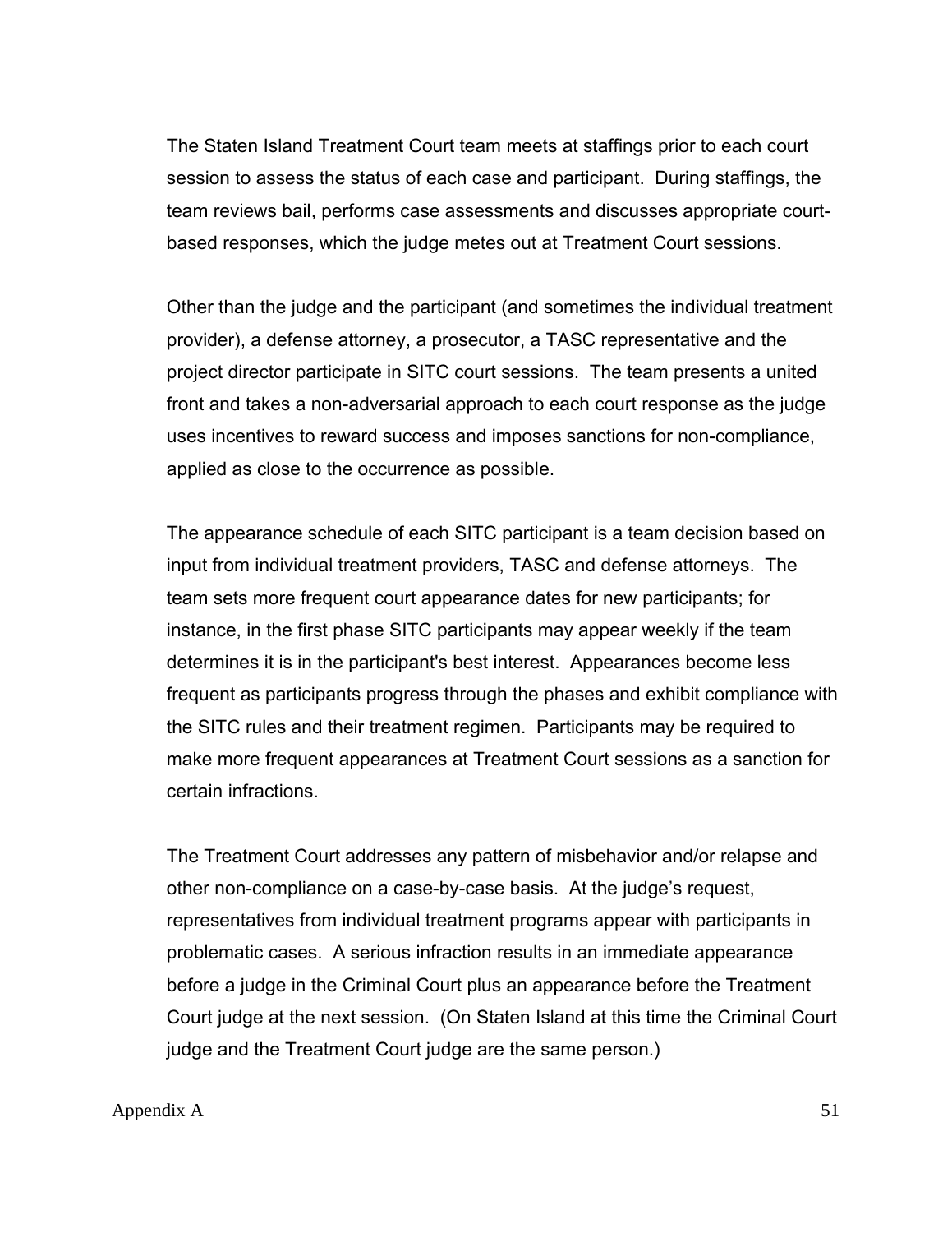The Staten Island Treatment Court team meets at staffings prior to each court session to assess the status of each case and participant. During staffings, the team reviews bail, performs case assessments and discusses appropriate court-based responses, which the judge metes out at Treatment Court sessions.

Other than the judge and the participant (and sometimes the individual treatment provider), a defense attorney, a prosecutor, a TASC representative and the project director participate in SITC court sessions. The team presents a united front and takes a non-adversarial approach to each court response as the judge uses incentives to reward success and imposes sanctions for non-compliance, applied as close to the occurrence as possible.

The appearance schedule of each SITC participant is a team decision based on input from individual treatment providers, TASC and defense attorneys. The team sets more frequent court appearance dates for new participants; for instance, in the first phase SITC participants may appear weekly if the team determines it is in the participant's best interest. Appearances become less frequent as participants progress through the phases and exhibit compliance with the SITC rules and their treatment regimen. Participants may be required to make more frequent appearances at Treatment Court sessions as a sanction for certain infractions.

The Treatment Court addresses any pattern of misbehavior and/or relapse and other non-compliance on a case-by-case basis. At the judge's request, representatives from individual treatment programs appear with participants in problematic cases. A serious infraction results in an immediate appearance before a judge in the Criminal Court plus an appearance before the Treatment Court judge at the next session. (On Staten Island at this time the Criminal Court judge and the Treatment Court judge are the same person.)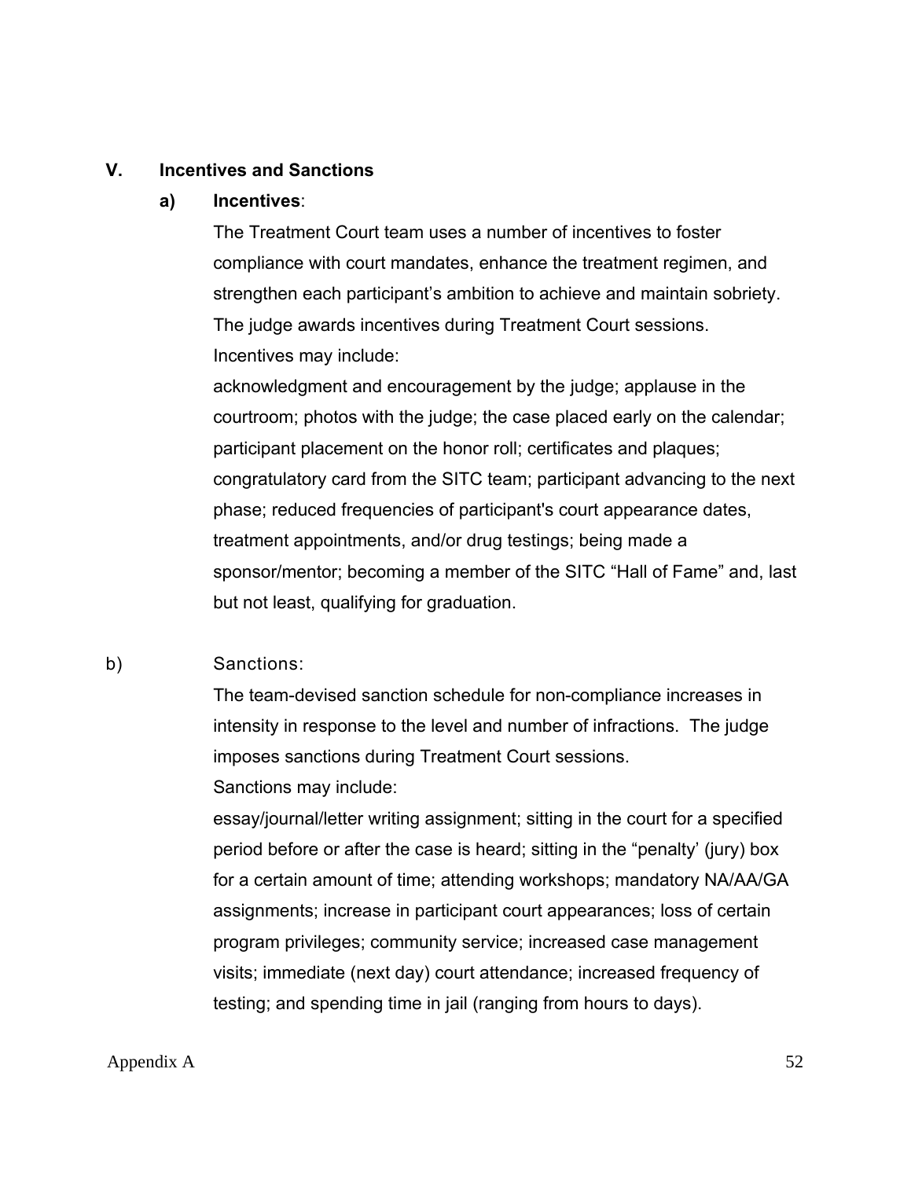## V. Incentives and Sanctions

### a) Incentives:

The Treatment Court team uses a number of incentives to foster compliance with court mandates, enhance the treatment regimen, and strengthen each participant's ambition to achieve and maintain sobriety. The judge awards incentives during Treatment Court sessions. Incentives may include:

acknowledgment and encouragement by the judge; applause in the courtroom; photos with the judge; the case placed early on the calendar; participant placement on the honor roll; certificates and plaques; congratulatory card from the SITC team; participant advancing to the next phase; reduced frequencies of participant's court appearance dates, treatment appointments, and/or drug testings; being made a sponsor/mentor; becoming a member of the SITC "Hall of Fame" and, last but not least, qualifying for graduation.

b) Sanctions:

The team-devised sanction schedule for non-compliance increases in intensity in response to the level and number of infractions. The judge imposes sanctions during Treatment Court sessions. Sanctions may include:

essay/journal/letter writing assignment; sitting in the court for a specified period before or after the case is heard; sitting in the "penalty' (jury) box for a certain amount of time; attending workshops; mandatory NA/AA/GA assignments; increase in participant court appearances; loss of certain program privileges; community service; increased case management visits; immediate (next day) court attendance; increased frequency of testing; and spending time in jail (ranging from hours to days).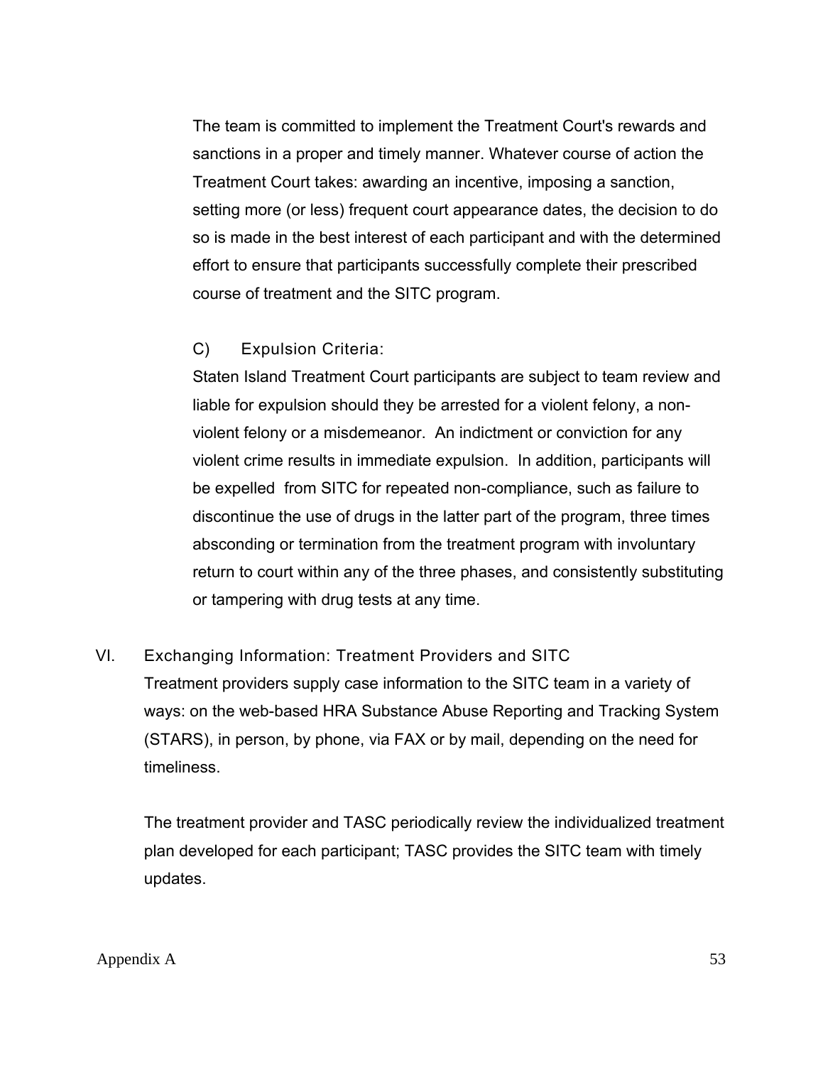The team is committed to implement the Treatment Court's rewards and sanctions in a proper and timely manner. Whatever course of action the Treatment Court takes: awarding an incentive, imposing a sanction, setting more (or less) frequent court appearance dates, the decision to do so is made in the best interest of each participant and with the determined effort to ensure that participants successfully complete their prescribed course of treatment and the SITC program.

C) Expulsion Criteria:

Staten Island Treatment Court participants are subject to team review and liable for expulsion should they be arrested for a violent felony, a non-violent felony or a misdemeanor. An indictment or conviction for any violent crime results in immediate expulsion. In addition, participants will be expelled from SITC for repeated non-compliance, such as failure to discontinue the use of drugs in the latter part of the program, three times absconding or termination from the treatment program with involuntary return to court within any of the three phases, and consistently substituting or tampering with drug tests at any time.

## VI. Exchanging Information: Treatment Providers and SITC

Treatment providers supply case information to the SITC team in a variety of ways: on the web-based HRA Substance Abuse Reporting and Tracking System (STARS), in person, by phone, via FAX or by mail, depending on the need for timeliness.

The treatment provider and TASC periodically review the individualized treatment plan developed for each participant; TASC provides the SITC team with timely updates.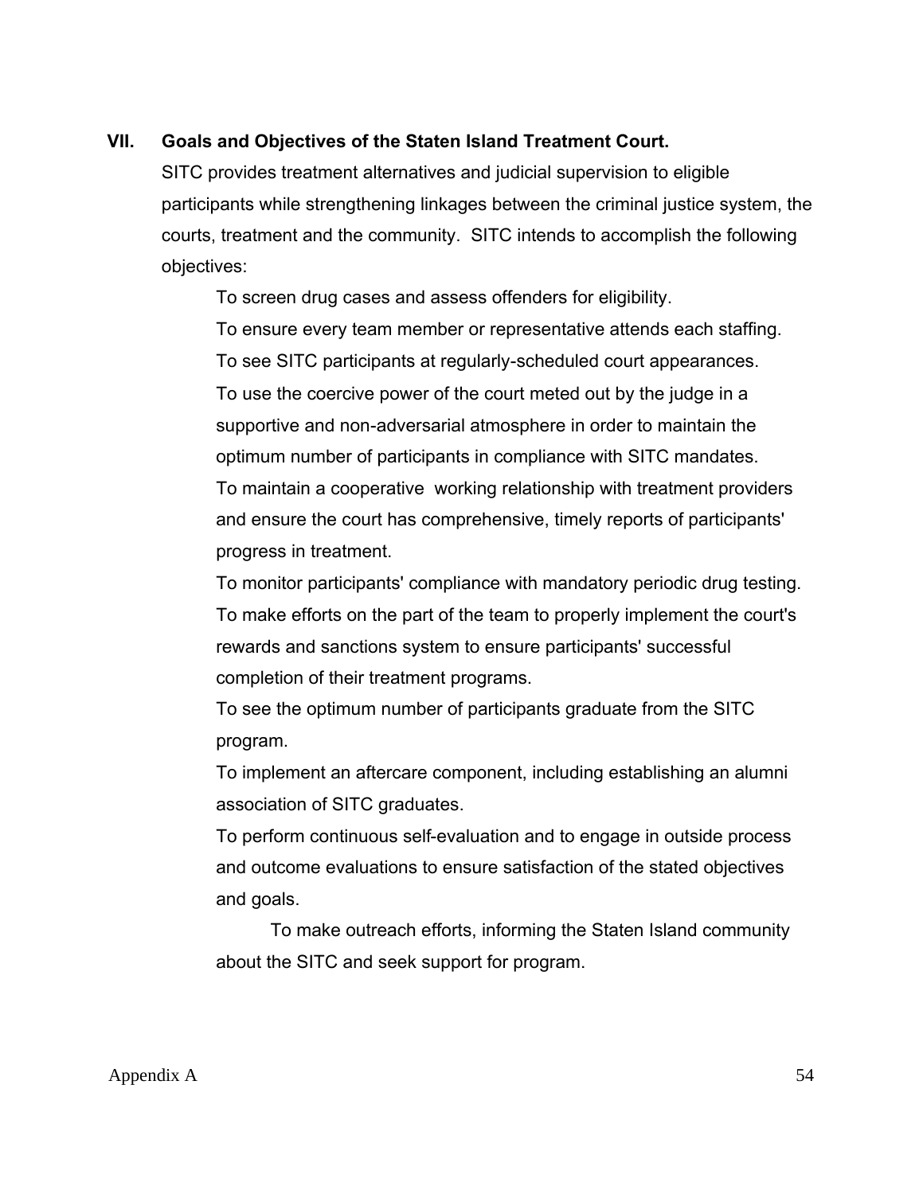## VII. Goals and Objectives of the Staten Island Treatment Court.

SITC provides treatment alternatives and judicial supervision to eligible participants while strengthening linkages between the criminal justice system, the courts, treatment and the community. SITC intends to accomplish the following objectives:

To screen drug cases and assess offenders for eligibility.

To ensure every team member or representative attends each staffing.

To see SITC participants at regularly-scheduled court appearances.

To use the coercive power of the court meted out by the judge in a supportive and non-adversarial atmosphere in order to maintain the optimum number of participants in compliance with SITC mandates.

To maintain a cooperative working relationship with treatment providers and ensure the court has comprehensive, timely reports of participants' progress in treatment.

To monitor participants' compliance with mandatory periodic drug testing.

To make efforts on the part of the team to properly implement the court's rewards and sanctions system to ensure participants' successful completion of their treatment programs.

To see the optimum number of participants graduate from the SITC program.

To implement an aftercare component, including establishing an alumni association of SITC graduates.

To perform continuous self-evaluation and to engage in outside process and outcome evaluations to ensure satisfaction of the stated objectives and goals.

To make outreach efforts, informing the Staten Island community about the SITC and seek support for program.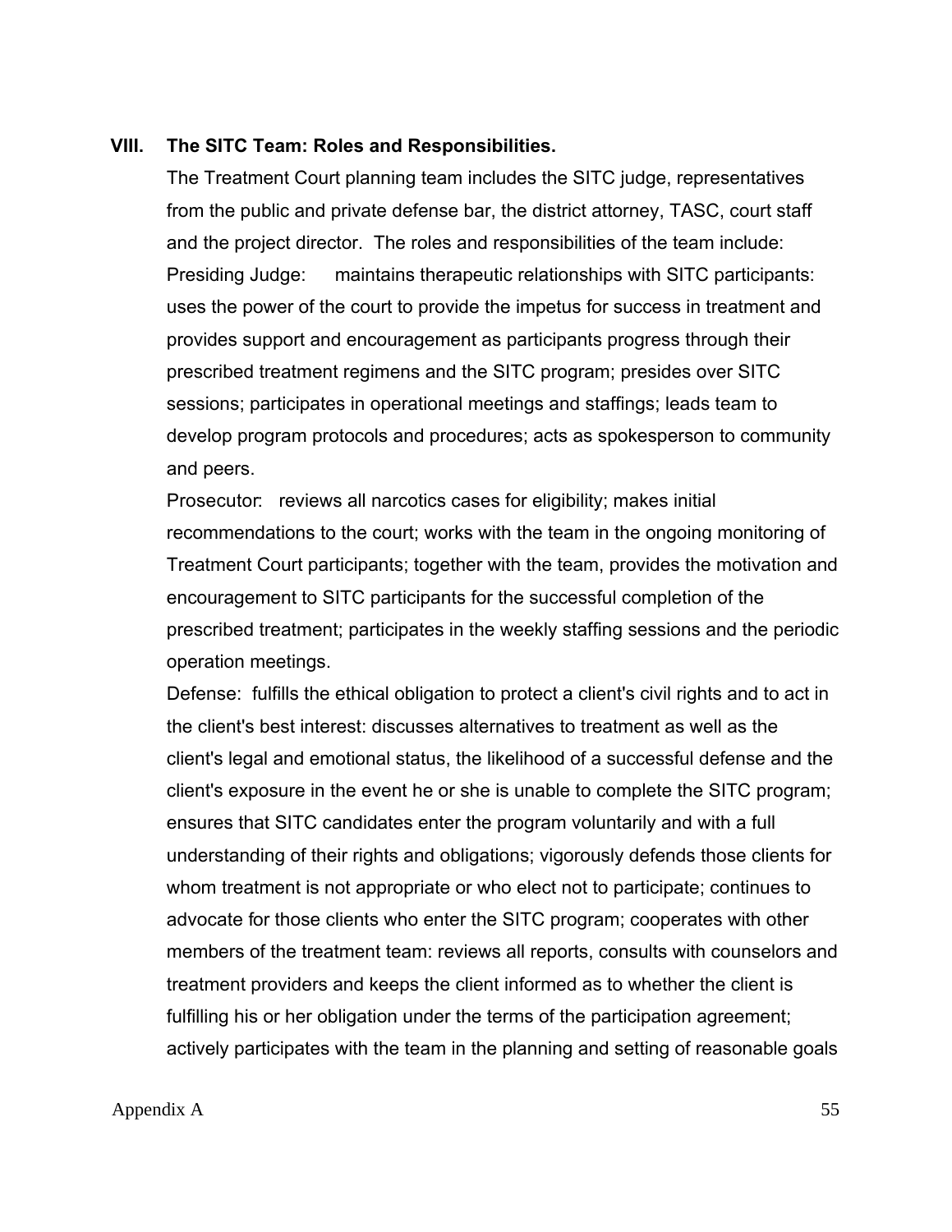## VIII. The SITC Team: Roles and Responsibilities.

The Treatment Court planning team includes the SITC judge, representatives from the public and private defense bar, the district attorney, TASC, court staff and the project director. The roles and responsibilities of the team include:

Presiding Judge: maintains therapeutic relationships with SITC participants: uses the power of the court to provide the impetus for success in treatment and provides support and encouragement as participants progress through their prescribed treatment regimens and the SITC program; presides over SITC sessions; participates in operational meetings and staffings; leads team to develop program protocols and procedures; acts as spokesperson to community and peers.

Prosecutor: reviews all narcotics cases for eligibility; makes initial recommendations to the court; works with the team in the ongoing monitoring of Treatment Court participants; together with the team, provides the motivation and encouragement to SITC participants for the successful completion of the prescribed treatment; participates in the weekly staffing sessions and the periodic operation meetings.

Defense: fulfills the ethical obligation to protect a client's civil rights and to act in the client's best interest: discusses alternatives to treatment as well as the client's legal and emotional status, the likelihood of a successful defense and the client's exposure in the event he or she is unable to complete the SITC program; ensures that SITC candidates enter the program voluntarily and with a full understanding of their rights and obligations; vigorously defends those clients for whom treatment is not appropriate or who elect not to participate; continues to advocate for those clients who enter the SITC program; cooperates with other members of the treatment team: reviews all reports, consults with counselors and treatment providers and keeps the client informed as to whether the client is fulfilling his or her obligation under the terms of the participation agreement; actively participates with the team in the planning and setting of reasonable goals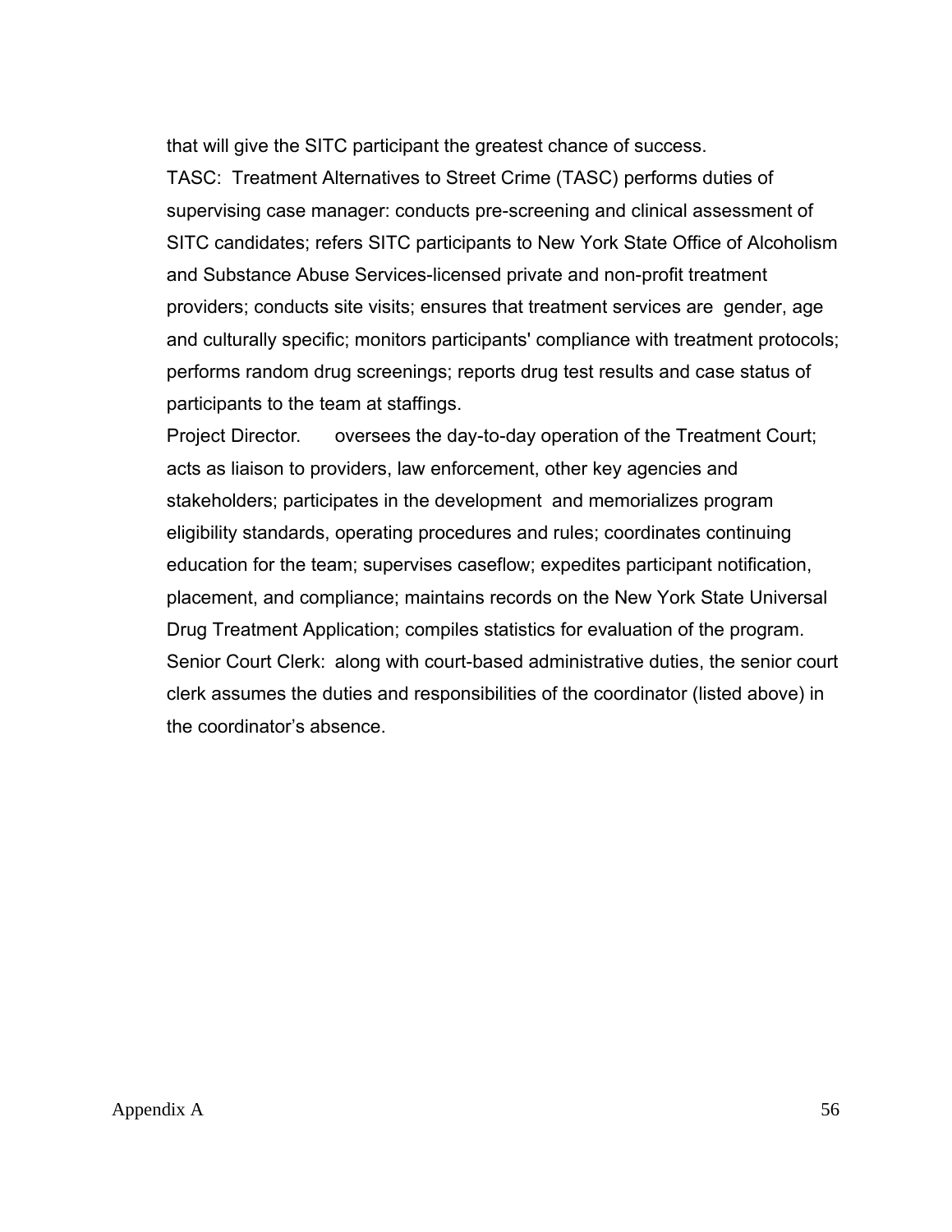that will give the SITC participant the greatest chance of success.

TASC: Treatment Alternatives to Street Crime (TASC) performs duties of supervising case manager: conducts pre-screening and clinical assessment of SITC candidates; refers SITC participants to New York State Office of Alcoholism and Substance Abuse Services-licensed private and non-profit treatment providers; conducts site visits; ensures that treatment services are gender, age and culturally specific; monitors participants' compliance with treatment protocols; performs random drug screenings; reports drug test results and case status of participants to the team at staffings.

Project Director. oversees the day-to-day operation of the Treatment Court; acts as liaison to providers, law enforcement, other key agencies and stakeholders; participates in the development and memorializes program eligibility standards, operating procedures and rules; coordinates continuing education for the team; supervises caseflow; expedites participant notification, placement, and compliance; maintains records on the New York State Universal Drug Treatment Application; compiles statistics for evaluation of the program.

Senior Court Clerk: along with court-based administrative duties, the senior court clerk assumes the duties and responsibilities of the coordinator (listed above) in the coordinator's absence.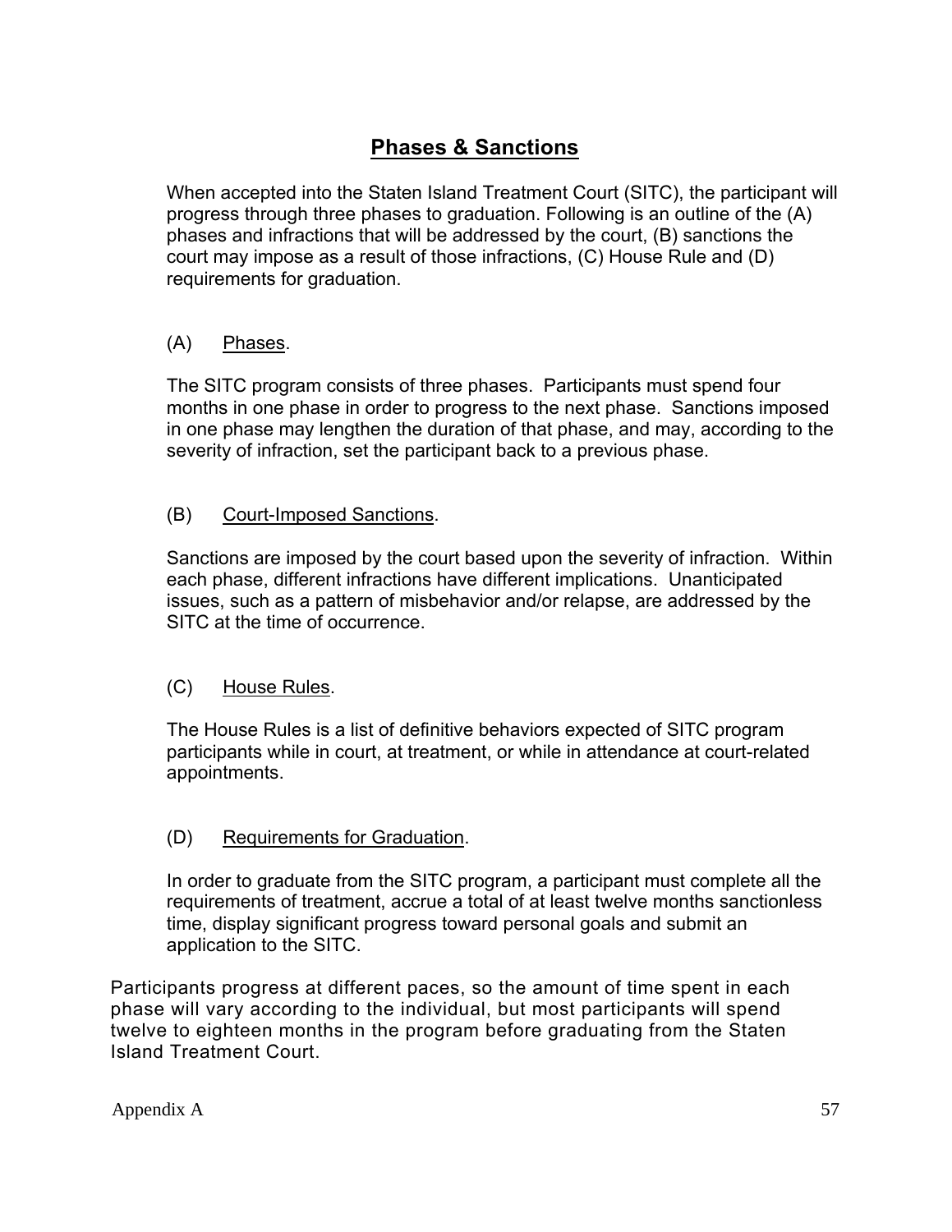# **Phases & Sanctions**

When accepted into the Staten Island Treatment Court (SITC), the participant will progress through three phases to graduation. Following is an outline of the (A) phases and infractions that will be addressed by the court, (B) sanctions the court may impose as a result of those infractions, (C) House Rule and (D) requirements for graduation.

(A) Phases.

The SITC program consists of three phases. Participants must spend four months in one phase in order to progress to the next phase. Sanctions imposed in one phase may lengthen the duration of that phase, and may, according to the severity of infraction, set the participant back to a previous phase.

(B) Court-Imposed Sanctions.

Sanctions are imposed by the court based upon the severity of infraction. Within each phase, different infractions have different implications. Unanticipated issues, such as a pattern of misbehavior and/or relapse, are addressed by the SITC at the time of occurrence.

(C) House Rules.

The House Rules is a list of definitive behaviors expected of SITC program participants while in court, at treatment, or while in attendance at court-related appointments.

(D) Requirements for Graduation.

In order to graduate from the SITC program, a participant must complete all the requirements of treatment, accrue a total of at least twelve months sanctionless time, display significant progress toward personal goals and submit an application to the SITC.

Participants progress at different paces, so the amount of time spent in each phase will vary according to the individual, but most participants will spend twelve to eighteen months in the program before graduating from the Staten Island Treatment Court.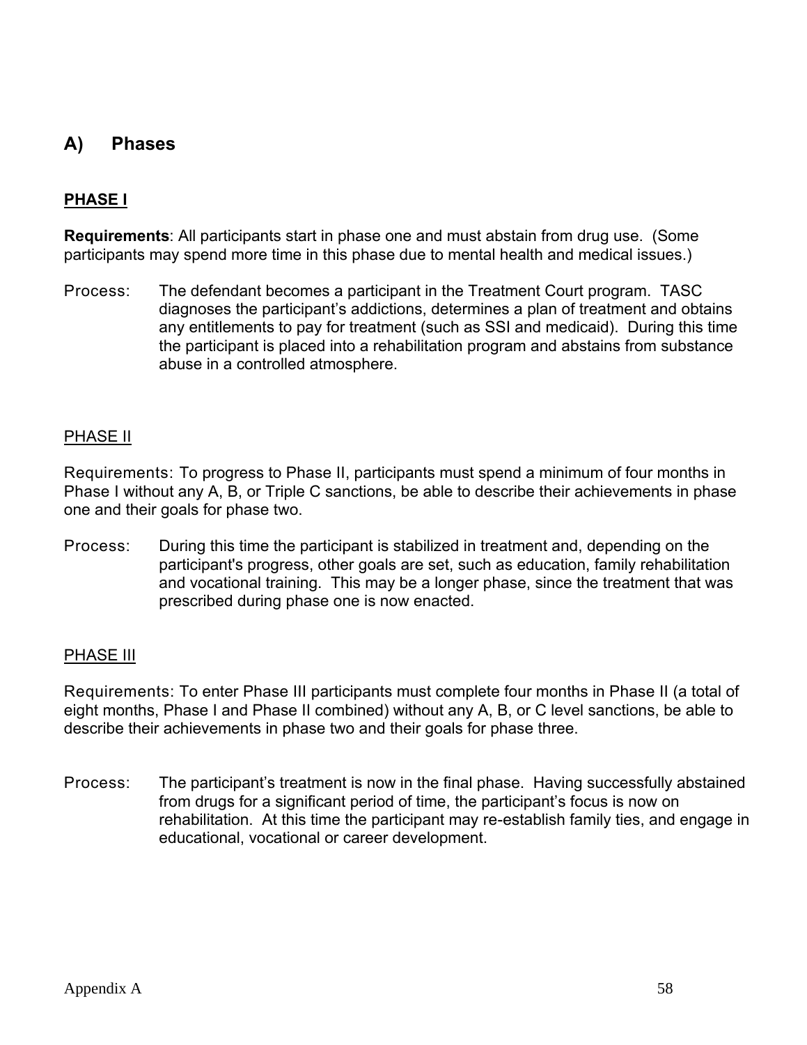## A) Phases

**PHASE I**

**Requirements**: All participants start in phase one and must abstain from drug use. (Some participants may spend more time in this phase due to mental health and medical issues.)

Process: The defendant becomes a participant in the Treatment Court program. TASC diagnoses the participant's addictions, determines a plan of treatment and obtains any entitlements to pay for treatment (such as SSI and medicaid). During this time the participant is placed into a rehabilitation program and abstains from substance abuse in a controlled atmosphere.

PHASE II

Requirements: To progress to Phase II, participants must spend a minimum of four months in Phase I without any A, B, or Triple C sanctions, be able to describe their achievements in phase one and their goals for phase two.

Process: During this time the participant is stabilized in treatment and, depending on the participant's progress, other goals are set, such as education, family rehabilitation and vocational training. This may be a longer phase, since the treatment that was prescribed during phase one is now enacted.

PHASE III

Requirements: To enter Phase III participants must complete four months in Phase II (a total of eight months, Phase I and Phase II combined) without any A, B, or C level sanctions, be able to describe their achievements in phase two and their goals for phase three.

Process: The participant's treatment is now in the final phase. Having successfully abstained from drugs for a significant period of time, the participant's focus is now on rehabilitation. At this time the participant may re-establish family ties, and engage in educational, vocational or career development.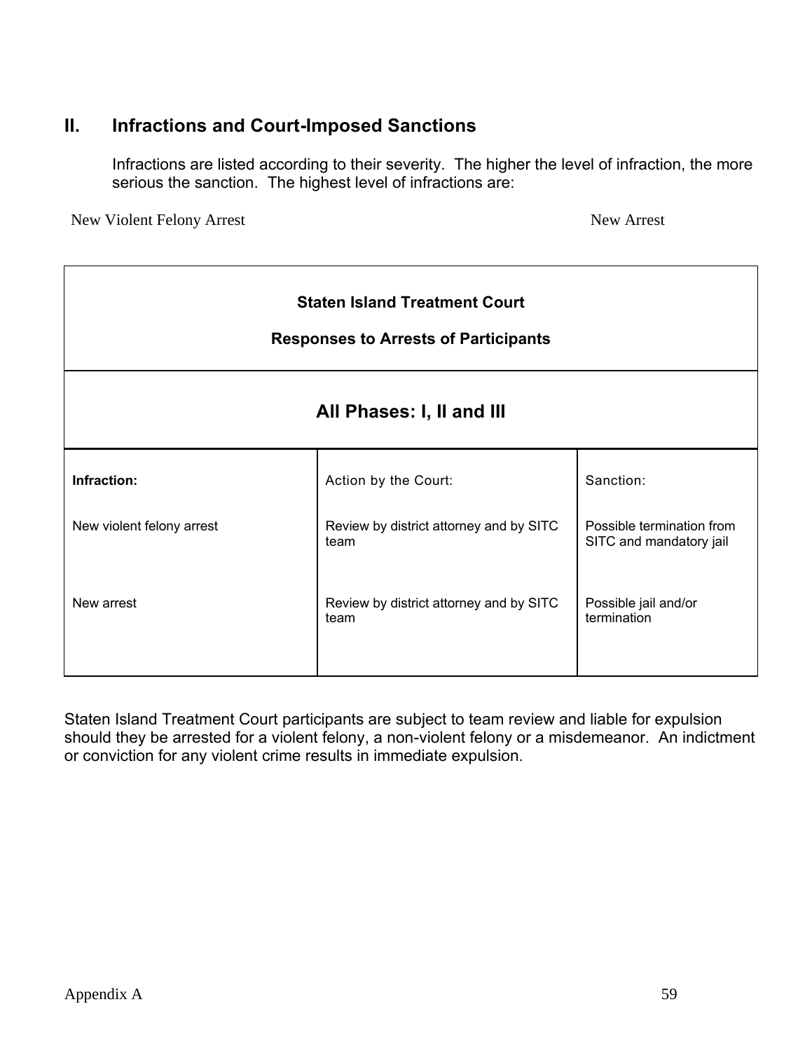## II. Infractions and Court-Imposed Sanctions

Infractions are listed according to their severity. The higher the level of infraction, the more serious the sanction. The highest level of infractions are:

New Violent Felony Arrest  New Arrest

| Staten Island Treatment Court<br>Responses to Arrests of Participants | | |
|---|---|---|
| **All Phases: I, II and III** | | |
| **Infraction:** | Action by the Court: | Sanction: |
| New violent felony arrest | Review by district attorney and by SITC team | Possible termination from SITC and mandatory jail |
| New arrest | Review by district attorney and by SITC team | Possible jail and/or termination |

Staten Island Treatment Court participants are subject to team review and liable for expulsion should they be arrested for a violent felony, a non-violent felony or a misdemeanor. An indictment or conviction for any violent crime results in immediate expulsion.

Appendix A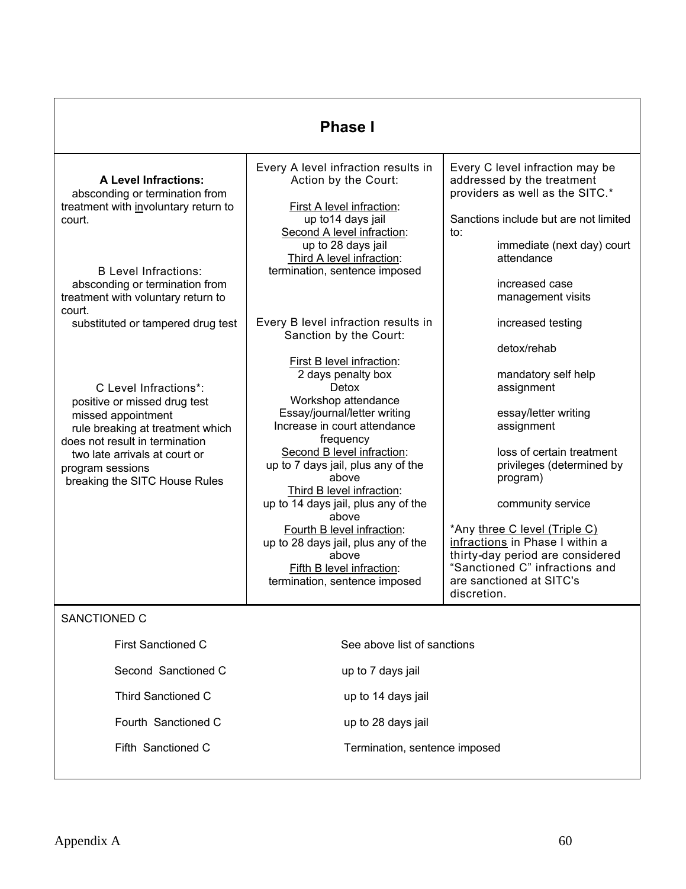## Phase I

| | | |
|---|---|---|
| **A Level Infractions:**<br>absconding or termination from treatment with involuntary return to court. | Every A level infraction results in Action by the Court:<br><br>First A level infraction:<br>up to14 days jail<br>Second A level infraction:<br>up to 28 days jail<br>Third A level infraction:<br>termination, sentence imposed | Every C level infraction may be addressed by the treatment providers as well as the SITC.*<br><br>Sanctions include but are not limited to:<br>immediate (next day) court attendance<br><br>increased case management visits<br><br>increased testing<br><br>detox/rehab<br><br>mandatory self help assignment<br><br>essay/letter writing assignment<br><br>loss of certain treatment privileges (determined by program)<br><br>community service<br><br>*Any three C level (Triple C) infractions in Phase I within a thirty-day period are considered "Sanctioned C" infractions and are sanctioned at SITC's discretion. |
| B Level Infractions:<br>absconding or termination from treatment with voluntary return to court.<br>substituted or tampered drug test | Every B level infraction results in Sanction by the Court:<br><br>First B level infraction:<br>2 days penalty box<br>Detox<br>Workshop attendance<br>Essay/journal/letter writing<br>Increase in court attendance frequency<br>Second B level infraction:<br>up to 7 days jail, plus any of the above<br>Third B level infraction:<br>up to 14 days jail, plus any of the above<br>Fourth B level infraction:<br>up to 28 days jail, plus any of the above<br>Fifth B level infraction:<br>termination, sentence imposed | |
| C Level Infractions*:<br>positive or missed drug test<br>missed appointment<br>rule breaking at treatment which does not result in termination<br>two late arrivals at court or program sessions<br>breaking the SITC House Rules | | |

SANCTIONED C

| | |
|---|---|
| First Sanctioned C | See above list of sanctions |
| Second Sanctioned C | up to 7 days jail |
| Third Sanctioned C | up to 14 days jail |
| Fourth Sanctioned C | up to 28 days jail |
| Fifth Sanctioned C | Termination, sentence imposed |

Appendix A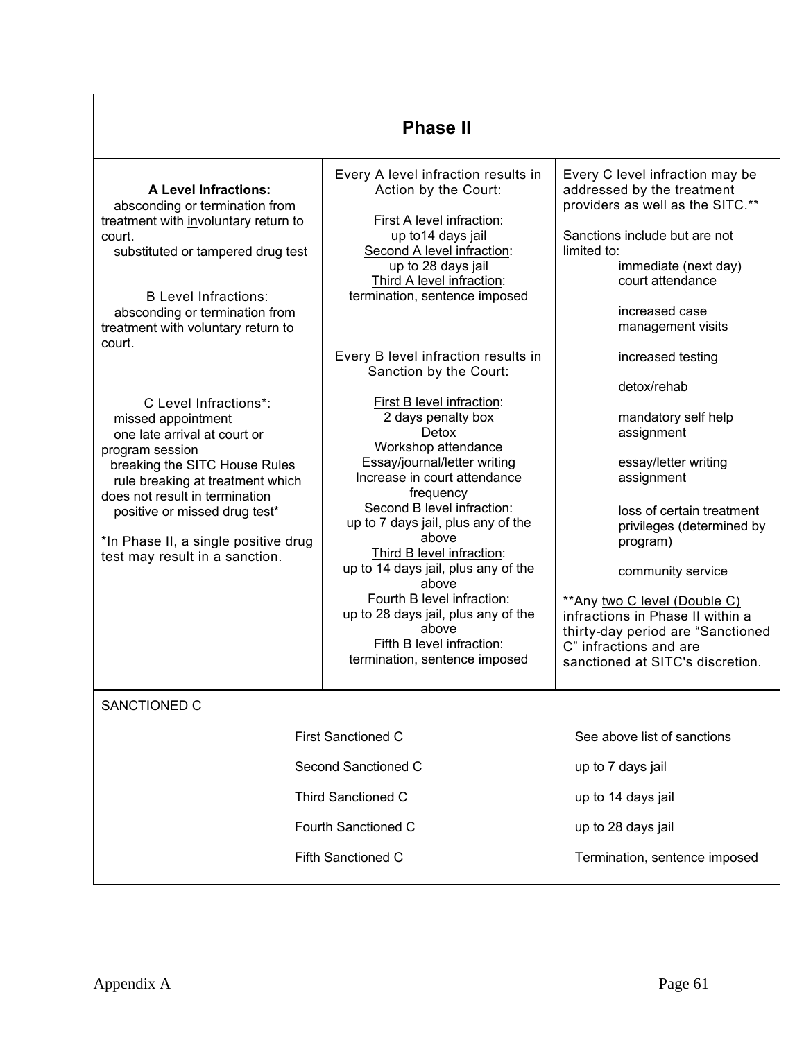## Phase II

| A Level Infractions / B Level Infractions / C Level Infractions | Court Action | C Level Sanctions |
| --- | --- | --- |
| **A Level Infractions:**<br>absconding or termination from treatment with involuntary return to court.<br>substituted or tampered drug test<br><br>B Level Infractions:<br>absconding or termination from treatment with voluntary return to court.<br><br>C Level Infractions*:<br>missed appointment<br>one late arrival at court or program session<br>breaking the SITC House Rules<br>rule breaking at treatment which does not result in termination<br>positive or missed drug test*<br><br>*In Phase II, a single positive drug test may result in a sanction. | Every A level infraction results in Action by the Court:<br><br>First A level infraction:<br>up to14 days jail<br>Second A level infraction:<br>up to 28 days jail<br>Third A level infraction:<br>termination, sentence imposed<br><br>Every B level infraction results in Sanction by the Court:<br><br>First B level infraction:<br>2 days penalty box<br>Detox<br>Workshop attendance<br>Essay/journal/letter writing<br>Increase in court attendance frequency<br>Second B level infraction:<br>up to 7 days jail, plus any of the above<br>Third B level infraction:<br>up to 14 days jail, plus any of the above<br>Fourth B level infraction:<br>up to 28 days jail, plus any of the above<br>Fifth B level infraction:<br>termination, sentence imposed | Every C level infraction may be addressed by the treatment providers as well as the SITC.**<br><br>Sanctions include but are not limited to:<br>immediate (next day) court attendance<br><br>increased case management visits<br><br>increased testing<br><br>detox/rehab<br><br>mandatory self help assignment<br><br>essay/letter writing assignment<br><br>loss of certain treatment privileges (determined by program)<br><br>community service<br><br>**Any two C level (Double C) infractions in Phase II within a thirty-day period are "Sanctioned C" infractions and are sanctioned at SITC's discretion. |

SANCTIONED C

| | |
| --- | --- |
| First Sanctioned C | See above list of sanctions |
| Second Sanctioned C | up to 7 days jail |
| Third Sanctioned C | up to 14 days jail |
| Fourth Sanctioned C | up to 28 days jail |
| Fifth Sanctioned C | Termination, sentence imposed |

Appendix A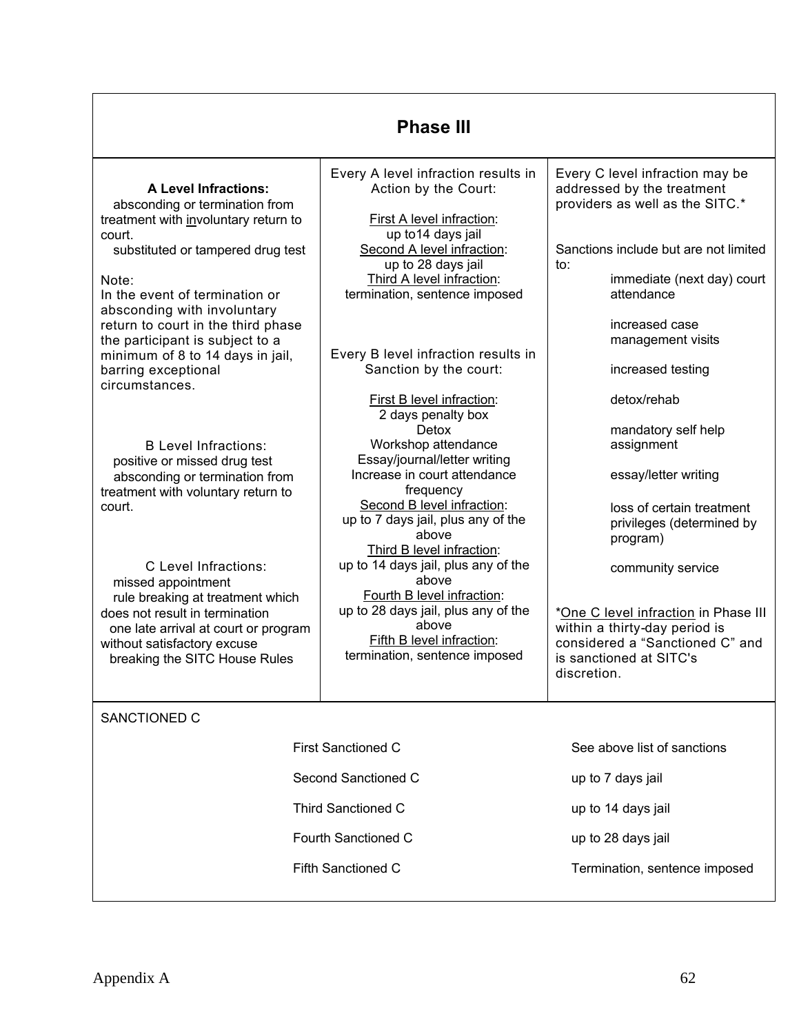## Phase III

| A Level Infractions | Court Action | C Level Sanctions |
|---|---|---|
| **A Level Infractions:**<br>absconding or termination from treatment with <u>in</u>voluntary return to court.<br>substituted or tampered drug test<br><br>Note:<br>In the event of termination or absconding with involuntary return to court in the third phase the participant is subject to a minimum of 8 to 14 days in jail, barring exceptional circumstances.<br><br>B Level Infractions:<br>positive or missed drug test<br>absconding or termination from treatment with voluntary return to court.<br><br>C Level Infractions:<br>missed appointment<br>rule breaking at treatment which does not result in termination<br>one late arrival at court or program without satisfactory excuse<br>breaking the SITC House Rules | Every A level infraction results in Action by the Court:<br><br><u>First A level infraction</u>:<br>up to14 days jail<br><u>Second A level infraction</u>:<br>up to 28 days jail<br><u>Third A level infraction</u>:<br>termination, sentence imposed<br><br>Every B level infraction results in Sanction by the court:<br><br><u>First B level infraction</u>:<br>2 days penalty box<br>Detox<br>Workshop attendance<br>Essay/journal/letter writing<br>Increase in court attendance frequency<br><u>Second B level infraction</u>:<br>up to 7 days jail, plus any of the above<br><u>Third B level infraction</u>:<br>up to 14 days jail, plus any of the above<br><u>Fourth B level infraction</u>:<br>up to 28 days jail, plus any of the above<br><u>Fifth B level infraction</u>:<br>termination, sentence imposed | Every C level infraction may be addressed by the treatment providers as well as the SITC.*<br><br>Sanctions include but are not limited to:<br>immediate (next day) court attendance<br>increased case management visits<br>increased testing<br>detox/rehab<br>mandatory self help assignment<br>essay/letter writing<br>loss of certain treatment privileges (determined by program)<br>community service<br><br>*<u>One C level infraction</u> in Phase III within a thirty-day period is considered a "Sanctioned C" and is sanctioned at SITC's discretion. |

SANCTIONED C

| | |
|---|---|
| First Sanctioned C | See above list of sanctions |
| Second Sanctioned C | up to 7 days jail |
| Third Sanctioned C | up to 14 days jail |
| Fourth Sanctioned C | up to 28 days jail |
| Fifth Sanctioned C | Termination, sentence imposed |

Appendix A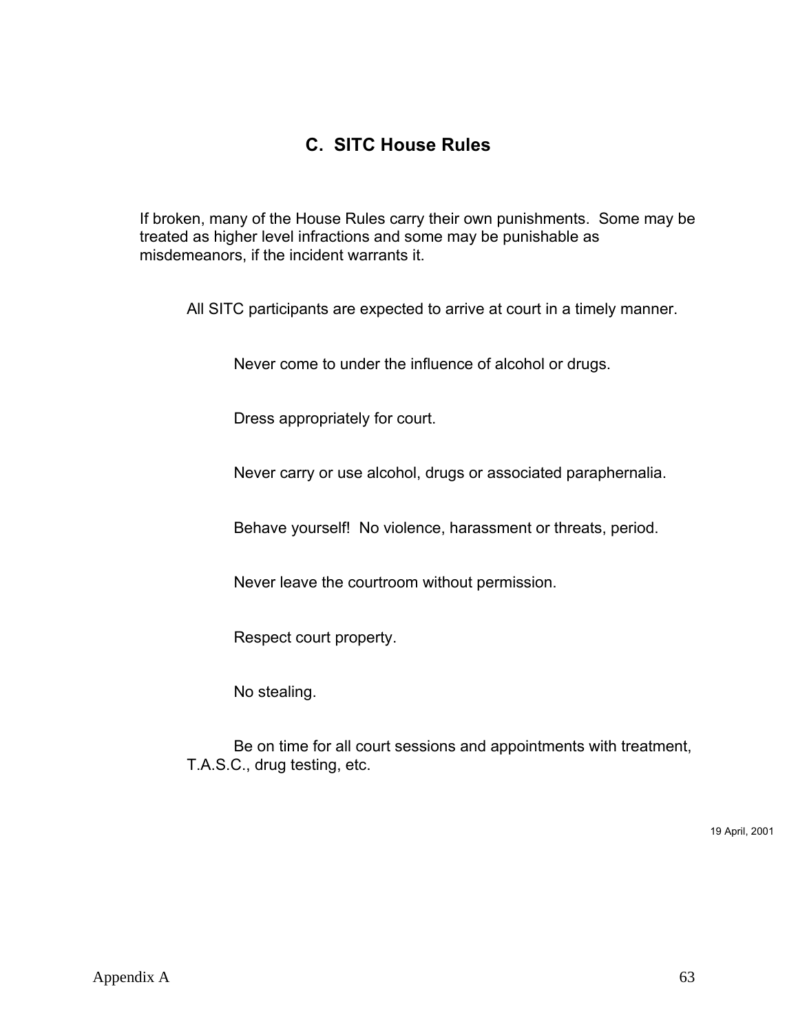## C. SITC House Rules

If broken, many of the House Rules carry their own punishments. Some may be treated as higher level infractions and some may be punishable as misdemeanors, if the incident warrants it.

All SITC participants are expected to arrive at court in a timely manner.

Never come to under the influence of alcohol or drugs.

Dress appropriately for court.

Never carry or use alcohol, drugs or associated paraphernalia.

Behave yourself! No violence, harassment or threats, period.

Never leave the courtroom without permission.

Respect court property.

No stealing.

Be on time for all court sessions and appointments with treatment, T.A.S.C., drug testing, etc.

19 April, 2001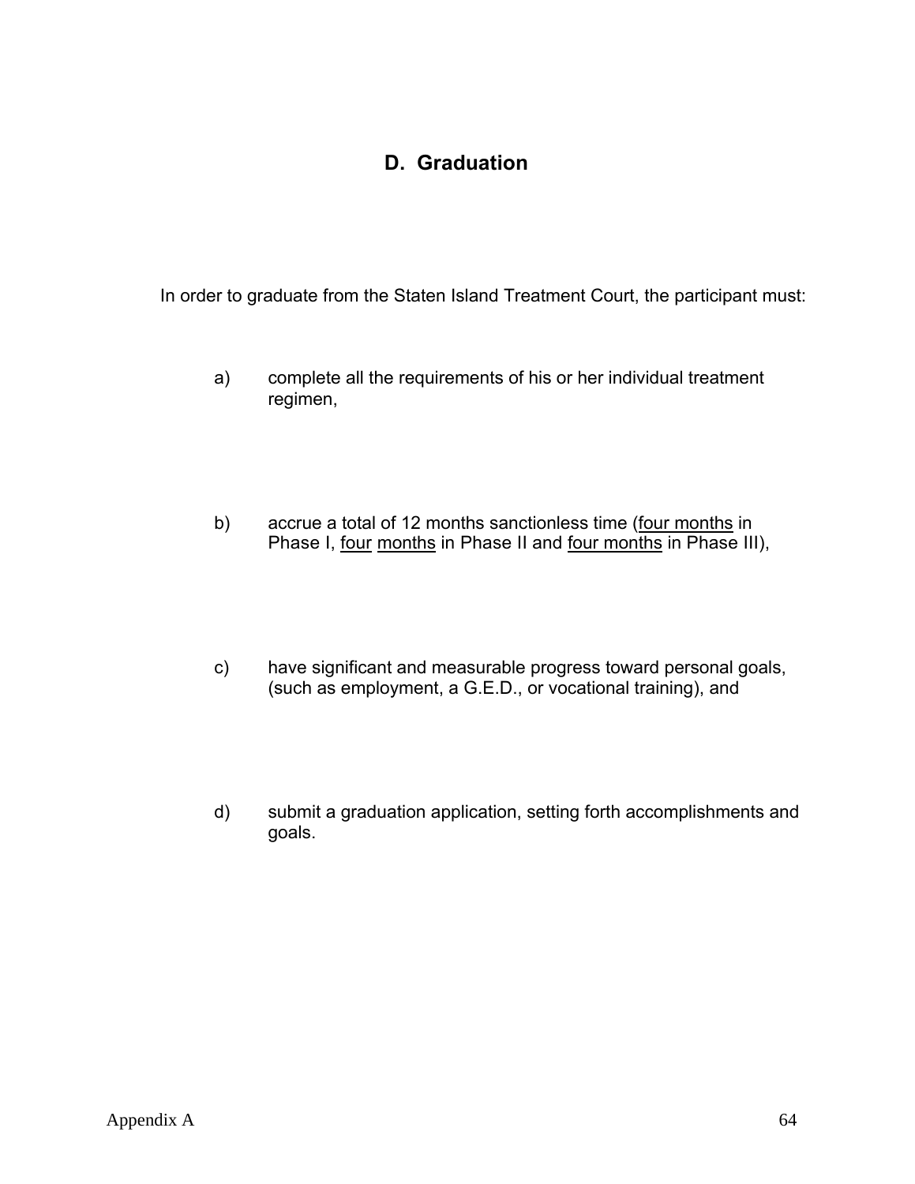## D. Graduation

In order to graduate from the Staten Island Treatment Court, the participant must:

a) complete all the requirements of his or her individual treatment regimen,

b) accrue a total of 12 months sanctionless time (<u>four months</u> in Phase I, <u>four months</u> in Phase II and <u>four months</u> in Phase III),

c) have significant and measurable progress toward personal goals, (such as employment, a G.E.D., or vocational training), and

d) submit a graduation application, setting forth accomplishments and goals.